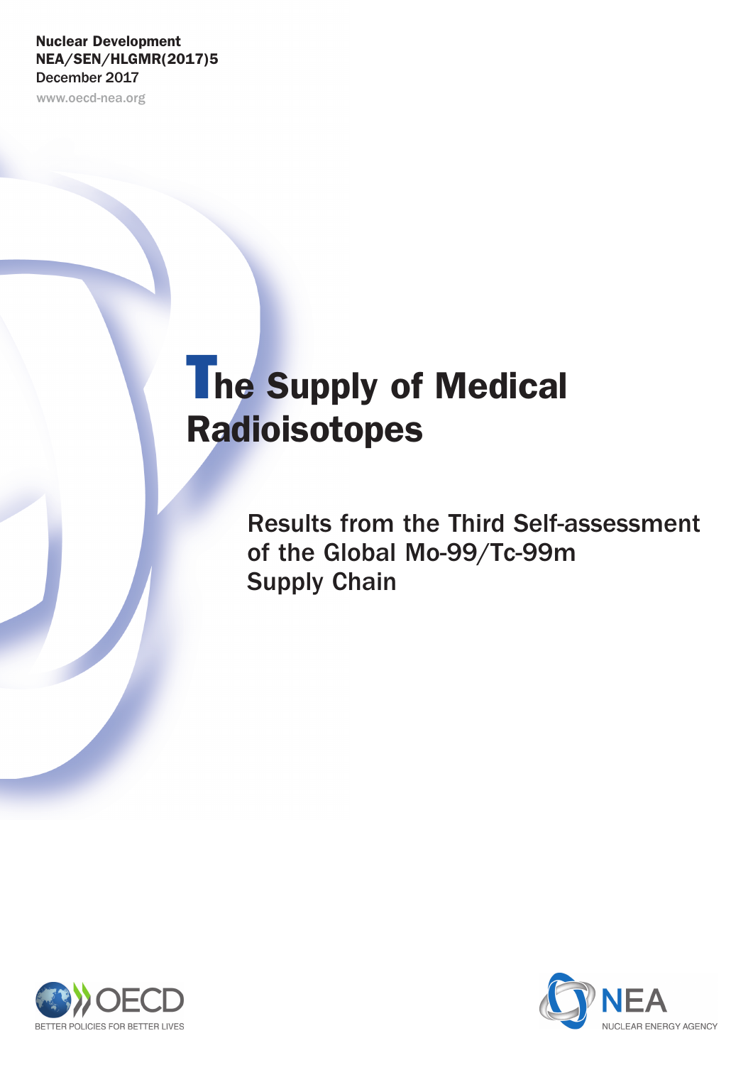Nuclear Development
NEA/SEN/HLGMR(2017)5
December 2017

www.oecd-nea.org

# The Supply of Medical Radioisotopes

## Results from the Third Self-assessment of the Global Mo-99/Tc-99m Supply Chain

OECD
BETTER POLICIES FOR BETTER LIVES

NEA
NUCLEAR ENERGY AGENCY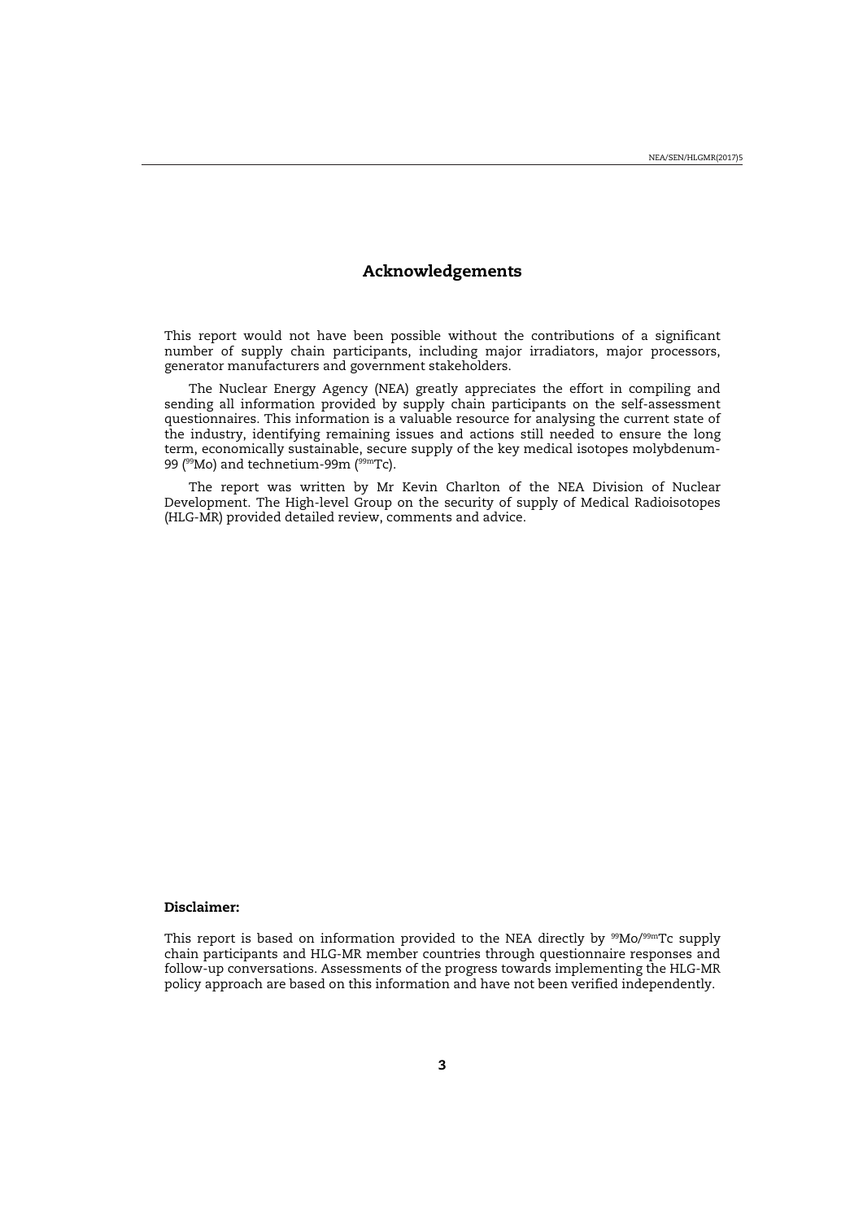## Acknowledgements

This report would not have been possible without the contributions of a significant number of supply chain participants, including major irradiators, major processors, generator manufacturers and government stakeholders.

The Nuclear Energy Agency (NEA) greatly appreciates the effort in compiling and sending all information provided by supply chain participants on the self-assessment questionnaires. This information is a valuable resource for analysing the current state of the industry, identifying remaining issues and actions still needed to ensure the long term, economically sustainable, secure supply of the key medical isotopes molybdenum-99 ($^{99}$Mo) and technetium-99m ($^{99m}$Tc).

The report was written by Mr Kevin Charlton of the NEA Division of Nuclear Development. The High-level Group on the security of supply of Medical Radioisotopes (HLG-MR) provided detailed review, comments and advice.

**Disclaimer:**

This report is based on information provided to the NEA directly by $^{99}$Mo/$^{99m}$Tc supply chain participants and HLG-MR member countries through questionnaire responses and follow-up conversations. Assessments of the progress towards implementing the HLG-MR policy approach are based on this information and have not been verified independently.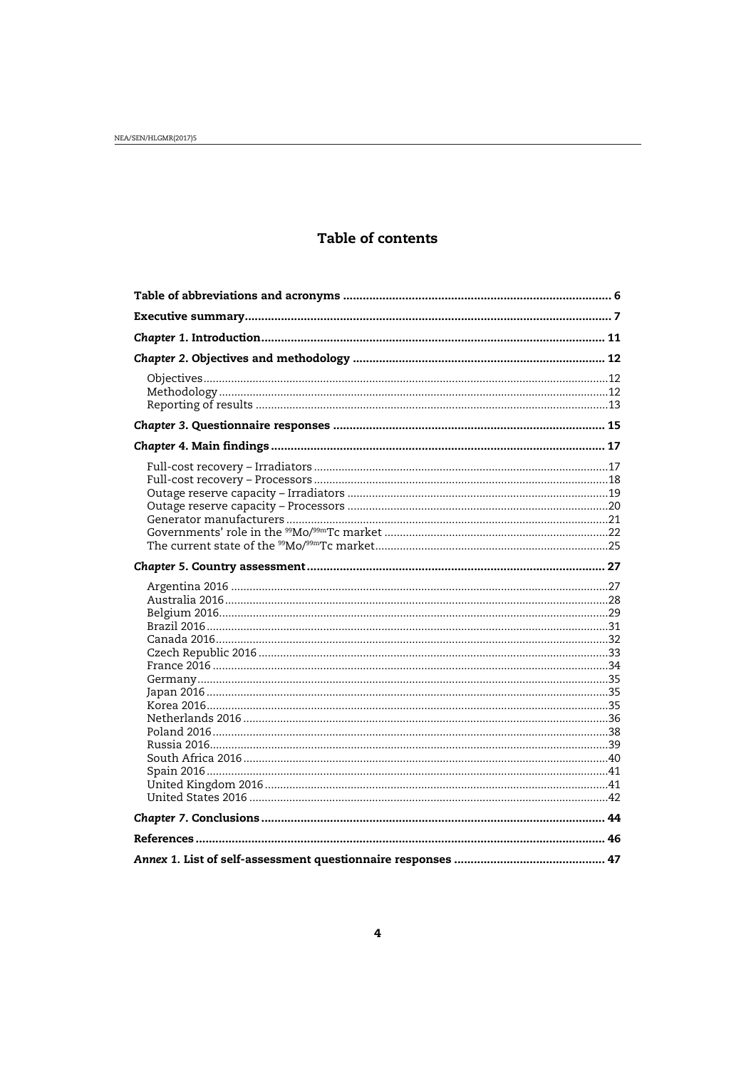# Table of contents

**Table of abbreviations and acronyms** ..... **6**

**Executive summary** ..... **7**

***Chapter* 1. Introduction** ..... **11**

***Chapter* 2. Objectives and methodology** ..... **12**

- Objectives ..... 12
- Methodology ..... 12
- Reporting of results ..... 13

***Chapter* 3. Questionnaire responses** ..... **15**

***Chapter* 4. Main findings** ..... **17**

- Full-cost recovery – Irradiators ..... 17
- Full-cost recovery – Processors ..... 18
- Outage reserve capacity – Irradiators ..... 19
- Outage reserve capacity – Processors ..... 20
- Generator manufacturers ..... 21
- Governments' role in the $^{99}$Mo/$^{99m}$Tc market ..... 22
- The current state of the $^{99}$Mo/$^{99m}$Tc market ..... 25

***Chapter* 5. Country assessment** ..... **27**

- Argentina 2016 ..... 27
- Australia 2016 ..... 28
- Belgium 2016 ..... 29
- Brazil 2016 ..... 31
- Canada 2016 ..... 32
- Czech Republic 2016 ..... 33
- France 2016 ..... 34
- Germany ..... 35
- Japan 2016 ..... 35
- Korea 2016 ..... 35
- Netherlands 2016 ..... 36
- Poland 2016 ..... 38
- Russia 2016 ..... 39
- South Africa 2016 ..... 40
- Spain 2016 ..... 41
- United Kingdom 2016 ..... 41
- United States 2016 ..... 42

***Chapter* 7. Conclusions** ..... **44**

**References** ..... **46**

***Annex* 1. List of self-assessment questionnaire responses** ..... **47**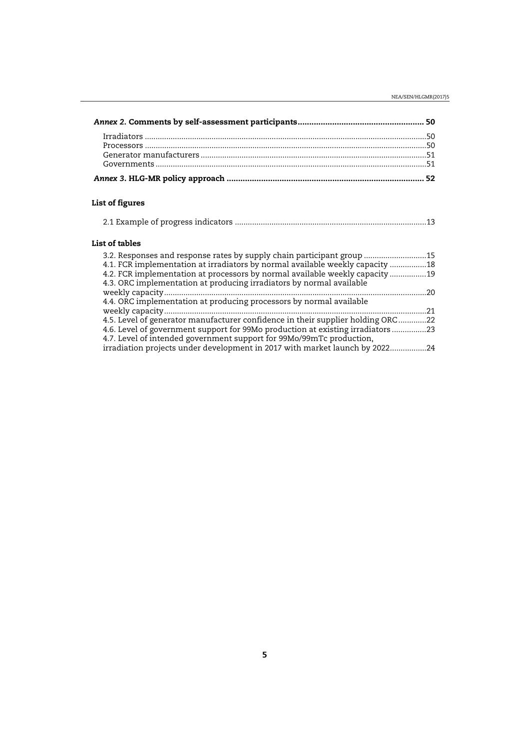***Annex 2.* Comments by self-assessment participants** .......................................................... 50

Irradiators .......................................................................................................................50
Processors .......................................................................................................................50
Generator manufacturers ...............................................................................................51
Governments ...................................................................................................................51

***Annex 3.* HLG-MR policy approach** ........................................................................................ 52

## List of figures

2.1 Example of progress indicators .................................................................................13

## List of tables

3.2. Responses and response rates by supply chain participant group .............................15
4.1. FCR implementation at irradiators by normal available weekly capacity .................18
4.2. FCR implementation at processors by normal available weekly capacity .................19
4.3. ORC implementation at producing irradiators by normal available weekly capacity ..........................................................................................................................20
4.4. ORC implementation at producing processors by normal available weekly capacity ..........................................................................................................................21
4.5. Level of generator manufacturer confidence in their supplier holding ORC .............22
4.6. Level of government support for 99Mo production at existing irradiators ................23
4.7. Level of intended government support for 99Mo/99mTc production, irradiation projects under development in 2017 with market launch by 2022.................24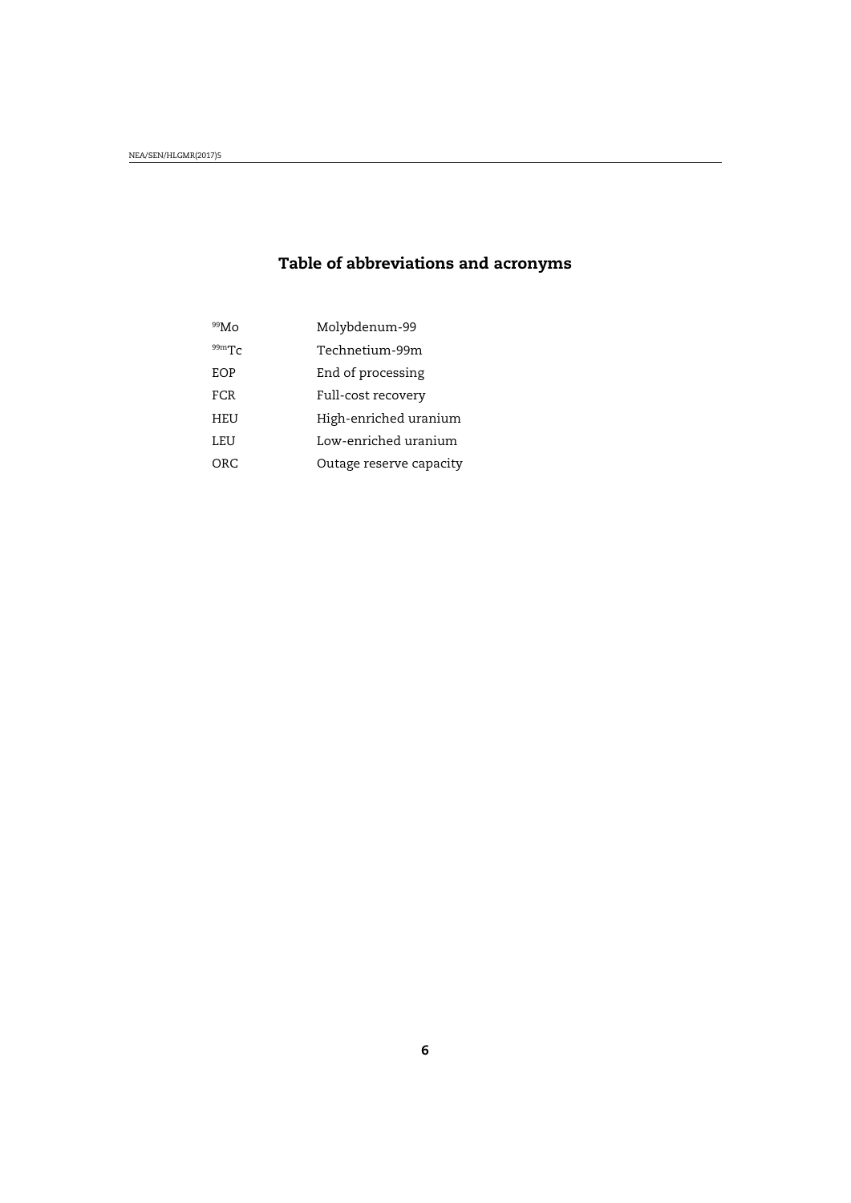# Table of abbreviations and acronyms

| | |
|---|---|
| $^{99}$Mo | Molybdenum-99 |
| $^{99m}$Tc | Technetium-99m |
| EOP | End of processing |
| FCR | Full-cost recovery |
| HEU | High-enriched uranium |
| LEU | Low-enriched uranium |
| ORC | Outage reserve capacity |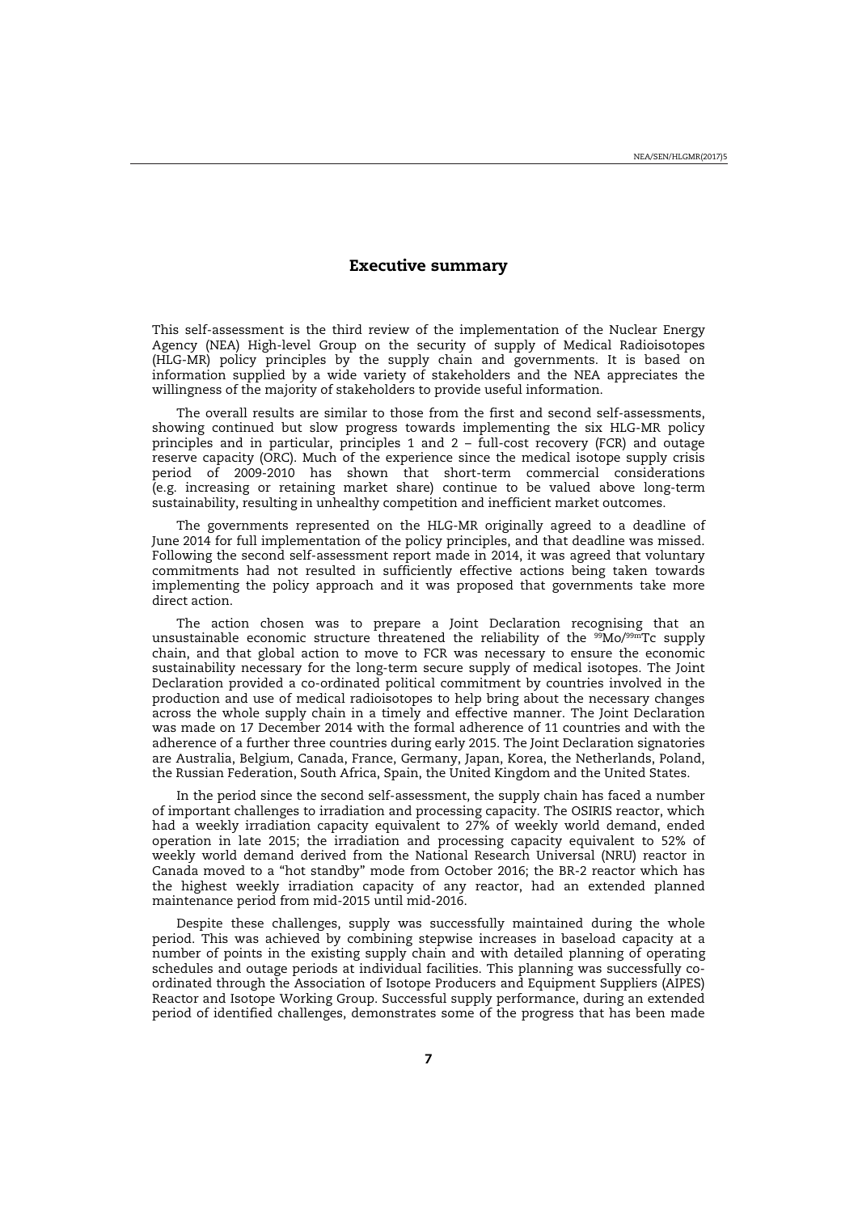# Executive summary

This self-assessment is the third review of the implementation of the Nuclear Energy Agency (NEA) High-level Group on the security of supply of Medical Radioisotopes (HLG-MR) policy principles by the supply chain and governments. It is based on information supplied by a wide variety of stakeholders and the NEA appreciates the willingness of the majority of stakeholders to provide useful information.

The overall results are similar to those from the first and second self-assessments, showing continued but slow progress towards implementing the six HLG-MR policy principles and in particular, principles 1 and 2 – full-cost recovery (FCR) and outage reserve capacity (ORC). Much of the experience since the medical isotope supply crisis period of 2009-2010 has shown that short-term commercial considerations (e.g. increasing or retaining market share) continue to be valued above long-term sustainability, resulting in unhealthy competition and inefficient market outcomes.

The governments represented on the HLG-MR originally agreed to a deadline of June 2014 for full implementation of the policy principles, and that deadline was missed. Following the second self-assessment report made in 2014, it was agreed that voluntary commitments had not resulted in sufficiently effective actions being taken towards implementing the policy approach and it was proposed that governments take more direct action.

The action chosen was to prepare a Joint Declaration recognising that an unsustainable economic structure threatened the reliability of the $^{99}$Mo/$^{99m}$Tc supply chain, and that global action to move to FCR was necessary to ensure the economic sustainability necessary for the long-term secure supply of medical isotopes. The Joint Declaration provided a co-ordinated political commitment by countries involved in the production and use of medical radioisotopes to help bring about the necessary changes across the whole supply chain in a timely and effective manner. The Joint Declaration was made on 17 December 2014 with the formal adherence of 11 countries and with the adherence of a further three countries during early 2015. The Joint Declaration signatories are Australia, Belgium, Canada, France, Germany, Japan, Korea, the Netherlands, Poland, the Russian Federation, South Africa, Spain, the United Kingdom and the United States.

In the period since the second self-assessment, the supply chain has faced a number of important challenges to irradiation and processing capacity. The OSIRIS reactor, which had a weekly irradiation capacity equivalent to 27% of weekly world demand, ended operation in late 2015; the irradiation and processing capacity equivalent to 52% of weekly world demand derived from the National Research Universal (NRU) reactor in Canada moved to a "hot standby" mode from October 2016; the BR-2 reactor which has the highest weekly irradiation capacity of any reactor, had an extended planned maintenance period from mid-2015 until mid-2016.

Despite these challenges, supply was successfully maintained during the whole period. This was achieved by combining stepwise increases in baseload capacity at a number of points in the existing supply chain and with detailed planning of operating schedules and outage periods at individual facilities. This planning was successfully co-ordinated through the Association of Isotope Producers and Equipment Suppliers (AIPES) Reactor and Isotope Working Group. Successful supply performance, during an extended period of identified challenges, demonstrates some of the progress that has been made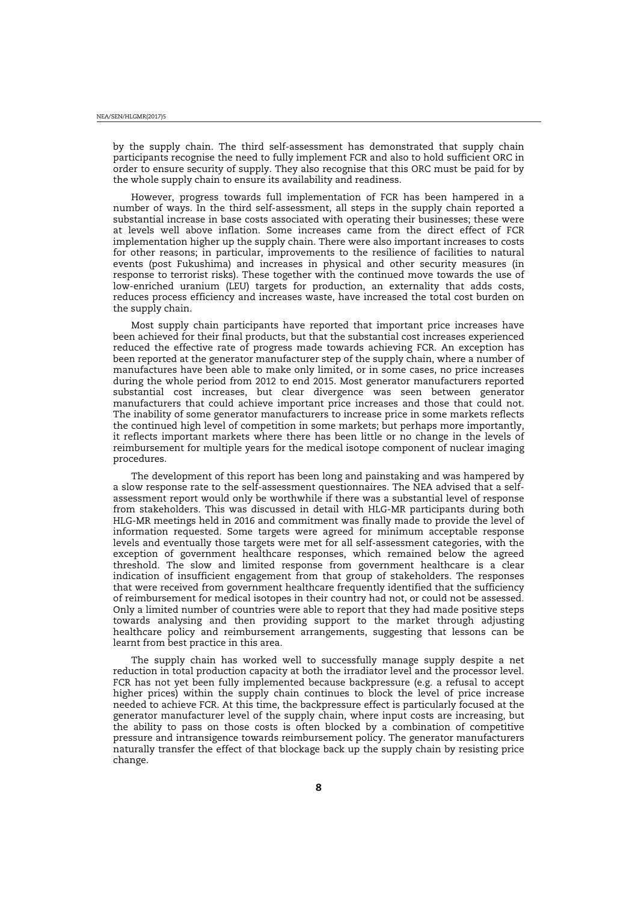by the supply chain. The third self-assessment has demonstrated that supply chain participants recognise the need to fully implement FCR and also to hold sufficient ORC in order to ensure security of supply. They also recognise that this ORC must be paid for by the whole supply chain to ensure its availability and readiness.

However, progress towards full implementation of FCR has been hampered in a number of ways. In the third self-assessment, all steps in the supply chain reported a substantial increase in base costs associated with operating their businesses; these were at levels well above inflation. Some increases came from the direct effect of FCR implementation higher up the supply chain. There were also important increases to costs for other reasons; in particular, improvements to the resilience of facilities to natural events (post Fukushima) and increases in physical and other security measures (in response to terrorist risks). These together with the continued move towards the use of low-enriched uranium (LEU) targets for production, an externality that adds costs, reduces process efficiency and increases waste, have increased the total cost burden on the supply chain.

Most supply chain participants have reported that important price increases have been achieved for their final products, but that the substantial cost increases experienced reduced the effective rate of progress made towards achieving FCR. An exception has been reported at the generator manufacturer step of the supply chain, where a number of manufactures have been able to make only limited, or in some cases, no price increases during the whole period from 2012 to end 2015. Most generator manufacturers reported substantial cost increases, but clear divergence was seen between generator manufacturers that could achieve important price increases and those that could not. The inability of some generator manufacturers to increase price in some markets reflects the continued high level of competition in some markets; but perhaps more importantly, it reflects important markets where there has been little or no change in the levels of reimbursement for multiple years for the medical isotope component of nuclear imaging procedures.

The development of this report has been long and painstaking and was hampered by a slow response rate to the self-assessment questionnaires. The NEA advised that a self-assessment report would only be worthwhile if there was a substantial level of response from stakeholders. This was discussed in detail with HLG-MR participants during both HLG-MR meetings held in 2016 and commitment was finally made to provide the level of information requested. Some targets were agreed for minimum acceptable response levels and eventually those targets were met for all self-assessment categories, with the exception of government healthcare responses, which remained below the agreed threshold. The slow and limited response from government healthcare is a clear indication of insufficient engagement from that group of stakeholders. The responses that were received from government healthcare frequently identified that the sufficiency of reimbursement for medical isotopes in their country had not, or could not be assessed. Only a limited number of countries were able to report that they had made positive steps towards analysing and then providing support to the market through adjusting healthcare policy and reimbursement arrangements, suggesting that lessons can be learnt from best practice in this area.

The supply chain has worked well to successfully manage supply despite a net reduction in total production capacity at both the irradiator level and the processor level. FCR has not yet been fully implemented because backpressure (e.g. a refusal to accept higher prices) within the supply chain continues to block the level of price increase needed to achieve FCR. At this time, the backpressure effect is particularly focused at the generator manufacturer level of the supply chain, where input costs are increasing, but the ability to pass on those costs is often blocked by a combination of competitive pressure and intransigence towards reimbursement policy. The generator manufacturers naturally transfer the effect of that blockage back up the supply chain by resisting price change.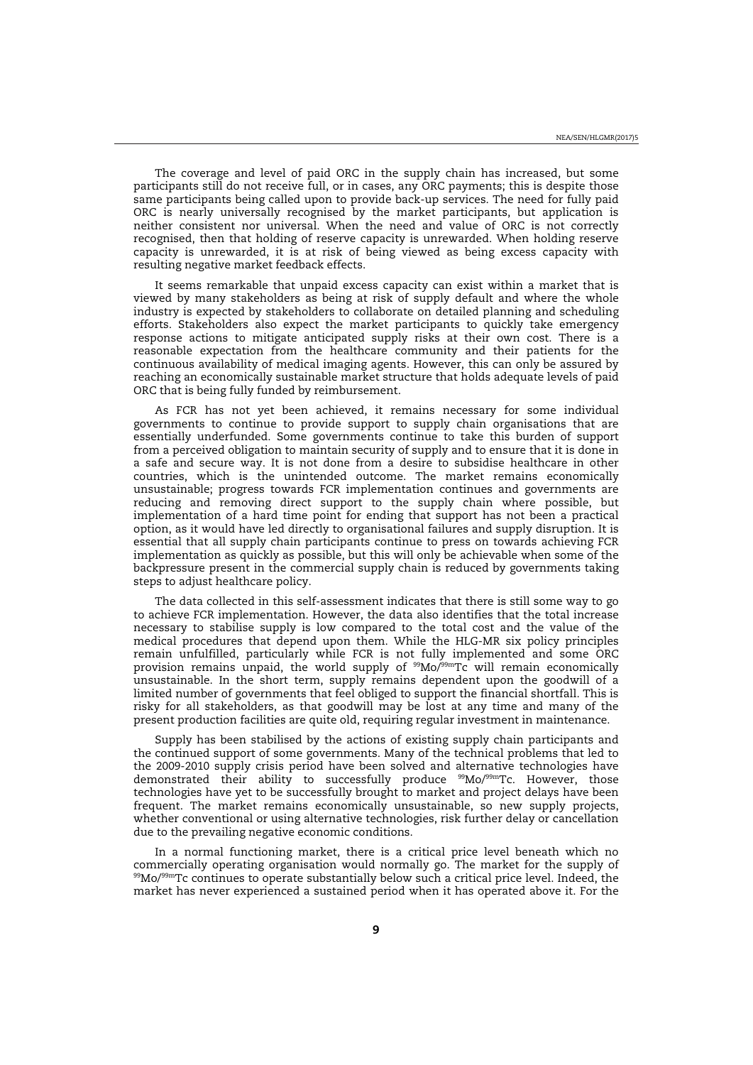The coverage and level of paid ORC in the supply chain has increased, but some participants still do not receive full, or in cases, any ORC payments; this is despite those same participants being called upon to provide back-up services. The need for fully paid ORC is nearly universally recognised by the market participants, but application is neither consistent nor universal. When the need and value of ORC is not correctly recognised, then that holding of reserve capacity is unrewarded. When holding reserve capacity is unrewarded, it is at risk of being viewed as being excess capacity with resulting negative market feedback effects.

It seems remarkable that unpaid excess capacity can exist within a market that is viewed by many stakeholders as being at risk of supply default and where the whole industry is expected by stakeholders to collaborate on detailed planning and scheduling efforts. Stakeholders also expect the market participants to quickly take emergency response actions to mitigate anticipated supply risks at their own cost. There is a reasonable expectation from the healthcare community and their patients for the continuous availability of medical imaging agents. However, this can only be assured by reaching an economically sustainable market structure that holds adequate levels of paid ORC that is being fully funded by reimbursement.

As FCR has not yet been achieved, it remains necessary for some individual governments to continue to provide support to supply chain organisations that are essentially underfunded. Some governments continue to take this burden of support from a perceived obligation to maintain security of supply and to ensure that it is done in a safe and secure way. It is not done from a desire to subsidise healthcare in other countries, which is the unintended outcome. The market remains economically unsustainable; progress towards FCR implementation continues and governments are reducing and removing direct support to the supply chain where possible, but implementation of a hard time point for ending that support has not been a practical option, as it would have led directly to organisational failures and supply disruption. It is essential that all supply chain participants continue to press on towards achieving FCR implementation as quickly as possible, but this will only be achievable when some of the backpressure present in the commercial supply chain is reduced by governments taking steps to adjust healthcare policy.

The data collected in this self-assessment indicates that there is still some way to go to achieve FCR implementation. However, the data also identifies that the total increase necessary to stabilise supply is low compared to the total cost and the value of the medical procedures that depend upon them. While the HLG-MR six policy principles remain unfulfilled, particularly while FCR is not fully implemented and some ORC provision remains unpaid, the world supply of $^{99}$Mo/$^{99m}$Tc will remain economically unsustainable. In the short term, supply remains dependent upon the goodwill of a limited number of governments that feel obliged to support the financial shortfall. This is risky for all stakeholders, as that goodwill may be lost at any time and many of the present production facilities are quite old, requiring regular investment in maintenance.

Supply has been stabilised by the actions of existing supply chain participants and the continued support of some governments. Many of the technical problems that led to the 2009-2010 supply crisis period have been solved and alternative technologies have demonstrated their ability to successfully produce $^{99}$Mo/$^{99m}$Tc. However, those technologies have yet to be successfully brought to market and project delays have been frequent. The market remains economically unsustainable, so new supply projects, whether conventional or using alternative technologies, risk further delay or cancellation due to the prevailing negative economic conditions.

In a normal functioning market, there is a critical price level beneath which no commercially operating organisation would normally go. The market for the supply of $^{99}$Mo/$^{99m}$Tc continues to operate substantially below such a critical price level. Indeed, the market has never experienced a sustained period when it has operated above it. For the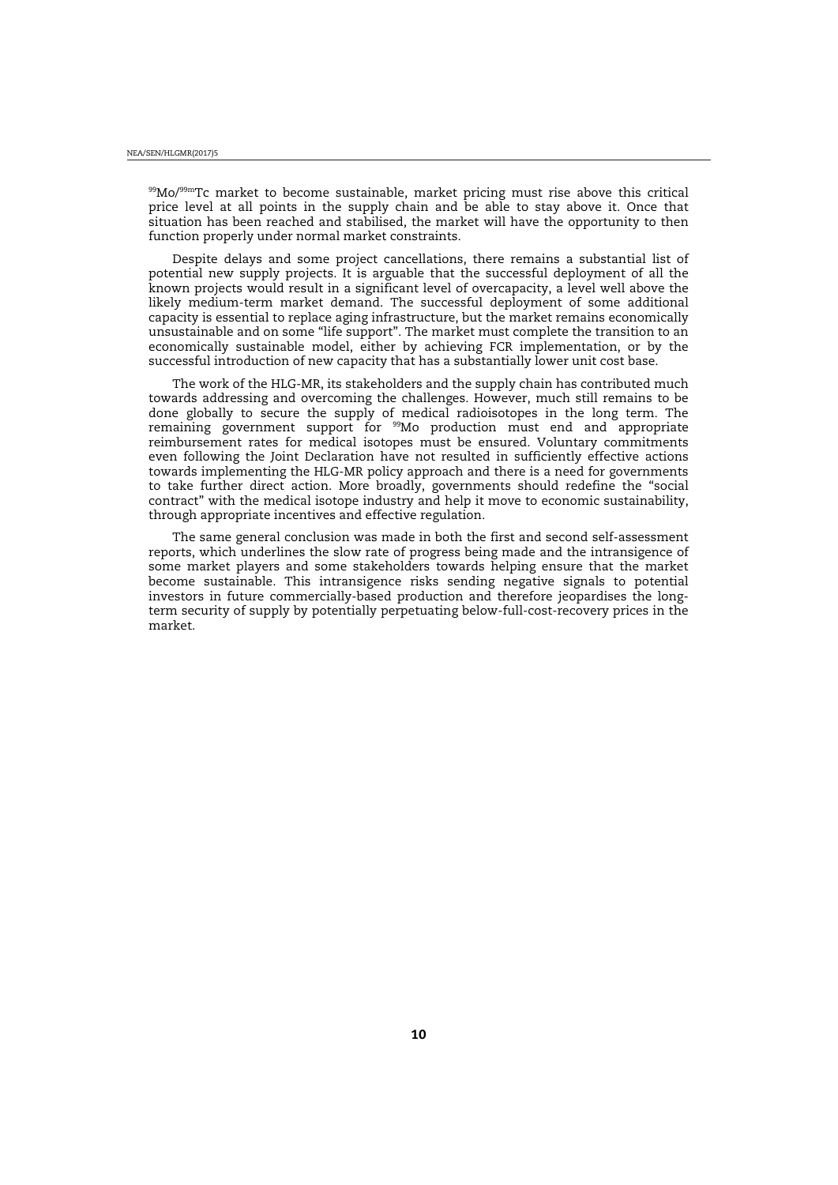$^{99}$Mo/$^{99m}$Tc market to become sustainable, market pricing must rise above this critical price level at all points in the supply chain and be able to stay above it. Once that situation has been reached and stabilised, the market will have the opportunity to then function properly under normal market constraints.

Despite delays and some project cancellations, there remains a substantial list of potential new supply projects. It is arguable that the successful deployment of all the known projects would result in a significant level of overcapacity, a level well above the likely medium-term market demand. The successful deployment of some additional capacity is essential to replace aging infrastructure, but the market remains economically unsustainable and on some "life support". The market must complete the transition to an economically sustainable model, either by achieving FCR implementation, or by the successful introduction of new capacity that has a substantially lower unit cost base.

The work of the HLG-MR, its stakeholders and the supply chain has contributed much towards addressing and overcoming the challenges. However, much still remains to be done globally to secure the supply of medical radioisotopes in the long term. The remaining government support for $^{99}$Mo production must end and appropriate reimbursement rates for medical isotopes must be ensured. Voluntary commitments even following the Joint Declaration have not resulted in sufficiently effective actions towards implementing the HLG-MR policy approach and there is a need for governments to take further direct action. More broadly, governments should redefine the "social contract" with the medical isotope industry and help it move to economic sustainability, through appropriate incentives and effective regulation.

The same general conclusion was made in both the first and second self-assessment reports, which underlines the slow rate of progress being made and the intransigence of some market players and some stakeholders towards helping ensure that the market become sustainable. This intransigence risks sending negative signals to potential investors in future commercially-based production and therefore jeopardises the long-term security of supply by potentially perpetuating below-full-cost-recovery prices in the market.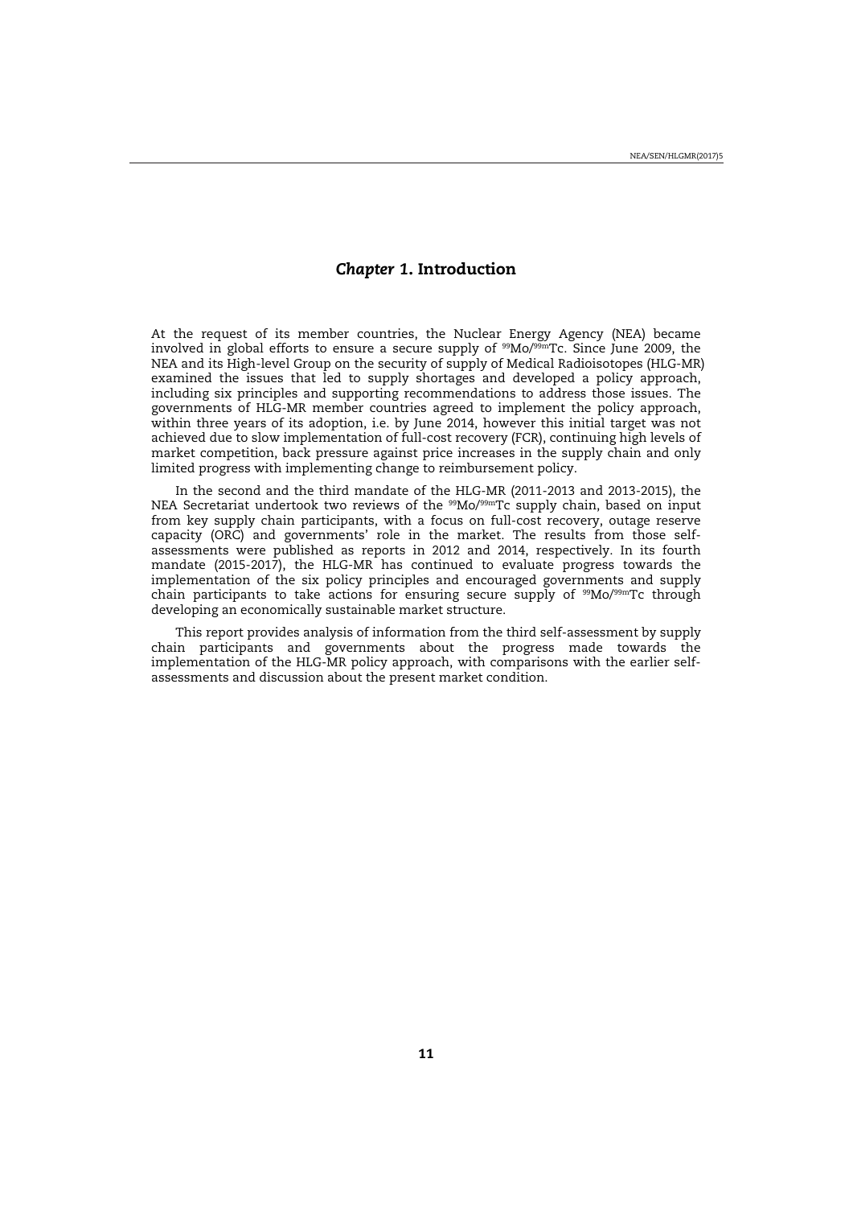# *Chapter 1.* Introduction

At the request of its member countries, the Nuclear Energy Agency (NEA) became involved in global efforts to ensure a secure supply of $^{99}Mo/^{99m}Tc$. Since June 2009, the NEA and its High-level Group on the security of supply of Medical Radioisotopes (HLG-MR) examined the issues that led to supply shortages and developed a policy approach, including six principles and supporting recommendations to address those issues. The governments of HLG-MR member countries agreed to implement the policy approach, within three years of its adoption, i.e. by June 2014, however this initial target was not achieved due to slow implementation of full-cost recovery (FCR), continuing high levels of market competition, back pressure against price increases in the supply chain and only limited progress with implementing change to reimbursement policy.

In the second and the third mandate of the HLG-MR (2011-2013 and 2013-2015), the NEA Secretariat undertook two reviews of the $^{99}Mo/^{99m}Tc$ supply chain, based on input from key supply chain participants, with a focus on full-cost recovery, outage reserve capacity (ORC) and governments' role in the market. The results from those self-assessments were published as reports in 2012 and 2014, respectively. In its fourth mandate (2015-2017), the HLG-MR has continued to evaluate progress towards the implementation of the six policy principles and encouraged governments and supply chain participants to take actions for ensuring secure supply of $^{99}Mo/^{99m}Tc$ through developing an economically sustainable market structure.

This report provides analysis of information from the third self-assessment by supply chain participants and governments about the progress made towards the implementation of the HLG-MR policy approach, with comparisons with the earlier self-assessments and discussion about the present market condition.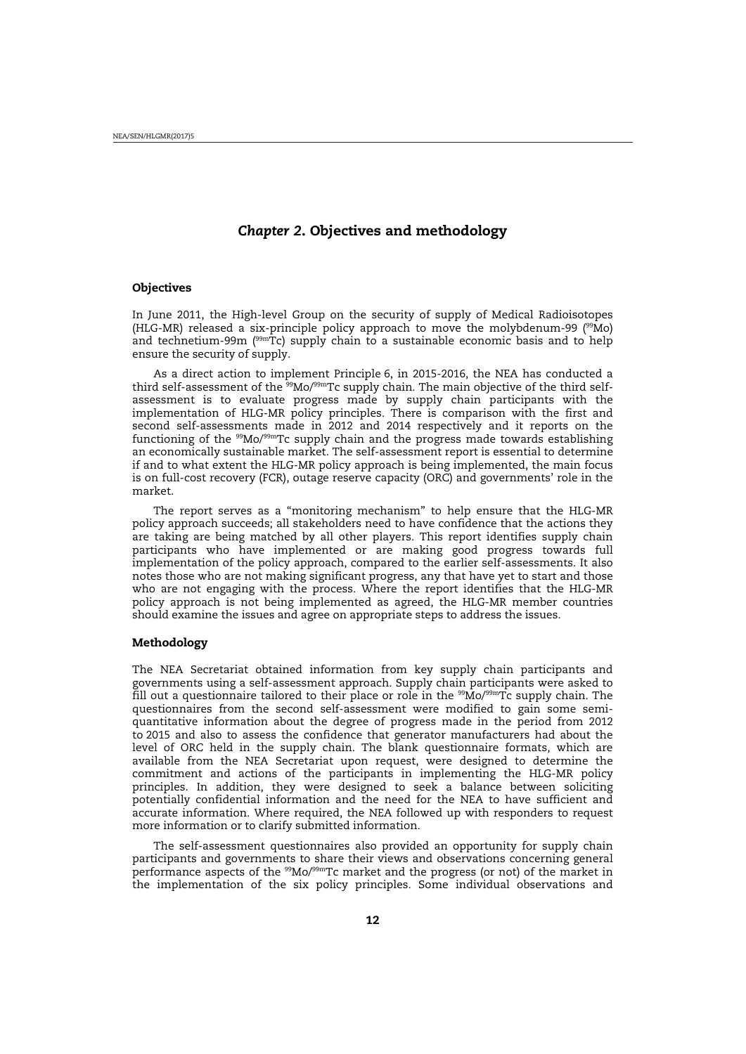# *Chapter 2*. Objectives and methodology

## Objectives

In June 2011, the High-level Group on the security of supply of Medical Radioisotopes (HLG-MR) released a six-principle policy approach to move the molybdenum-99 ($^{99}$Mo) and technetium-99m ($^{99m}$Tc) supply chain to a sustainable economic basis and to help ensure the security of supply.

As a direct action to implement Principle 6, in 2015-2016, the NEA has conducted a third self-assessment of the $^{99}$Mo/$^{99m}$Tc supply chain. The main objective of the third self-assessment is to evaluate progress made by supply chain participants with the implementation of HLG-MR policy principles. There is comparison with the first and second self-assessments made in 2012 and 2014 respectively and it reports on the functioning of the $^{99}$Mo/$^{99m}$Tc supply chain and the progress made towards establishing an economically sustainable market. The self-assessment report is essential to determine if and to what extent the HLG-MR policy approach is being implemented, the main focus is on full-cost recovery (FCR), outage reserve capacity (ORC) and governments' role in the market.

The report serves as a "monitoring mechanism" to help ensure that the HLG-MR policy approach succeeds; all stakeholders need to have confidence that the actions they are taking are being matched by all other players. This report identifies supply chain participants who have implemented or are making good progress towards full implementation of the policy approach, compared to the earlier self-assessments. It also notes those who are not making significant progress, any that have yet to start and those who are not engaging with the process. Where the report identifies that the HLG-MR policy approach is not being implemented as agreed, the HLG-MR member countries should examine the issues and agree on appropriate steps to address the issues.

## Methodology

The NEA Secretariat obtained information from key supply chain participants and governments using a self-assessment approach. Supply chain participants were asked to fill out a questionnaire tailored to their place or role in the $^{99}$Mo/$^{99m}$Tc supply chain. The questionnaires from the second self-assessment were modified to gain some semi-quantitative information about the degree of progress made in the period from 2012 to 2015 and also to assess the confidence that generator manufacturers had about the level of ORC held in the supply chain. The blank questionnaire formats, which are available from the NEA Secretariat upon request, were designed to determine the commitment and actions of the participants in implementing the HLG-MR policy principles. In addition, they were designed to seek a balance between soliciting potentially confidential information and the need for the NEA to have sufficient and accurate information. Where required, the NEA followed up with responders to request more information or to clarify submitted information.

The self-assessment questionnaires also provided an opportunity for supply chain participants and governments to share their views and observations concerning general performance aspects of the $^{99}$Mo/$^{99m}$Tc market and the progress (or not) of the market in the implementation of the six policy principles. Some individual observations and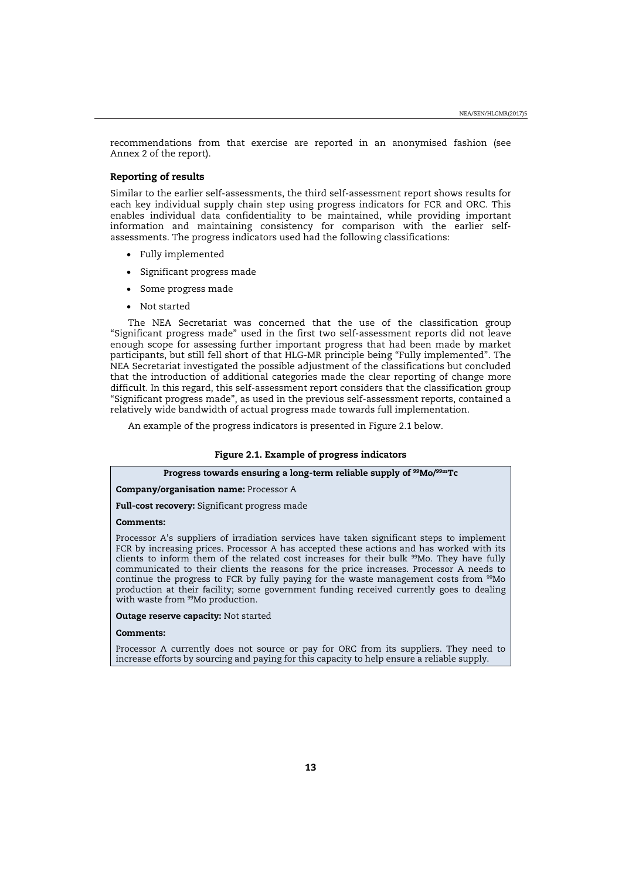recommendations from that exercise are reported in an anonymised fashion (see Annex 2 of the report).

### Reporting of results

Similar to the earlier self-assessments, the third self-assessment report shows results for each key individual supply chain step using progress indicators for FCR and ORC. This enables individual data confidentiality to be maintained, while providing important information and maintaining consistency for comparison with the earlier self-assessments. The progress indicators used had the following classifications:

- Fully implemented
- Significant progress made
- Some progress made
- Not started

The NEA Secretariat was concerned that the use of the classification group "Significant progress made" used in the first two self-assessment reports did not leave enough scope for assessing further important progress that had been made by market participants, but still fell short of that HLG-MR principle being "Fully implemented". The NEA Secretariat investigated the possible adjustment of the classifications but concluded that the introduction of additional categories made the clear reporting of change more difficult. In this regard, this self-assessment report considers that the classification group "Significant progress made", as used in the previous self-assessment reports, contained a relatively wide bandwidth of actual progress made towards full implementation.

An example of the progress indicators is presented in Figure 2.1 below.

**Figure 2.1. Example of progress indicators**

**Progress towards ensuring a long-term reliable supply of $^{99}Mo/^{99m}Tc$**

**Company/organisation name:** Processor A

**Full-cost recovery:** Significant progress made

**Comments:**

Processor A's suppliers of irradiation services have taken significant steps to implement FCR by increasing prices. Processor A has accepted these actions and has worked with its clients to inform them of the related cost increases for their bulk $^{99}Mo$. They have fully communicated to their clients the reasons for the price increases. Processor A needs to continue the progress to FCR by fully paying for the waste management costs from $^{99}Mo$ production at their facility; some government funding received currently goes to dealing with waste from $^{99}Mo$ production.

**Outage reserve capacity:** Not started

**Comments:**

Processor A currently does not source or pay for ORC from its suppliers. They need to increase efforts by sourcing and paying for this capacity to help ensure a reliable supply.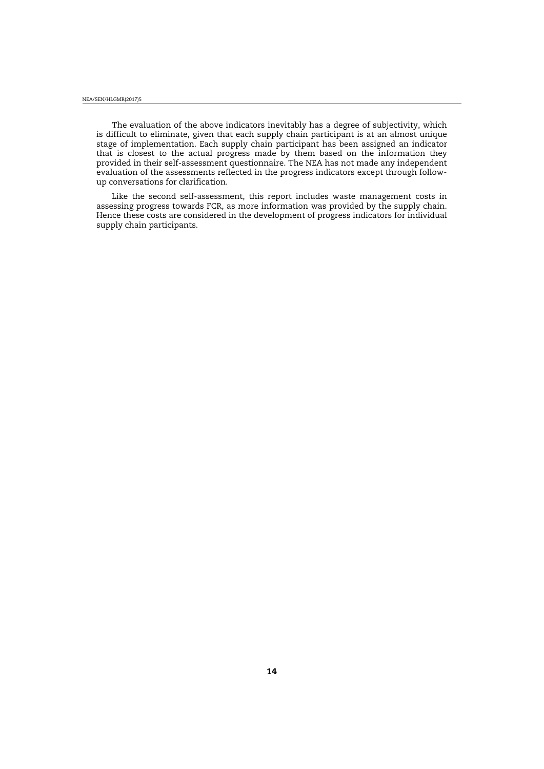The evaluation of the above indicators inevitably has a degree of subjectivity, which is difficult to eliminate, given that each supply chain participant is at an almost unique stage of implementation. Each supply chain participant has been assigned an indicator that is closest to the actual progress made by them based on the information they provided in their self-assessment questionnaire. The NEA has not made any independent evaluation of the assessments reflected in the progress indicators except through follow-up conversations for clarification.

Like the second self-assessment, this report includes waste management costs in assessing progress towards FCR, as more information was provided by the supply chain. Hence these costs are considered in the development of progress indicators for individual supply chain participants.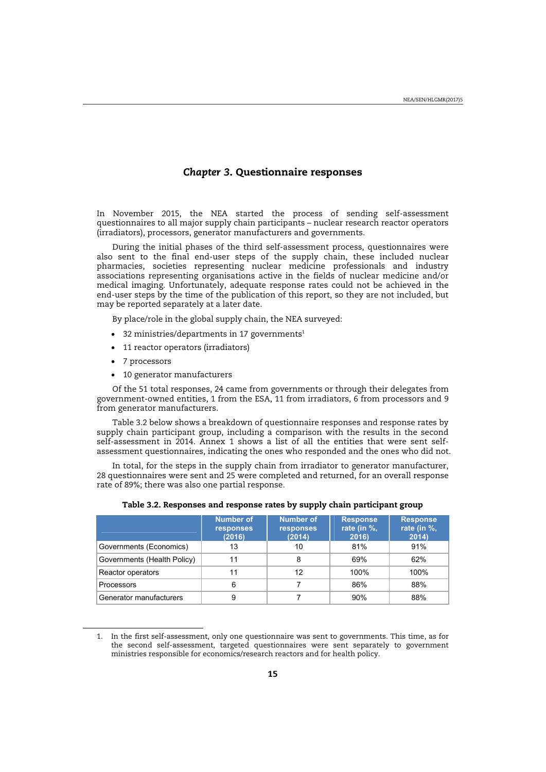## *Chapter 3.* Questionnaire responses

In November 2015, the NEA started the process of sending self-assessment questionnaires to all major supply chain participants – nuclear research reactor operators (irradiators), processors, generator manufacturers and governments.

During the initial phases of the third self-assessment process, questionnaires were also sent to the final end-user steps of the supply chain, these included nuclear pharmacies, societies representing nuclear medicine professionals and industry associations representing organisations active in the fields of nuclear medicine and/or medical imaging. Unfortunately, adequate response rates could not be achieved in the end-user steps by the time of the publication of this report, so they are not included, but may be reported separately at a later date.

By place/role in the global supply chain, the NEA surveyed:

- 32 ministries/departments in 17 governments[1]
- 11 reactor operators (irradiators)
- 7 processors
- 10 generator manufacturers

Of the 51 total responses, 24 came from governments or through their delegates from government-owned entities, 1 from the ESA, 11 from irradiators, 6 from processors and 9 from generator manufacturers.

Table 3.2 below shows a breakdown of questionnaire responses and response rates by supply chain participant group, including a comparison with the results in the second self-assessment in 2014. Annex 1 shows a list of all the entities that were sent self-assessment questionnaires, indicating the ones who responded and the ones who did not.

In total, for the steps in the supply chain from irradiator to generator manufacturer, 28 questionnaires were sent and 25 were completed and returned, for an overall response rate of 89%; there was also one partial response.

**Table 3.2. Responses and response rates by supply chain participant group**

| | Number of responses (2016) | Number of responses (2014) | Response rate (in %, 2016) | Response rate (in %, 2014) |
|---|---|---|---|---|
| Governments (Economics) | 13 | 10 | 81% | 91% |
| Governments (Health Policy) | 11 | 8 | 69% | 62% |
| Reactor operators | 11 | 12 | 100% | 100% |
| Processors | 6 | 7 | 86% | 88% |
| Generator manufacturers | 9 | 7 | 90% | 88% |

1. In the first self-assessment, only one questionnaire was sent to governments. This time, as for the second self-assessment, targeted questionnaires were sent separately to government ministries responsible for economics/research reactors and for health policy.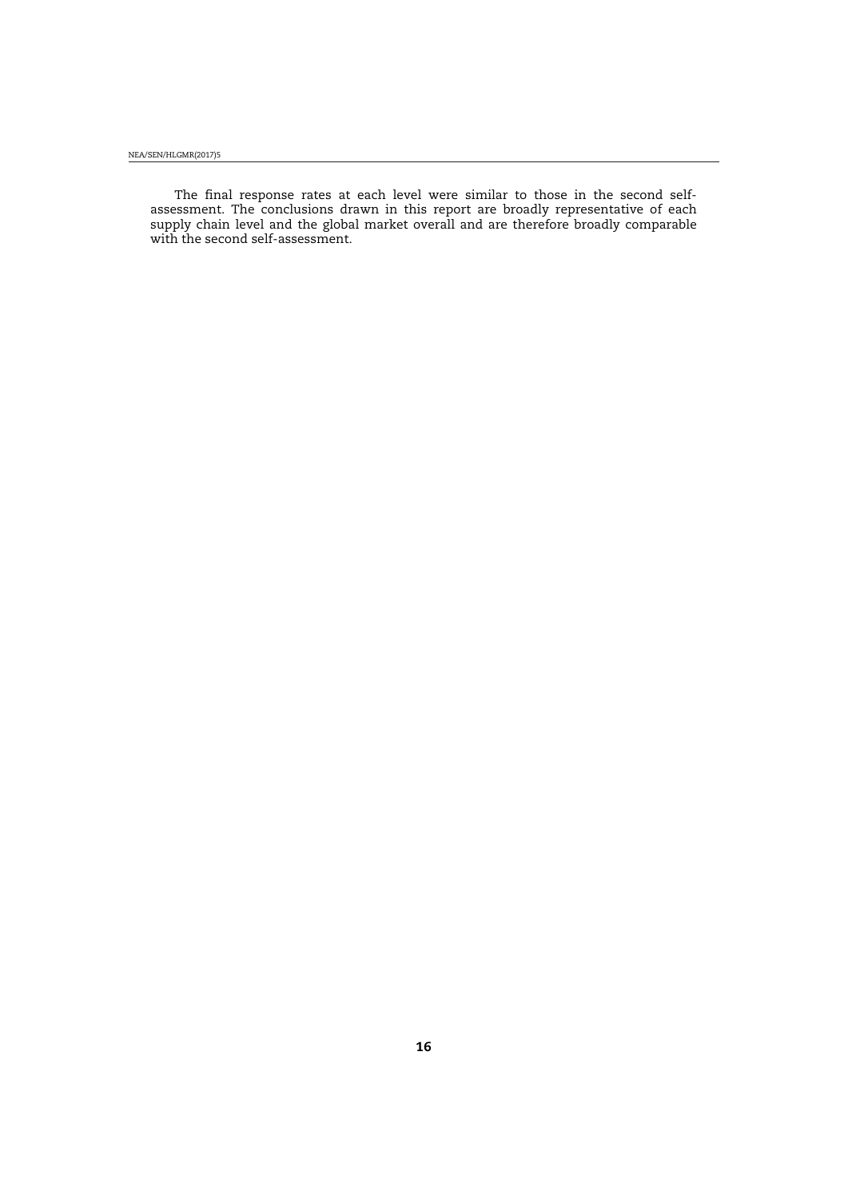The final response rates at each level were similar to those in the second self-assessment. The conclusions drawn in this report are broadly representative of each supply chain level and the global market overall and are therefore broadly comparable with the second self-assessment.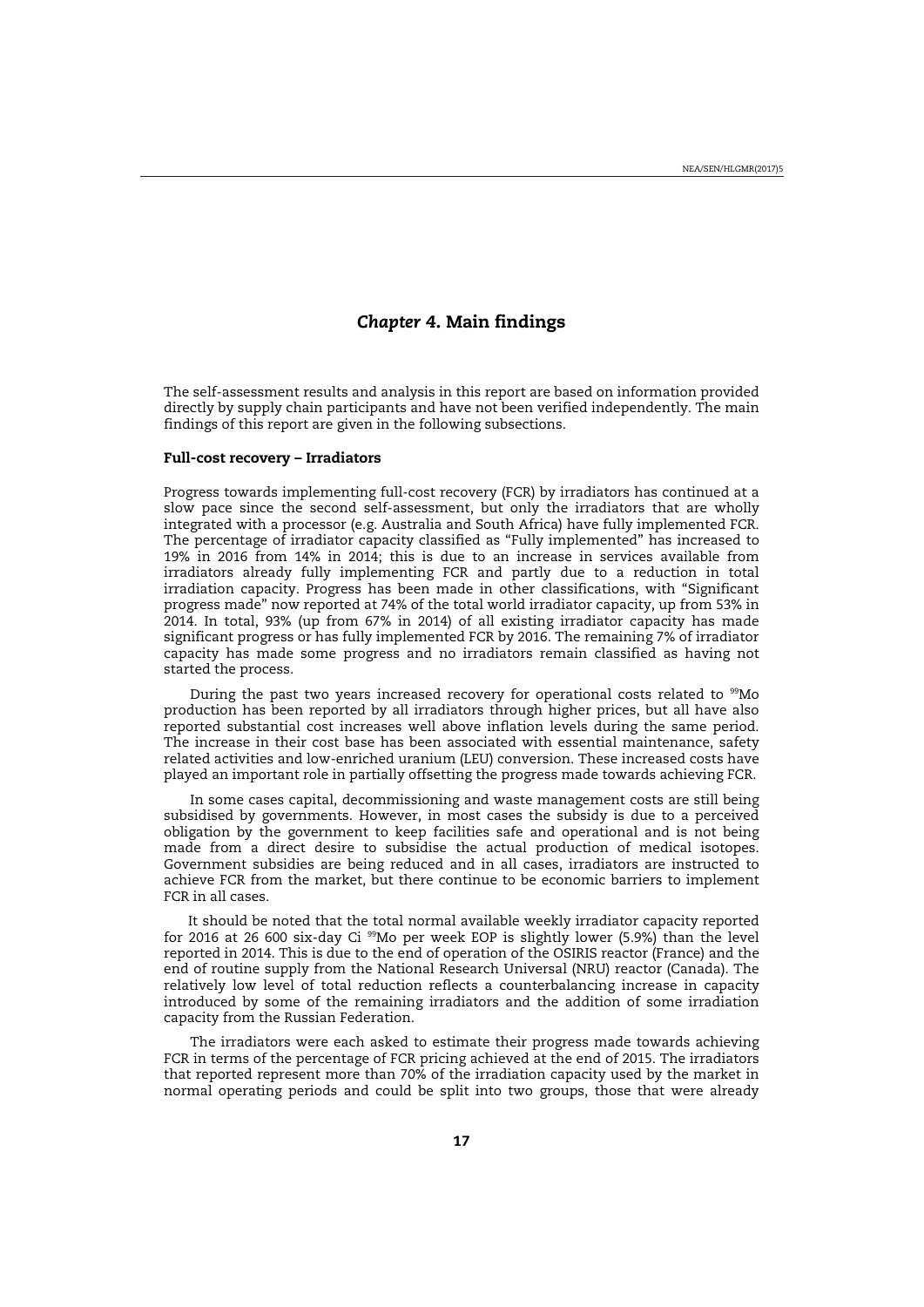# *Chapter 4.* Main findings

The self-assessment results and analysis in this report are based on information provided directly by supply chain participants and have not been verified independently. The main findings of this report are given in the following subsections.

### Full-cost recovery – Irradiators

Progress towards implementing full-cost recovery (FCR) by irradiators has continued at a slow pace since the second self-assessment, but only the irradiators that are wholly integrated with a processor (e.g. Australia and South Africa) have fully implemented FCR. The percentage of irradiator capacity classified as "Fully implemented" has increased to 19% in 2016 from 14% in 2014; this is due to an increase in services available from irradiators already fully implementing FCR and partly due to a reduction in total irradiation capacity. Progress has been made in other classifications, with "Significant progress made" now reported at 74% of the total world irradiator capacity, up from 53% in 2014. In total, 93% (up from 67% in 2014) of all existing irradiator capacity has made significant progress or has fully implemented FCR by 2016. The remaining 7% of irradiator capacity has made some progress and no irradiators remain classified as having not started the process.

During the past two years increased recovery for operational costs related to $^{99}$Mo production has been reported by all irradiators through higher prices, but all have also reported substantial cost increases well above inflation levels during the same period. The increase in their cost base has been associated with essential maintenance, safety related activities and low-enriched uranium (LEU) conversion. These increased costs have played an important role in partially offsetting the progress made towards achieving FCR.

In some cases capital, decommissioning and waste management costs are still being subsidised by governments. However, in most cases the subsidy is due to a perceived obligation by the government to keep facilities safe and operational and is not being made from a direct desire to subsidise the actual production of medical isotopes. Government subsidies are being reduced and in all cases, irradiators are instructed to achieve FCR from the market, but there continue to be economic barriers to implement FCR in all cases.

It should be noted that the total normal available weekly irradiator capacity reported for 2016 at 26 600 six-day Ci $^{99}$Mo per week EOP is slightly lower (5.9%) than the level reported in 2014. This is due to the end of operation of the OSIRIS reactor (France) and the end of routine supply from the National Research Universal (NRU) reactor (Canada). The relatively low level of total reduction reflects a counterbalancing increase in capacity introduced by some of the remaining irradiators and the addition of some irradiation capacity from the Russian Federation.

The irradiators were each asked to estimate their progress made towards achieving FCR in terms of the percentage of FCR pricing achieved at the end of 2015. The irradiators that reported represent more than 70% of the irradiation capacity used by the market in normal operating periods and could be split into two groups, those that were already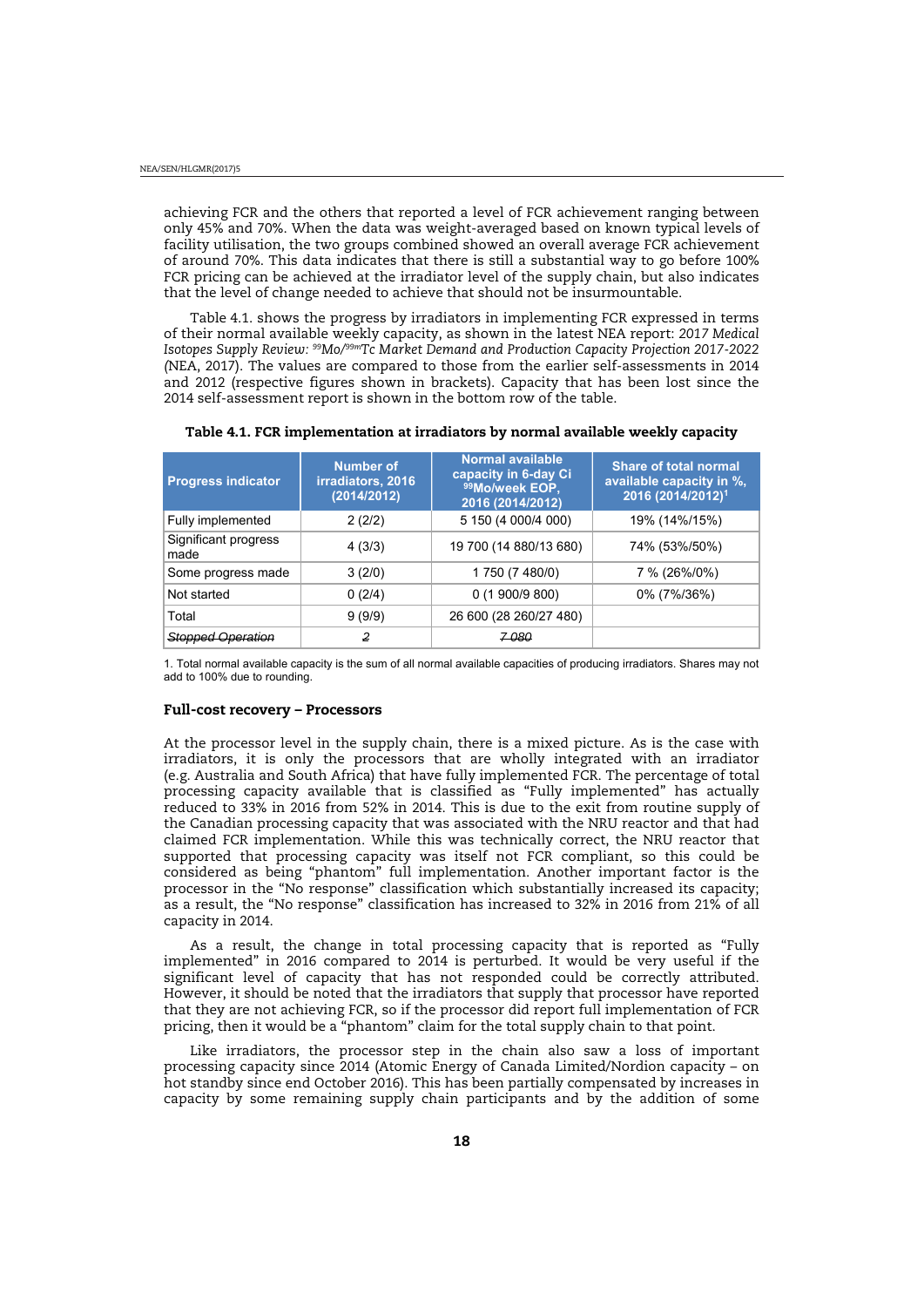achieving FCR and the others that reported a level of FCR achievement ranging between only 45% and 70%. When the data was weight-averaged based on known typical levels of facility utilisation, the two groups combined showed an overall average FCR achievement of around 70%. This data indicates that there is still a substantial way to go before 100% FCR pricing can be achieved at the irradiator level of the supply chain, but also indicates that the level of change needed to achieve that should not be insurmountable.

Table 4.1. shows the progress by irradiators in implementing FCR expressed in terms of their normal available weekly capacity, as shown in the latest NEA report: *2017 Medical Isotopes Supply Review: $^{99}$Mo/$^{99m}$Tc Market Demand and Production Capacity Projection 2017-2022* (NEA, 2017). The values are compared to those from the earlier self-assessments in 2014 and 2012 (respective figures shown in brackets). Capacity that has been lost since the 2014 self-assessment report is shown in the bottom row of the table.

**Table 4.1. FCR implementation at irradiators by normal available weekly capacity**

| Progress indicator | Number of irradiators, 2016 (2014/2012) | Normal available capacity in 6-day Ci $^{99}$Mo/week EOP, 2016 (2014/2012) | Share of total normal available capacity in %, 2016 (2014/2012)[1] |
|---|---|---|---|
| Fully implemented | 2 (2/2) | 5 150 (4 000/4 000) | 19% (14%/15%) |
| Significant progress made | 4 (3/3) | 19 700 (14 880/13 680) | 74% (53%/50%) |
| Some progress made | 3 (2/0) | 1 750 (7 480/0) | 7 % (26%/0%) |
| Not started | 0 (2/4) | 0 (1 900/9 800) | 0% (7%/36%) |
| Total | 9 (9/9) | 26 600 (28 260/27 480) | |
| ~~Stopped Operation~~ | ~~2~~ | ~~7 080~~ | |

1. Total normal available capacity is the sum of all normal available capacities of producing irradiators. Shares may not add to 100% due to rounding.

### Full-cost recovery – Processors

At the processor level in the supply chain, there is a mixed picture. As is the case with irradiators, it is only the processors that are wholly integrated with an irradiator (e.g. Australia and South Africa) that have fully implemented FCR. The percentage of total processing capacity available that is classified as "Fully implemented" has actually reduced to 33% in 2016 from 52% in 2014. This is due to the exit from routine supply of the Canadian processing capacity that was associated with the NRU reactor and that had claimed FCR implementation. While this was technically correct, the NRU reactor that supported that processing capacity was itself not FCR compliant, so this could be considered as being "phantom" full implementation. Another important factor is the processor in the "No response" classification which substantially increased its capacity; as a result, the "No response" classification has increased to 32% in 2016 from 21% of all capacity in 2014.

As a result, the change in total processing capacity that is reported as "Fully implemented" in 2016 compared to 2014 is perturbed. It would be very useful if the significant level of capacity that has not responded could be correctly attributed. However, it should be noted that the irradiators that supply that processor have reported that they are not achieving FCR, so if the processor did report full implementation of FCR pricing, then it would be a "phantom" claim for the total supply chain to that point.

Like irradiators, the processor step in the chain also saw a loss of important processing capacity since 2014 (Atomic Energy of Canada Limited/Nordion capacity – on hot standby since end October 2016). This has been partially compensated by increases in capacity by some remaining supply chain participants and by the addition of some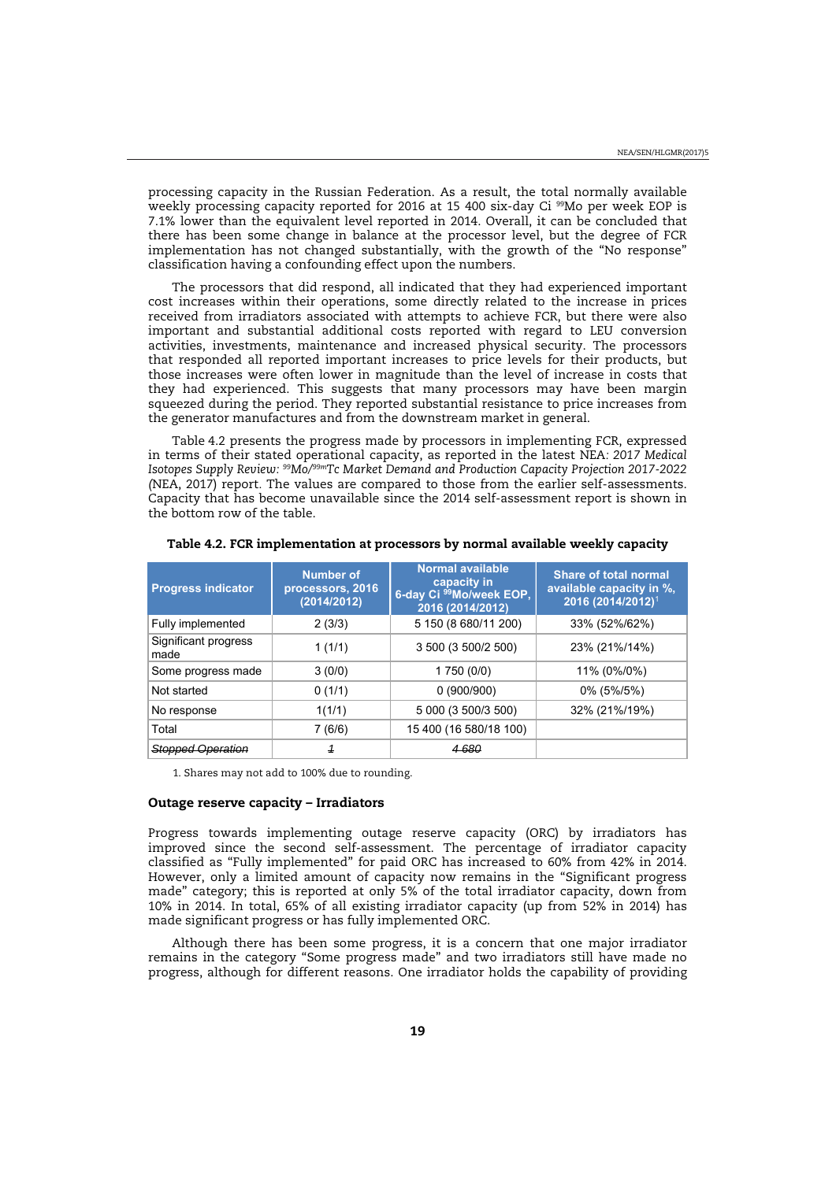processing capacity in the Russian Federation. As a result, the total normally available weekly processing capacity reported for 2016 at 15 400 six-day Ci $^{99}$Mo per week EOP is 7.1% lower than the equivalent level reported in 2014. Overall, it can be concluded that there has been some change in balance at the processor level, but the degree of FCR implementation has not changed substantially, with the growth of the "No response" classification having a confounding effect upon the numbers.

The processors that did respond, all indicated that they had experienced important cost increases within their operations, some directly related to the increase in prices received from irradiators associated with attempts to achieve FCR, but there were also important and substantial additional costs reported with regard to LEU conversion activities, investments, maintenance and increased physical security. The processors that responded all reported important increases to price levels for their products, but those increases were often lower in magnitude than the level of increase in costs that they had experienced. This suggests that many processors may have been margin squeezed during the period. They reported substantial resistance to price increases from the generator manufactures and from the downstream market in general.

Table 4.2 presents the progress made by processors in implementing FCR, expressed in terms of their stated operational capacity, as reported in the latest NEA: *2017 Medical Isotopes Supply Review: $^{99}$Mo/$^{99m}$Tc Market Demand and Production Capacity Projection 2017-2022* (NEA, 2017) report. The values are compared to those from the earlier self-assessments. Capacity that has become unavailable since the 2014 self-assessment report is shown in the bottom row of the table.

**Table 4.2. FCR implementation at processors by normal available weekly capacity**

| Progress indicator | Number of processors, 2016 (2014/2012) | Normal available capacity in 6-day Ci $^{99}$Mo/week EOP, 2016 (2014/2012) | Share of total normal available capacity in %, 2016 (2014/2012)[1] |
|---|---|---|---|
| Fully implemented | 2 (3/3) | 5 150 (8 680/11 200) | 33% (52%/62%) |
| Significant progress made | 1 (1/1) | 3 500 (3 500/2 500) | 23% (21%/14%) |
| Some progress made | 3 (0/0) | 1 750 (0/0) | 11% (0%/0%) |
| Not started | 0 (1/1) | 0 (900/900) | 0% (5%/5%) |
| No response | 1(1/1) | 5 000 (3 500/3 500) | 32% (21%/19%) |
| Total | 7 (6/6) | 15 400 (16 580/18 100) | |
| ~~Stopped Operation~~ | ~~1~~ | ~~4 680~~ | |

1. Shares may not add to 100% due to rounding.

### Outage reserve capacity – Irradiators

Progress towards implementing outage reserve capacity (ORC) by irradiators has improved since the second self-assessment. The percentage of irradiator capacity classified as "Fully implemented" for paid ORC has increased to 60% from 42% in 2014. However, only a limited amount of capacity now remains in the "Significant progress made" category; this is reported at only 5% of the total irradiator capacity, down from 10% in 2014. In total, 65% of all existing irradiator capacity (up from 52% in 2014) has made significant progress or has fully implemented ORC.

Although there has been some progress, it is a concern that one major irradiator remains in the category "Some progress made" and two irradiators still have made no progress, although for different reasons. One irradiator holds the capability of providing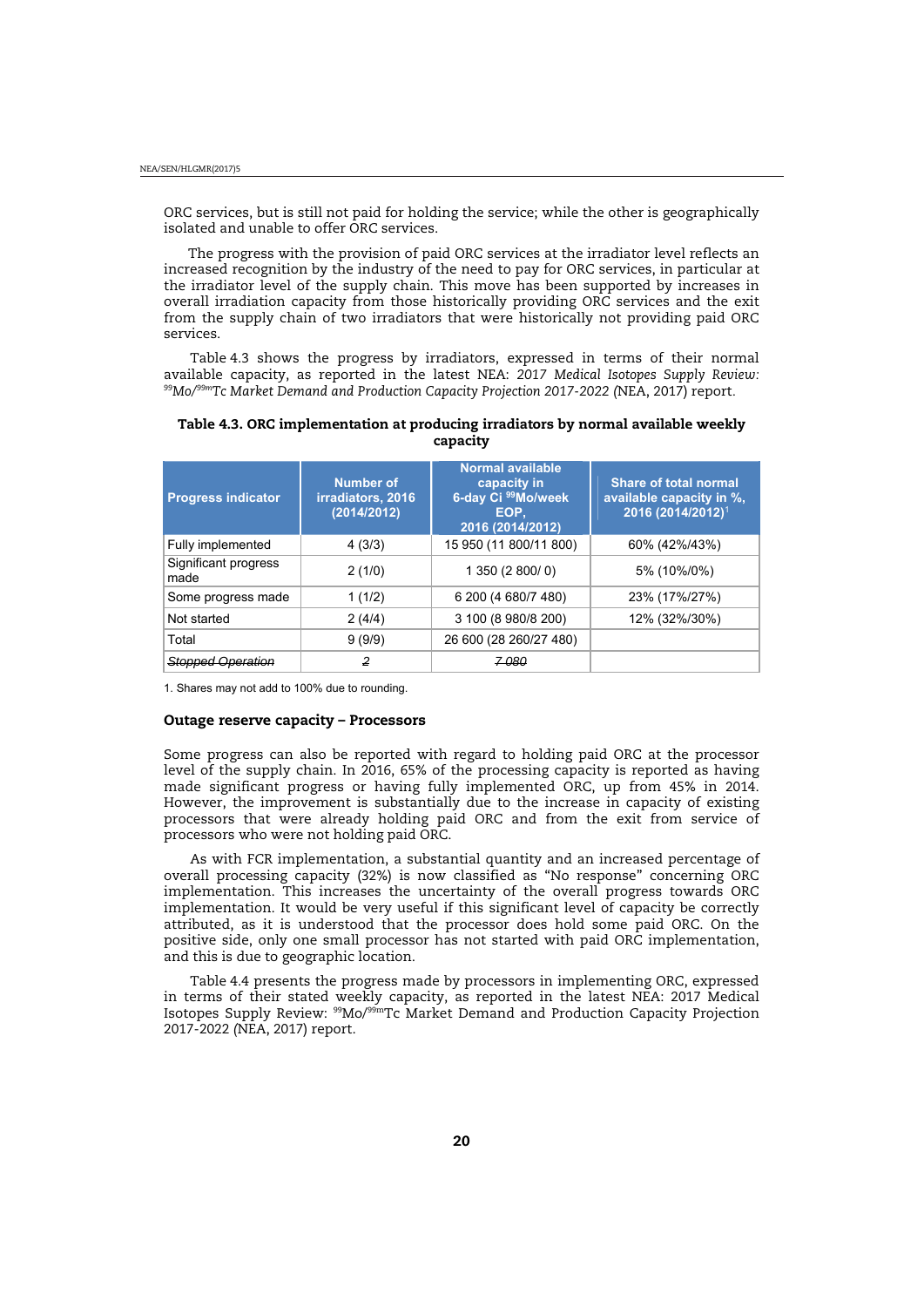ORC services, but is still not paid for holding the service; while the other is geographically isolated and unable to offer ORC services.

The progress with the provision of paid ORC services at the irradiator level reflects an increased recognition by the industry of the need to pay for ORC services, in particular at the irradiator level of the supply chain. This move has been supported by increases in overall irradiation capacity from those historically providing ORC services and the exit from the supply chain of two irradiators that were historically not providing paid ORC services.

Table 4.3 shows the progress by irradiators, expressed in terms of their normal available capacity, as reported in the latest NEA: *2017 Medical Isotopes Supply Review: $^{99}$Mo/$^{99m}$Tc Market Demand and Production Capacity Projection 2017-2022* (NEA, 2017) report.

**Table 4.3. ORC implementation at producing irradiators by normal available weekly capacity**

| Progress indicator | Number of irradiators, 2016 (2014/2012) | Normal available capacity in 6-day Ci $^{99}$Mo/week EOP, 2016 (2014/2012) | Share of total normal available capacity in %, 2016 (2014/2012)[1] |
|---|---|---|---|
| Fully implemented | 4 (3/3) | 15 950 (11 800/11 800) | 60% (42%/43%) |
| Significant progress made | 2 (1/0) | 1 350 (2 800/ 0) | 5% (10%/0%) |
| Some progress made | 1 (1/2) | 6 200 (4 680/7 480) | 23% (17%/27%) |
| Not started | 2 (4/4) | 3 100 (8 980/8 200) | 12% (32%/30%) |
| Total | 9 (9/9) | 26 600 (28 260/27 480) | |
| ~~Stopped Operation~~ | ~~2~~ | ~~7 080~~ | |

1. Shares may not add to 100% due to rounding.

**Outage reserve capacity – Processors**

Some progress can also be reported with regard to holding paid ORC at the processor level of the supply chain. In 2016, 65% of the processing capacity is reported as having made significant progress or having fully implemented ORC, up from 45% in 2014. However, the improvement is substantially due to the increase in capacity of existing processors that were already holding paid ORC and from the exit from service of processors who were not holding paid ORC.

As with FCR implementation, a substantial quantity and an increased percentage of overall processing capacity (32%) is now classified as "No response" concerning ORC implementation. This increases the uncertainty of the overall progress towards ORC implementation. It would be very useful if this significant level of capacity be correctly attributed, as it is understood that the processor does hold some paid ORC. On the positive side, only one small processor has not started with paid ORC implementation, and this is due to geographic location.

Table 4.4 presents the progress made by processors in implementing ORC, expressed in terms of their stated weekly capacity, as reported in the latest NEA: 2017 Medical Isotopes Supply Review: $^{99}$Mo/$^{99m}$Tc Market Demand and Production Capacity Projection 2017-2022 (NEA, 2017) report.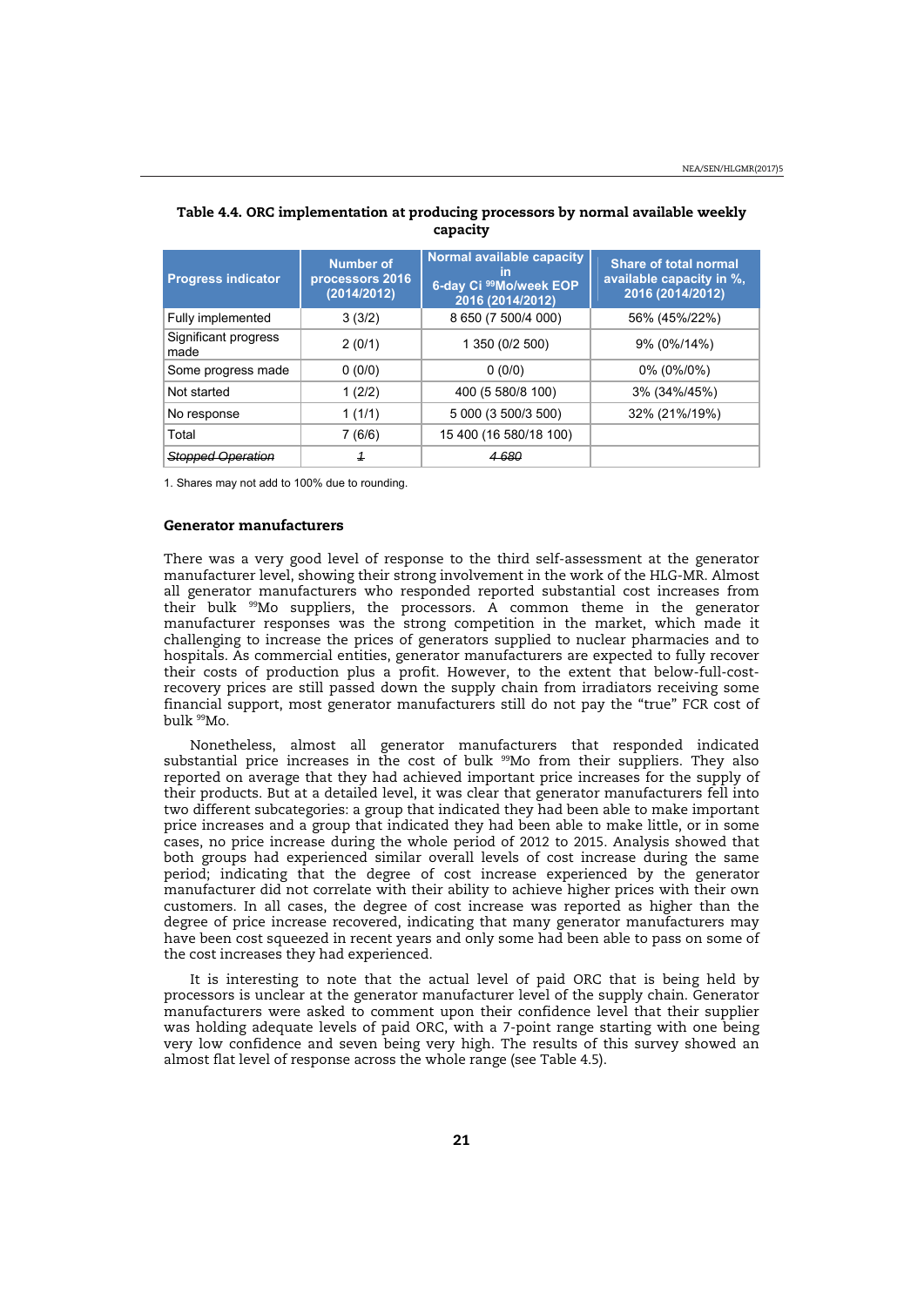**Table 4.4. ORC implementation at producing processors by normal available weekly capacity**

| Progress indicator | Number of processors 2016 (2014/2012) | Normal available capacity in 6-day Ci $^{99}$Mo/week EOP 2016 (2014/2012) | Share of total normal available capacity in %, 2016 (2014/2012) |
|---|---|---|---|
| Fully implemented | 3 (3/2) | 8 650 (7 500/4 000) | 56% (45%/22%) |
| Significant progress made | 2 (0/1) | 1 350 (0/2 500) | 9% (0%/14%) |
| Some progress made | 0 (0/0) | 0 (0/0) | 0% (0%/0%) |
| Not started | 1 (2/2) | 400 (5 580/8 100) | 3% (34%/45%) |
| No response | 1 (1/1) | 5 000 (3 500/3 500) | 32% (21%/19%) |
| Total | 7 (6/6) | 15 400 (16 580/18 100) | |
| ~~Stopped Operation~~ | ~~1~~ | ~~4 680~~ | |

1. Shares may not add to 100% due to rounding.

## Generator manufacturers

There was a very good level of response to the third self-assessment at the generator manufacturer level, showing their strong involvement in the work of the HLG-MR. Almost all generator manufacturers who responded reported substantial cost increases from their bulk $^{99}$Mo suppliers, the processors. A common theme in the generator manufacturer responses was the strong competition in the market, which made it challenging to increase the prices of generators supplied to nuclear pharmacies and to hospitals. As commercial entities, generator manufacturers are expected to fully recover their costs of production plus a profit. However, to the extent that below-full-cost-recovery prices are still passed down the supply chain from irradiators receiving some financial support, most generator manufacturers still do not pay the "true" FCR cost of bulk $^{99}$Mo.

Nonetheless, almost all generator manufacturers that responded indicated substantial price increases in the cost of bulk $^{99}$Mo from their suppliers. They also reported on average that they had achieved important price increases for the supply of their products. But at a detailed level, it was clear that generator manufacturers fell into two different subcategories: a group that indicated they had been able to make important price increases and a group that indicated they had been able to make little, or in some cases, no price increase during the whole period of 2012 to 2015. Analysis showed that both groups had experienced similar overall levels of cost increase during the same period; indicating that the degree of cost increase experienced by the generator manufacturer did not correlate with their ability to achieve higher prices with their own customers. In all cases, the degree of cost increase was reported as higher than the degree of price increase recovered, indicating that many generator manufacturers may have been cost squeezed in recent years and only some had been able to pass on some of the cost increases they had experienced.

It is interesting to note that the actual level of paid ORC that is being held by processors is unclear at the generator manufacturer level of the supply chain. Generator manufacturers were asked to comment upon their confidence level that their supplier was holding adequate levels of paid ORC, with a 7-point range starting with one being very low confidence and seven being very high. The results of this survey showed an almost flat level of response across the whole range (see Table 4.5).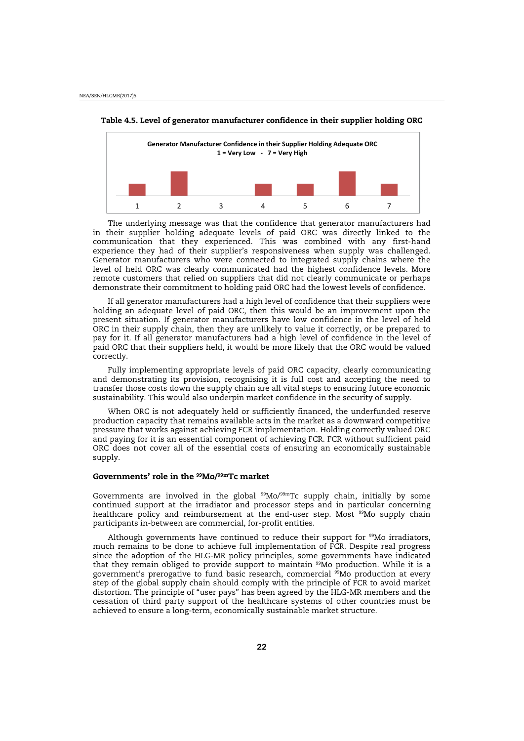**Table 4.5. Level of generator manufacturer confidence in their supplier holding ORC**

Generator Manufacturer Confidence in their Supplier Holding Adequate ORC
1 = Very Low - 7 = Very High

| 1 | 2 | 3 | 4 | 5 | 6 | 7 |
|---|---|---|---|---|---|---|

The underlying message was that the confidence that generator manufacturers had in their supplier holding adequate levels of paid ORC was directly linked to the communication that they experienced. This was combined with any first-hand experience they had of their supplier's responsiveness when supply was challenged. Generator manufacturers who were connected to integrated supply chains where the level of held ORC was clearly communicated had the highest confidence levels. More remote customers that relied on suppliers that did not clearly communicate or perhaps demonstrate their commitment to holding paid ORC had the lowest levels of confidence.

If all generator manufacturers had a high level of confidence that their suppliers were holding an adequate level of paid ORC, then this would be an improvement upon the present situation. If generator manufacturers have low confidence in the level of held ORC in their supply chain, then they are unlikely to value it correctly, or be prepared to pay for it. If all generator manufacturers had a high level of confidence in the level of paid ORC that their suppliers held, it would be more likely that the ORC would be valued correctly.

Fully implementing appropriate levels of paid ORC capacity, clearly communicating and demonstrating its provision, recognising it is full cost and accepting the need to transfer those costs down the supply chain are all vital steps to ensuring future economic sustainability. This would also underpin market confidence in the security of supply.

When ORC is not adequately held or sufficiently financed, the underfunded reserve production capacity that remains available acts in the market as a downward competitive pressure that works against achieving FCR implementation. Holding correctly valued ORC and paying for it is an essential component of achieving FCR. FCR without sufficient paid ORC does not cover all of the essential costs of ensuring an economically sustainable supply.

### Governments' role in the $^{99}$Mo/$^{99m}$Tc market

Governments are involved in the global $^{99}$Mo/$^{99m}$Tc supply chain, initially by some continued support at the irradiator and processor steps and in particular concerning healthcare policy and reimbursement at the end-user step. Most $^{99}$Mo supply chain participants in-between are commercial, for-profit entities.

Although governments have continued to reduce their support for $^{99}$Mo irradiators, much remains to be done to achieve full implementation of FCR. Despite real progress since the adoption of the HLG-MR policy principles, some governments have indicated that they remain obliged to provide support to maintain $^{99}$Mo production. While it is a government's prerogative to fund basic research, commercial $^{99}$Mo production at every step of the global supply chain should comply with the principle of FCR to avoid market distortion. The principle of "user pays" has been agreed by the HLG-MR members and the cessation of third party support of the healthcare systems of other countries must be achieved to ensure a long-term, economically sustainable market structure.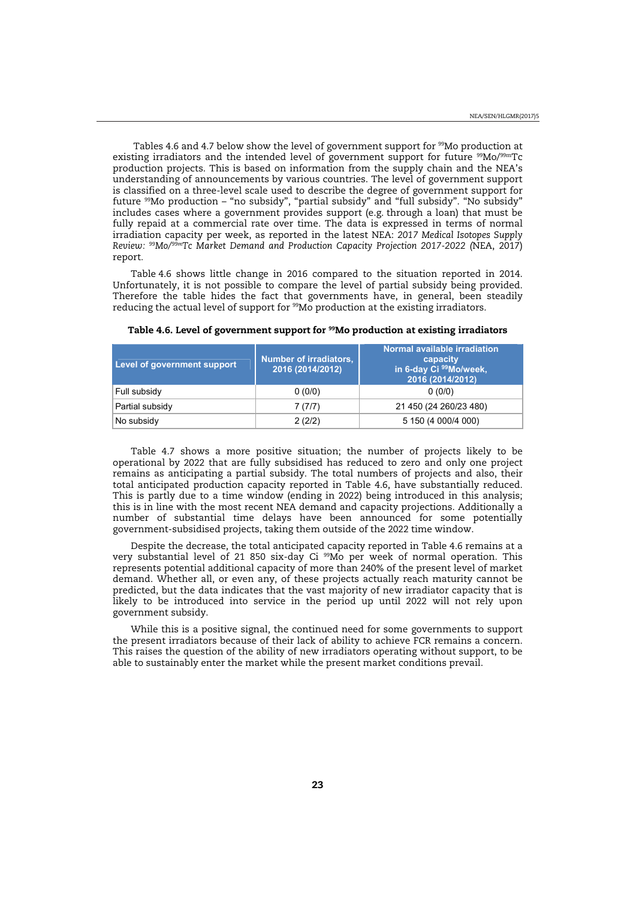Tables 4.6 and 4.7 below show the level of government support for $^{99}Mo$ production at existing irradiators and the intended level of government support for future $^{99}Mo/^{99m}Tc$ production projects. This is based on information from the supply chain and the NEA's understanding of announcements by various countries. The level of government support is classified on a three-level scale used to describe the degree of government support for future $^{99}Mo$ production – "no subsidy", "partial subsidy" and "full subsidy". "No subsidy" includes cases where a government provides support (e.g. through a loan) that must be fully repaid at a commercial rate over time. The data is expressed in terms of normal irradiation capacity per week, as reported in the latest NEA: *2017 Medical Isotopes Supply Review: $^{99}Mo/^{99m}Tc$ Market Demand and Production Capacity Projection 2017-2022* (NEA, 2017) report.

Table 4.6 shows little change in 2016 compared to the situation reported in 2014. Unfortunately, it is not possible to compare the level of partial subsidy being provided. Therefore the table hides the fact that governments have, in general, been steadily reducing the actual level of support for $^{99}Mo$ production at the existing irradiators.

**Table 4.6. Level of government support for $^{99}Mo$ production at existing irradiators**

| Level of government support | Number of irradiators, 2016 (2014/2012) | Normal available irradiation capacity in 6-day Ci $^{99}Mo$/week, 2016 (2014/2012) |
|---|---|---|
| Full subsidy | 0 (0/0) | 0 (0/0) |
| Partial subsidy | 7 (7/7) | 21 450 (24 260/23 480) |
| No subsidy | 2 (2/2) | 5 150 (4 000/4 000) |

Table 4.7 shows a more positive situation; the number of projects likely to be operational by 2022 that are fully subsidised has reduced to zero and only one project remains as anticipating a partial subsidy. The total numbers of projects and also, their total anticipated production capacity reported in Table 4.6, have substantially reduced. This is partly due to a time window (ending in 2022) being introduced in this analysis; this is in line with the most recent NEA demand and capacity projections. Additionally a number of substantial time delays have been announced for some potentially government-subsidised projects, taking them outside of the 2022 time window.

Despite the decrease, the total anticipated capacity reported in Table 4.6 remains at a very substantial level of 21 850 six-day Ci $^{99}Mo$ per week of normal operation. This represents potential additional capacity of more than 240% of the present level of market demand. Whether all, or even any, of these projects actually reach maturity cannot be predicted, but the data indicates that the vast majority of new irradiator capacity that is likely to be introduced into service in the period up until 2022 will not rely upon government subsidy.

While this is a positive signal, the continued need for some governments to support the present irradiators because of their lack of ability to achieve FCR remains a concern. This raises the question of the ability of new irradiators operating without support, to be able to sustainably enter the market while the present market conditions prevail.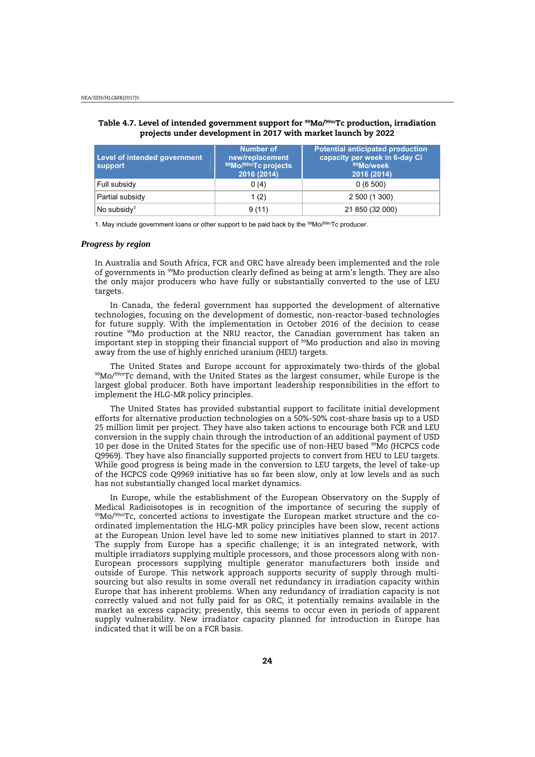**Table 4.7. Level of intended government support for $^{99}Mo/^{99m}Tc$ production, irradiation projects under development in 2017 with market launch by 2022**

| Level of intended government support | Number of new/replacement $^{99}Mo/^{99m}Tc$ projects 2016 (2014) | Potential anticipated production capacity per week in 6-day Ci $^{99}Mo$/week 2016 (2014) |
|---|---|---|
| Full subsidy | 0 (4) | 0 (6 500) |
| Partial subsidy | 1 (2) | 2 500 (1 300) |
| No subsidy[1] | 9 (11) | 21 850 (32 000) |

1. May include government loans or other support to be paid back by the $^{99}Mo/^{99m}Tc$ producer.

### *Progress by region*

In Australia and South Africa, FCR and ORC have already been implemented and the role of governments in $^{99}Mo$ production clearly defined as being at arm's length. They are also the only major producers who have fully or substantially converted to the use of LEU targets.

In Canada, the federal government has supported the development of alternative technologies, focusing on the development of domestic, non-reactor-based technologies for future supply. With the implementation in October 2016 of the decision to cease routine $^{99}Mo$ production at the NRU reactor, the Canadian government has taken an important step in stopping their financial support of $^{99}Mo$ production and also in moving away from the use of highly enriched uranium (HEU) targets.

The United States and Europe account for approximately two-thirds of the global $^{99}Mo/^{99m}Tc$ demand, with the United States as the largest consumer, while Europe is the largest global producer. Both have important leadership responsibilities in the effort to implement the HLG-MR policy principles.

The United States has provided substantial support to facilitate initial development efforts for alternative production technologies on a 50%-50% cost-share basis up to a USD 25 million limit per project. They have also taken actions to encourage both FCR and LEU conversion in the supply chain through the introduction of an additional payment of USD 10 per dose in the United States for the specific use of non-HEU based $^{99}Mo$ (HCPCS code Q9969). They have also financially supported projects to convert from HEU to LEU targets. While good progress is being made in the conversion to LEU targets, the level of take-up of the HCPCS code Q9969 initiative has so far been slow, only at low levels and as such has not substantially changed local market dynamics.

In Europe, while the establishment of the European Observatory on the Supply of Medical Radioisotopes is in recognition of the importance of securing the supply of $^{99}Mo/^{99m}Tc$, concerted actions to investigate the European market structure and the co-ordinated implementation the HLG-MR policy principles have been slow, recent actions at the European Union level have led to some new initiatives planned to start in 2017. The supply from Europe has a specific challenge; it is an integrated network, with multiple irradiators supplying multiple processors, and those processors along with non-European processors supplying multiple generator manufacturers both inside and outside of Europe. This network approach supports security of supply through multi-sourcing but also results in some overall net redundancy in irradiation capacity within Europe that has inherent problems. When any redundancy of irradiation capacity is not correctly valued and not fully paid for as ORC, it potentially remains available in the market as excess capacity; presently, this seems to occur even in periods of apparent supply vulnerability. New irradiator capacity planned for introduction in Europe has indicated that it will be on a FCR basis.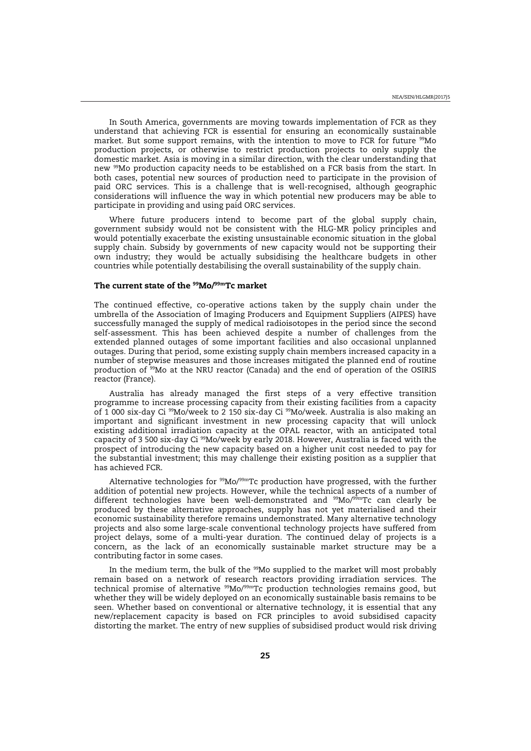In South America, governments are moving towards implementation of FCR as they understand that achieving FCR is essential for ensuring an economically sustainable market. But some support remains, with the intention to move to FCR for future $^{99}$Mo production projects, or otherwise to restrict production projects to only supply the domestic market. Asia is moving in a similar direction, with the clear understanding that new $^{99}$Mo production capacity needs to be established on a FCR basis from the start. In both cases, potential new sources of production need to participate in the provision of paid ORC services. This is a challenge that is well-recognised, although geographic considerations will influence the way in which potential new producers may be able to participate in providing and using paid ORC services.

Where future producers intend to become part of the global supply chain, government subsidy would not be consistent with the HLG-MR policy principles and would potentially exacerbate the existing unsustainable economic situation in the global supply chain. Subsidy by governments of new capacity would not be supporting their own industry; they would be actually subsidising the healthcare budgets in other countries while potentially destabilising the overall sustainability of the supply chain.

### The current state of the $^{99}$Mo/$^{99m}$Tc market

The continued effective, co-operative actions taken by the supply chain under the umbrella of the Association of Imaging Producers and Equipment Suppliers (AIPES) have successfully managed the supply of medical radioisotopes in the period since the second self-assessment. This has been achieved despite a number of challenges from the extended planned outages of some important facilities and also occasional unplanned outages. During that period, some existing supply chain members increased capacity in a number of stepwise measures and those increases mitigated the planned end of routine production of $^{99}$Mo at the NRU reactor (Canada) and the end of operation of the OSIRIS reactor (France).

Australia has already managed the first steps of a very effective transition programme to increase processing capacity from their existing facilities from a capacity of 1 000 six-day Ci $^{99}$Mo/week to 2 150 six-day Ci $^{99}$Mo/week. Australia is also making an important and significant investment in new processing capacity that will unlock existing additional irradiation capacity at the OPAL reactor, with an anticipated total capacity of 3 500 six-day Ci $^{99}$Mo/week by early 2018. However, Australia is faced with the prospect of introducing the new capacity based on a higher unit cost needed to pay for the substantial investment; this may challenge their existing position as a supplier that has achieved FCR.

Alternative technologies for $^{99}$Mo/$^{99m}$Tc production have progressed, with the further addition of potential new projects. However, while the technical aspects of a number of different technologies have been well-demonstrated and $^{99}$Mo/$^{99m}$Tc can clearly be produced by these alternative approaches, supply has not yet materialised and their economic sustainability therefore remains undemonstrated. Many alternative technology projects and also some large-scale conventional technology projects have suffered from project delays, some of a multi-year duration. The continued delay of projects is a concern, as the lack of an economically sustainable market structure may be a contributing factor in some cases.

In the medium term, the bulk of the $^{99}$Mo supplied to the market will most probably remain based on a network of research reactors providing irradiation services. The technical promise of alternative $^{99}$Mo/$^{99m}$Tc production technologies remains good, but whether they will be widely deployed on an economically sustainable basis remains to be seen. Whether based on conventional or alternative technology, it is essential that any new/replacement capacity is based on FCR principles to avoid subsidised capacity distorting the market. The entry of new supplies of subsidised product would risk driving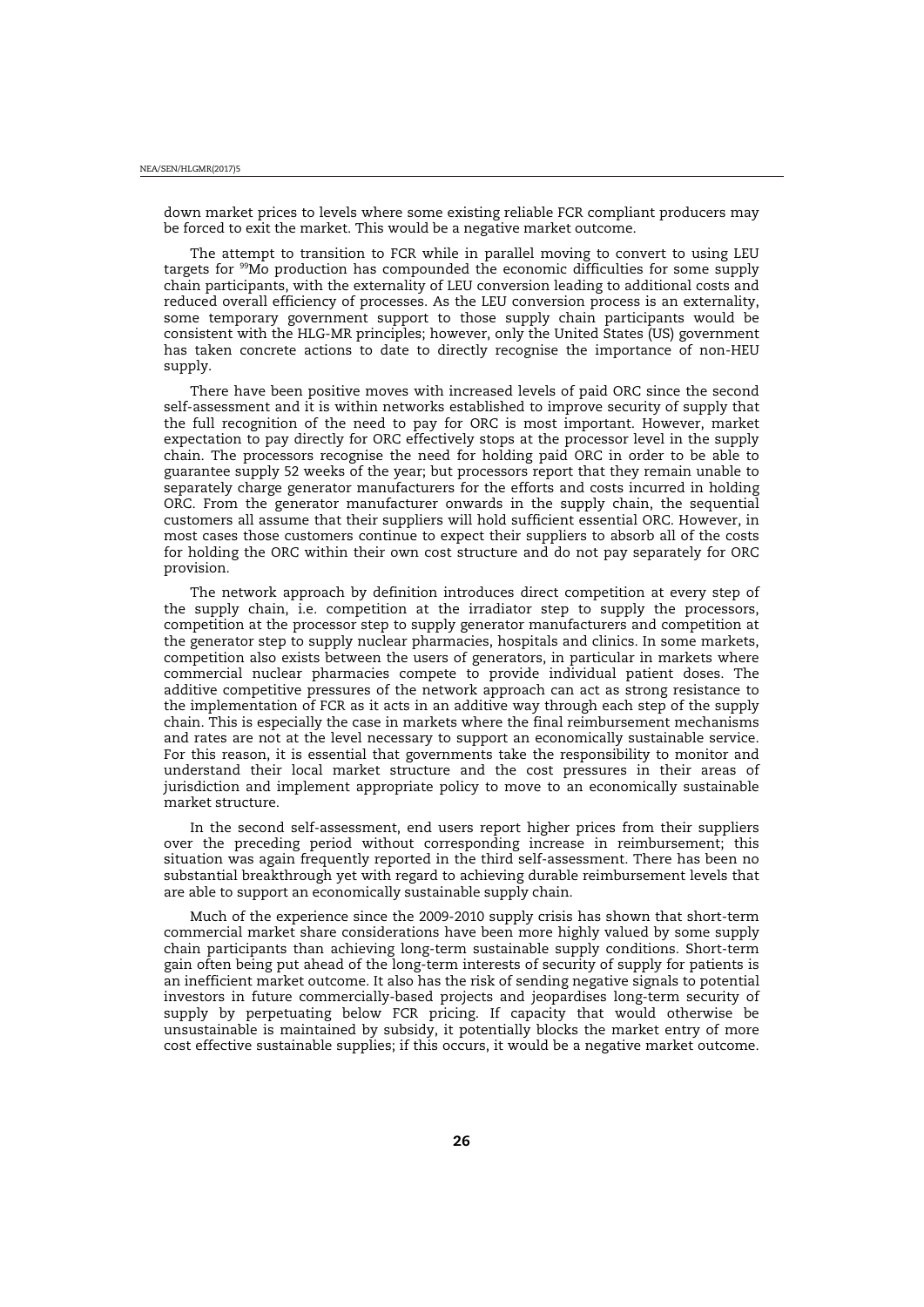down market prices to levels where some existing reliable FCR compliant producers may be forced to exit the market. This would be a negative market outcome.

The attempt to transition to FCR while in parallel moving to convert to using LEU targets for $^{99}$Mo production has compounded the economic difficulties for some supply chain participants, with the externality of LEU conversion leading to additional costs and reduced overall efficiency of processes. As the LEU conversion process is an externality, some temporary government support to those supply chain participants would be consistent with the HLG-MR principles; however, only the United States (US) government has taken concrete actions to date to directly recognise the importance of non-HEU supply.

There have been positive moves with increased levels of paid ORC since the second self-assessment and it is within networks established to improve security of supply that the full recognition of the need to pay for ORC is most important. However, market expectation to pay directly for ORC effectively stops at the processor level in the supply chain. The processors recognise the need for holding paid ORC in order to be able to guarantee supply 52 weeks of the year; but processors report that they remain unable to separately charge generator manufacturers for the efforts and costs incurred in holding ORC. From the generator manufacturer onwards in the supply chain, the sequential customers all assume that their suppliers will hold sufficient essential ORC. However, in most cases those customers continue to expect their suppliers to absorb all of the costs for holding the ORC within their own cost structure and do not pay separately for ORC provision.

The network approach by definition introduces direct competition at every step of the supply chain, i.e. competition at the irradiator step to supply the processors, competition at the processor step to supply generator manufacturers and competition at the generator step to supply nuclear pharmacies, hospitals and clinics. In some markets, competition also exists between the users of generators, in particular in markets where commercial nuclear pharmacies compete to provide individual patient doses. The additive competitive pressures of the network approach can act as strong resistance to the implementation of FCR as it acts in an additive way through each step of the supply chain. This is especially the case in markets where the final reimbursement mechanisms and rates are not at the level necessary to support an economically sustainable service. For this reason, it is essential that governments take the responsibility to monitor and understand their local market structure and the cost pressures in their areas of jurisdiction and implement appropriate policy to move to an economically sustainable market structure.

In the second self-assessment, end users report higher prices from their suppliers over the preceding period without corresponding increase in reimbursement; this situation was again frequently reported in the third self-assessment. There has been no substantial breakthrough yet with regard to achieving durable reimbursement levels that are able to support an economically sustainable supply chain.

Much of the experience since the 2009-2010 supply crisis has shown that short-term commercial market share considerations have been more highly valued by some supply chain participants than achieving long-term sustainable supply conditions. Short-term gain often being put ahead of the long-term interests of security of supply for patients is an inefficient market outcome. It also has the risk of sending negative signals to potential investors in future commercially-based projects and jeopardises long-term security of supply by perpetuating below FCR pricing. If capacity that would otherwise be unsustainable is maintained by subsidy, it potentially blocks the market entry of more cost effective sustainable supplies; if this occurs, it would be a negative market outcome.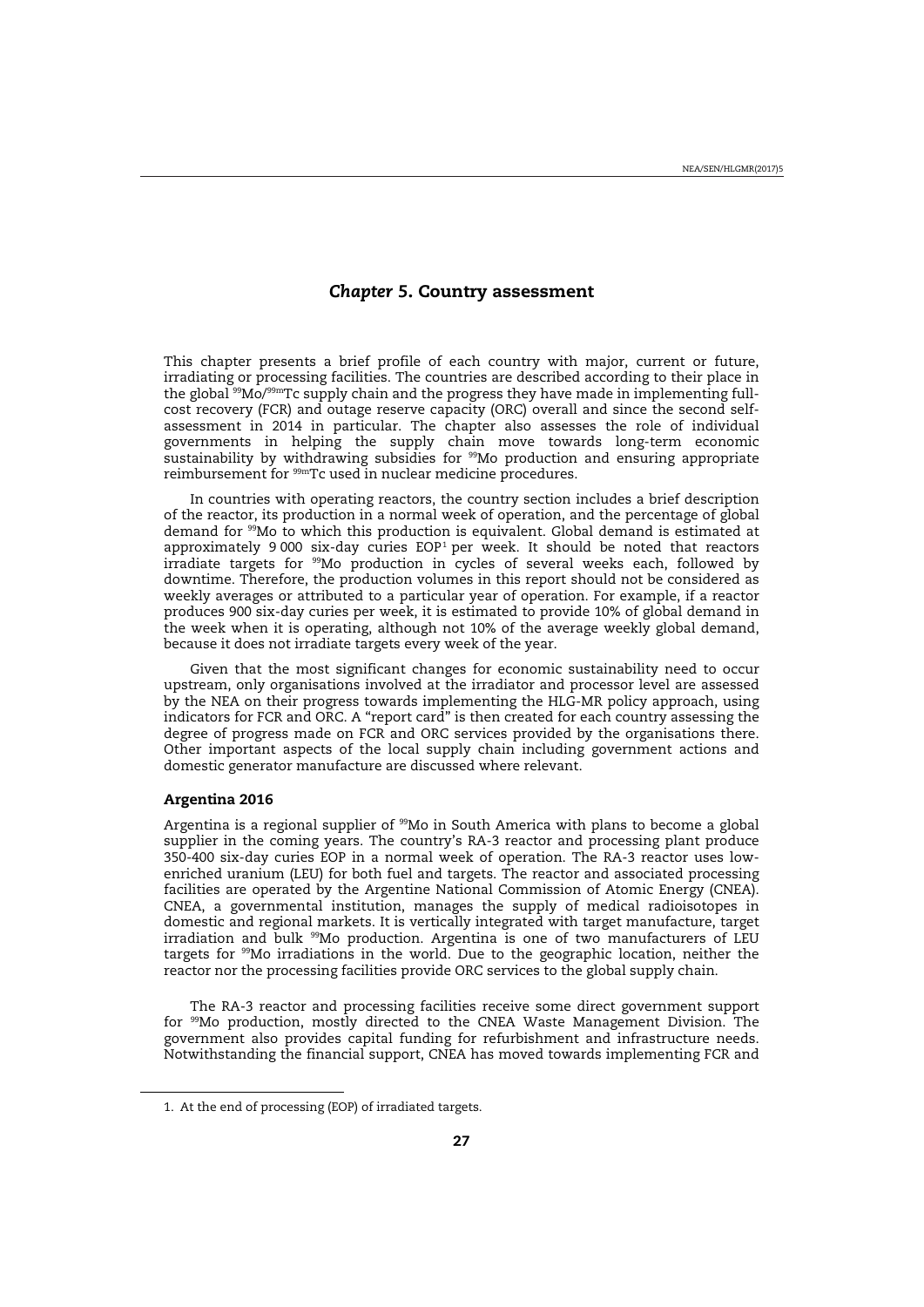## *Chapter* 5. Country assessment

This chapter presents a brief profile of each country with major, current or future, irradiating or processing facilities. The countries are described according to their place in the global $^{99}$Mo/$^{99m}$Tc supply chain and the progress they have made in implementing full-cost recovery (FCR) and outage reserve capacity (ORC) overall and since the second self-assessment in 2014 in particular. The chapter also assesses the role of individual governments in helping the supply chain move towards long-term economic sustainability by withdrawing subsidies for $^{99}$Mo production and ensuring appropriate reimbursement for $^{99m}$Tc used in nuclear medicine procedures.

In countries with operating reactors, the country section includes a brief description of the reactor, its production in a normal week of operation, and the percentage of global demand for $^{99}$Mo to which this production is equivalent. Global demand is estimated at approximately 9 000 six-day curies EOP[1] per week. It should be noted that reactors irradiate targets for $^{99}$Mo production in cycles of several weeks each, followed by downtime. Therefore, the production volumes in this report should not be considered as weekly averages or attributed to a particular year of operation. For example, if a reactor produces 900 six-day curies per week, it is estimated to provide 10% of global demand in the week when it is operating, although not 10% of the average weekly global demand, because it does not irradiate targets every week of the year.

Given that the most significant changes for economic sustainability need to occur upstream, only organisations involved at the irradiator and processor level are assessed by the NEA on their progress towards implementing the HLG-MR policy approach, using indicators for FCR and ORC. A "report card" is then created for each country assessing the degree of progress made on FCR and ORC services provided by the organisations there. Other important aspects of the local supply chain including government actions and domestic generator manufacture are discussed where relevant.

### Argentina 2016

Argentina is a regional supplier of $^{99}$Mo in South America with plans to become a global supplier in the coming years. The country's RA-3 reactor and processing plant produce 350-400 six-day curies EOP in a normal week of operation. The RA-3 reactor uses low-enriched uranium (LEU) for both fuel and targets. The reactor and associated processing facilities are operated by the Argentine National Commission of Atomic Energy (CNEA). CNEA, a governmental institution, manages the supply of medical radioisotopes in domestic and regional markets. It is vertically integrated with target manufacture, target irradiation and bulk $^{99}$Mo production. Argentina is one of two manufacturers of LEU targets for $^{99}$Mo irradiations in the world. Due to the geographic location, neither the reactor nor the processing facilities provide ORC services to the global supply chain.

The RA-3 reactor and processing facilities receive some direct government support for $^{99}$Mo production, mostly directed to the CNEA Waste Management Division. The government also provides capital funding for refurbishment and infrastructure needs. Notwithstanding the financial support, CNEA has moved towards implementing FCR and

1. At the end of processing (EOP) of irradiated targets.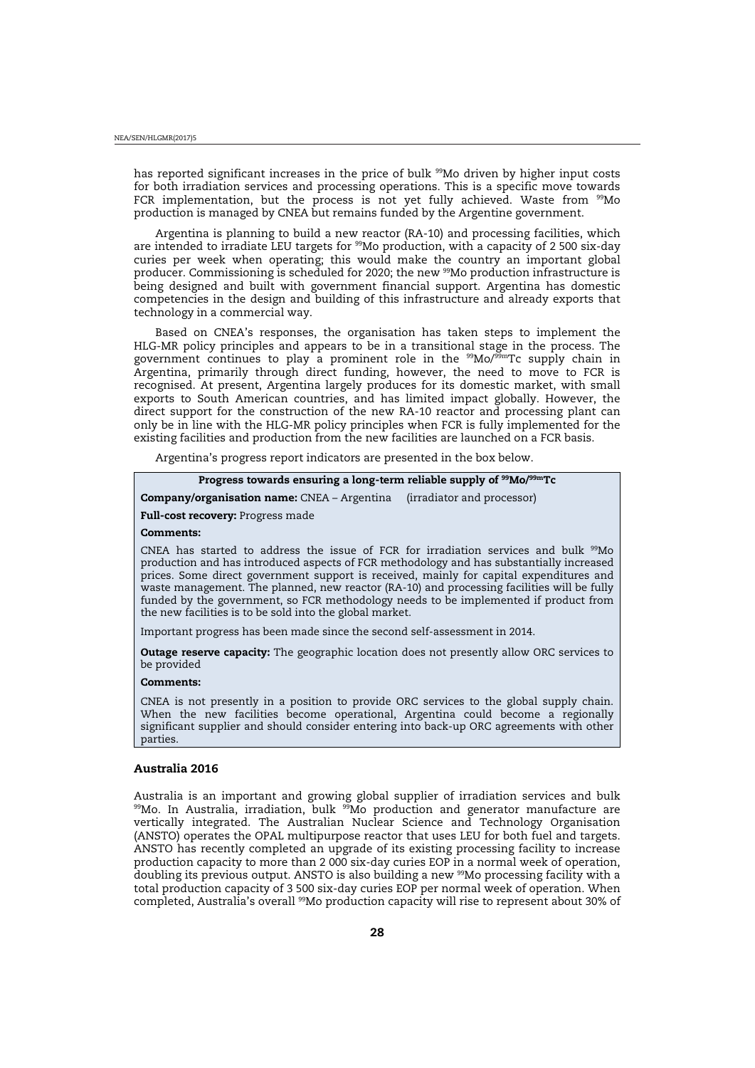has reported significant increases in the price of bulk $^{99}$Mo driven by higher input costs for both irradiation services and processing operations. This is a specific move towards FCR implementation, but the process is not yet fully achieved. Waste from $^{99}$Mo production is managed by CNEA but remains funded by the Argentine government.

Argentina is planning to build a new reactor (RA-10) and processing facilities, which are intended to irradiate LEU targets for $^{99}$Mo production, with a capacity of 2 500 six-day curies per week when operating; this would make the country an important global producer. Commissioning is scheduled for 2020; the new $^{99}$Mo production infrastructure is being designed and built with government financial support. Argentina has domestic competencies in the design and building of this infrastructure and already exports that technology in a commercial way.

Based on CNEA's responses, the organisation has taken steps to implement the HLG-MR policy principles and appears to be in a transitional stage in the process. The government continues to play a prominent role in the $^{99}$Mo/$^{99m}$Tc supply chain in Argentina, primarily through direct funding, however, the need to move to FCR is recognised. At present, Argentina largely produces for its domestic market, with small exports to South American countries, and has limited impact globally. However, the direct support for the construction of the new RA-10 reactor and processing plant can only be in line with the HLG-MR policy principles when FCR is fully implemented for the existing facilities and production from the new facilities are launched on a FCR basis.

Argentina's progress report indicators are presented in the box below.

**Progress towards ensuring a long-term reliable supply of $^{99}$Mo/$^{99m}$Tc**

**Company/organisation name:** CNEA – Argentina (irradiator and processor)

**Full-cost recovery:** Progress made

**Comments:**

CNEA has started to address the issue of FCR for irradiation services and bulk $^{99}$Mo production and has introduced aspects of FCR methodology and has substantially increased prices. Some direct government support is received, mainly for capital expenditures and waste management. The planned, new reactor (RA-10) and processing facilities will be fully funded by the government, so FCR methodology needs to be implemented if product from the new facilities is to be sold into the global market.

Important progress has been made since the second self-assessment in 2014.

**Outage reserve capacity:** The geographic location does not presently allow ORC services to be provided

**Comments:**

CNEA is not presently in a position to provide ORC services to the global supply chain. When the new facilities become operational, Argentina could become a regionally significant supplier and should consider entering into back-up ORC agreements with other parties.

### Australia 2016

Australia is an important and growing global supplier of irradiation services and bulk $^{99}$Mo. In Australia, irradiation, bulk $^{99}$Mo production and generator manufacture are vertically integrated. The Australian Nuclear Science and Technology Organisation (ANSTO) operates the OPAL multipurpose reactor that uses LEU for both fuel and targets. ANSTO has recently completed an upgrade of its existing processing facility to increase production capacity to more than 2 000 six-day curies EOP in a normal week of operation, doubling its previous output. ANSTO is also building a new $^{99}$Mo processing facility with a total production capacity of 3 500 six-day curies EOP per normal week of operation. When completed, Australia's overall $^{99}$Mo production capacity will rise to represent about 30% of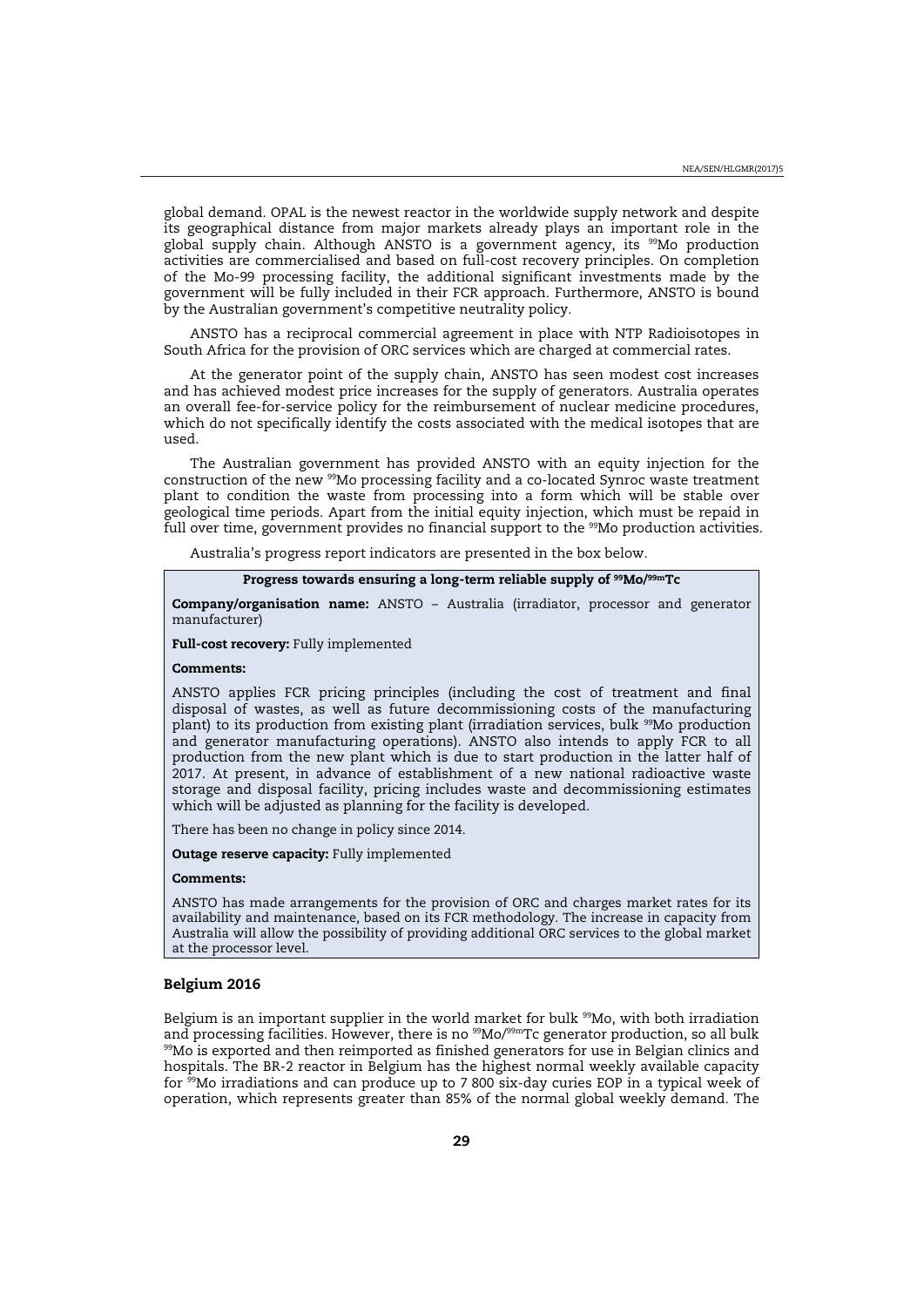global demand. OPAL is the newest reactor in the worldwide supply network and despite its geographical distance from major markets already plays an important role in the global supply chain. Although ANSTO is a government agency, its $^{99}$Mo production activities are commercialised and based on full-cost recovery principles. On completion of the Mo-99 processing facility, the additional significant investments made by the government will be fully included in their FCR approach. Furthermore, ANSTO is bound by the Australian government's competitive neutrality policy.

ANSTO has a reciprocal commercial agreement in place with NTP Radioisotopes in South Africa for the provision of ORC services which are charged at commercial rates.

At the generator point of the supply chain, ANSTO has seen modest cost increases and has achieved modest price increases for the supply of generators. Australia operates an overall fee-for-service policy for the reimbursement of nuclear medicine procedures, which do not specifically identify the costs associated with the medical isotopes that are used.

The Australian government has provided ANSTO with an equity injection for the construction of the new $^{99}$Mo processing facility and a co-located Synroc waste treatment plant to condition the waste from processing into a form which will be stable over geological time periods. Apart from the initial equity injection, which must be repaid in full over time, government provides no financial support to the $^{99}$Mo production activities.

Australia's progress report indicators are presented in the box below.

**Progress towards ensuring a long-term reliable supply of $^{99}$Mo/$^{99m}$Tc**

**Company/organisation name:** ANSTO – Australia (irradiator, processor and generator manufacturer)

**Full-cost recovery:** Fully implemented

**Comments:**

ANSTO applies FCR pricing principles (including the cost of treatment and final disposal of wastes, as well as future decommissioning costs of the manufacturing plant) to its production from existing plant (irradiation services, bulk $^{99}$Mo production and generator manufacturing operations). ANSTO also intends to apply FCR to all production from the new plant which is due to start production in the latter half of 2017. At present, in advance of establishment of a new national radioactive waste storage and disposal facility, pricing includes waste and decommissioning estimates which will be adjusted as planning for the facility is developed.

There has been no change in policy since 2014.

**Outage reserve capacity:** Fully implemented

**Comments:**

ANSTO has made arrangements for the provision of ORC and charges market rates for its availability and maintenance, based on its FCR methodology. The increase in capacity from Australia will allow the possibility of providing additional ORC services to the global market at the processor level.

### Belgium 2016

Belgium is an important supplier in the world market for bulk $^{99}$Mo, with both irradiation and processing facilities. However, there is no $^{99}$Mo/$^{99m}$Tc generator production, so all bulk $^{99}$Mo is exported and then reimported as finished generators for use in Belgian clinics and hospitals. The BR-2 reactor in Belgium has the highest normal weekly available capacity for $^{99}$Mo irradiations and can produce up to 7 800 six-day curies EOP in a typical week of operation, which represents greater than 85% of the normal global weekly demand. The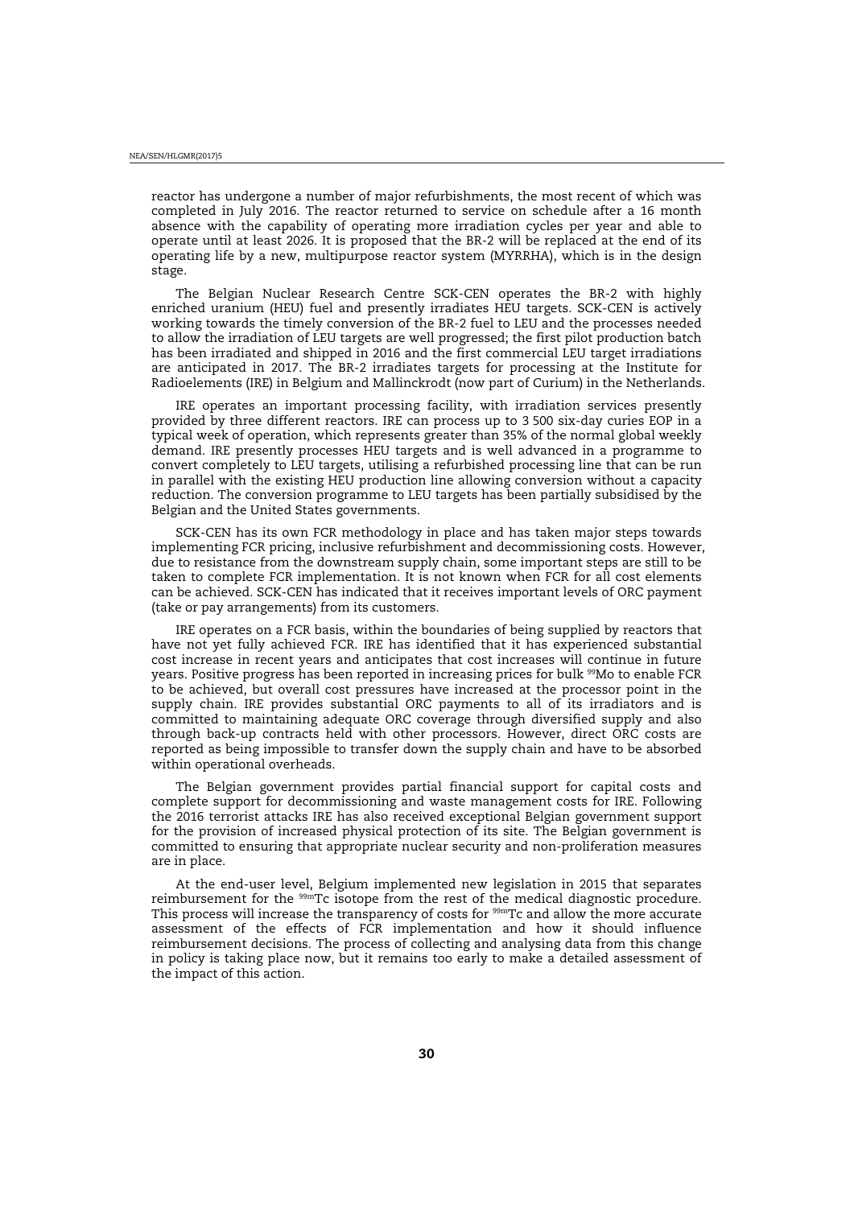reactor has undergone a number of major refurbishments, the most recent of which was completed in July 2016. The reactor returned to service on schedule after a 16 month absence with the capability of operating more irradiation cycles per year and able to operate until at least 2026. It is proposed that the BR-2 will be replaced at the end of its operating life by a new, multipurpose reactor system (MYRRHA), which is in the design stage.

The Belgian Nuclear Research Centre SCK-CEN operates the BR-2 with highly enriched uranium (HEU) fuel and presently irradiates HEU targets. SCK-CEN is actively working towards the timely conversion of the BR-2 fuel to LEU and the processes needed to allow the irradiation of LEU targets are well progressed; the first pilot production batch has been irradiated and shipped in 2016 and the first commercial LEU target irradiations are anticipated in 2017. The BR-2 irradiates targets for processing at the Institute for Radioelements (IRE) in Belgium and Mallinckrodt (now part of Curium) in the Netherlands.

IRE operates an important processing facility, with irradiation services presently provided by three different reactors. IRE can process up to 3 500 six-day curies EOP in a typical week of operation, which represents greater than 35% of the normal global weekly demand. IRE presently processes HEU targets and is well advanced in a programme to convert completely to LEU targets, utilising a refurbished processing line that can be run in parallel with the existing HEU production line allowing conversion without a capacity reduction. The conversion programme to LEU targets has been partially subsidised by the Belgian and the United States governments.

SCK-CEN has its own FCR methodology in place and has taken major steps towards implementing FCR pricing, inclusive refurbishment and decommissioning costs. However, due to resistance from the downstream supply chain, some important steps are still to be taken to complete FCR implementation. It is not known when FCR for all cost elements can be achieved. SCK-CEN has indicated that it receives important levels of ORC payment (take or pay arrangements) from its customers.

IRE operates on a FCR basis, within the boundaries of being supplied by reactors that have not yet fully achieved FCR. IRE has identified that it has experienced substantial cost increase in recent years and anticipates that cost increases will continue in future years. Positive progress has been reported in increasing prices for bulk $^{99}$Mo to enable FCR to be achieved, but overall cost pressures have increased at the processor point in the supply chain. IRE provides substantial ORC payments to all of its irradiators and is committed to maintaining adequate ORC coverage through diversified supply and also through back-up contracts held with other processors. However, direct ORC costs are reported as being impossible to transfer down the supply chain and have to be absorbed within operational overheads.

The Belgian government provides partial financial support for capital costs and complete support for decommissioning and waste management costs for IRE. Following the 2016 terrorist attacks IRE has also received exceptional Belgian government support for the provision of increased physical protection of its site. The Belgian government is committed to ensuring that appropriate nuclear security and non-proliferation measures are in place.

At the end-user level, Belgium implemented new legislation in 2015 that separates reimbursement for the $^{99m}$Tc isotope from the rest of the medical diagnostic procedure. This process will increase the transparency of costs for $^{99m}$Tc and allow the more accurate assessment of the effects of FCR implementation and how it should influence reimbursement decisions. The process of collecting and analysing data from this change in policy is taking place now, but it remains too early to make a detailed assessment of the impact of this action.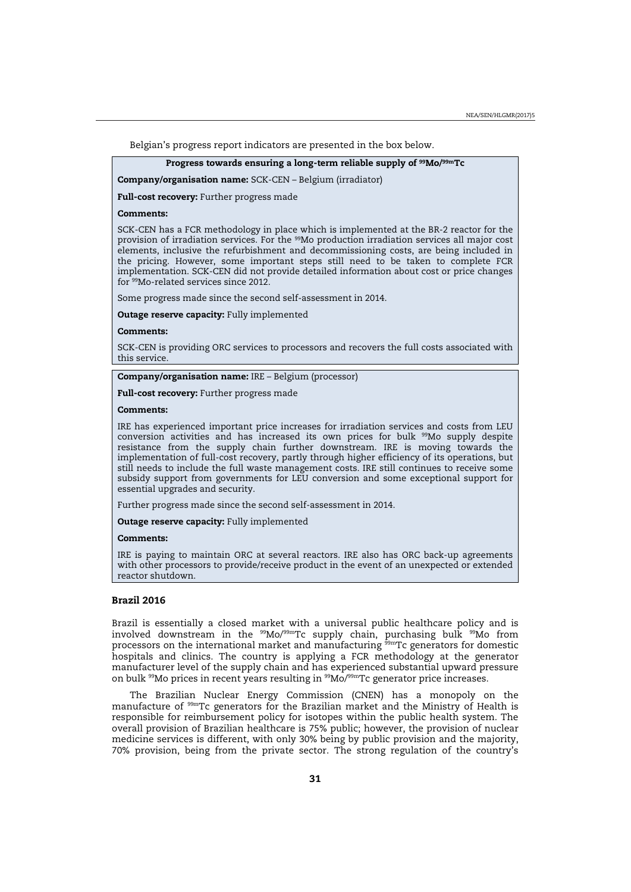Belgian's progress report indicators are presented in the box below.

**Progress towards ensuring a long-term reliable supply of $^{99}$Mo/$^{99m}$Tc**

**Company/organisation name:** SCK-CEN – Belgium (irradiator)

**Full-cost recovery:** Further progress made

**Comments:**

SCK-CEN has a FCR methodology in place which is implemented at the BR-2 reactor for the provision of irradiation services. For the $^{99}$Mo production irradiation services all major cost elements, inclusive the refurbishment and decommissioning costs, are being included in the pricing. However, some important steps still need to be taken to complete FCR implementation. SCK-CEN did not provide detailed information about cost or price changes for $^{99}$Mo-related services since 2012.

Some progress made since the second self-assessment in 2014.

**Outage reserve capacity:** Fully implemented

**Comments:**

SCK-CEN is providing ORC services to processors and recovers the full costs associated with this service.

**Company/organisation name:** IRE – Belgium (processor)

**Full-cost recovery:** Further progress made

**Comments:**

IRE has experienced important price increases for irradiation services and costs from LEU conversion activities and has increased its own prices for bulk $^{99}$Mo supply despite resistance from the supply chain further downstream. IRE is moving towards the implementation of full-cost recovery, partly through higher efficiency of its operations, but still needs to include the full waste management costs. IRE still continues to receive some subsidy support from governments for LEU conversion and some exceptional support for essential upgrades and security.

Further progress made since the second self-assessment in 2014.

**Outage reserve capacity:** Fully implemented

**Comments:**

IRE is paying to maintain ORC at several reactors. IRE also has ORC back-up agreements with other processors to provide/receive product in the event of an unexpected or extended reactor shutdown.

### Brazil 2016

Brazil is essentially a closed market with a universal public healthcare policy and is involved downstream in the $^{99}$Mo/$^{99m}$Tc supply chain, purchasing bulk $^{99}$Mo from processors on the international market and manufacturing $^{99m}$Tc generators for domestic hospitals and clinics. The country is applying a FCR methodology at the generator manufacturer level of the supply chain and has experienced substantial upward pressure on bulk $^{99}$Mo prices in recent years resulting in $^{99}$Mo/$^{99m}$Tc generator price increases.

The Brazilian Nuclear Energy Commission (CNEN) has a monopoly on the manufacture of $^{99m}$Tc generators for the Brazilian market and the Ministry of Health is responsible for reimbursement policy for isotopes within the public health system. The overall provision of Brazilian healthcare is 75% public; however, the provision of nuclear medicine services is different, with only 30% being by public provision and the majority, 70% provision, being from the private sector. The strong regulation of the country's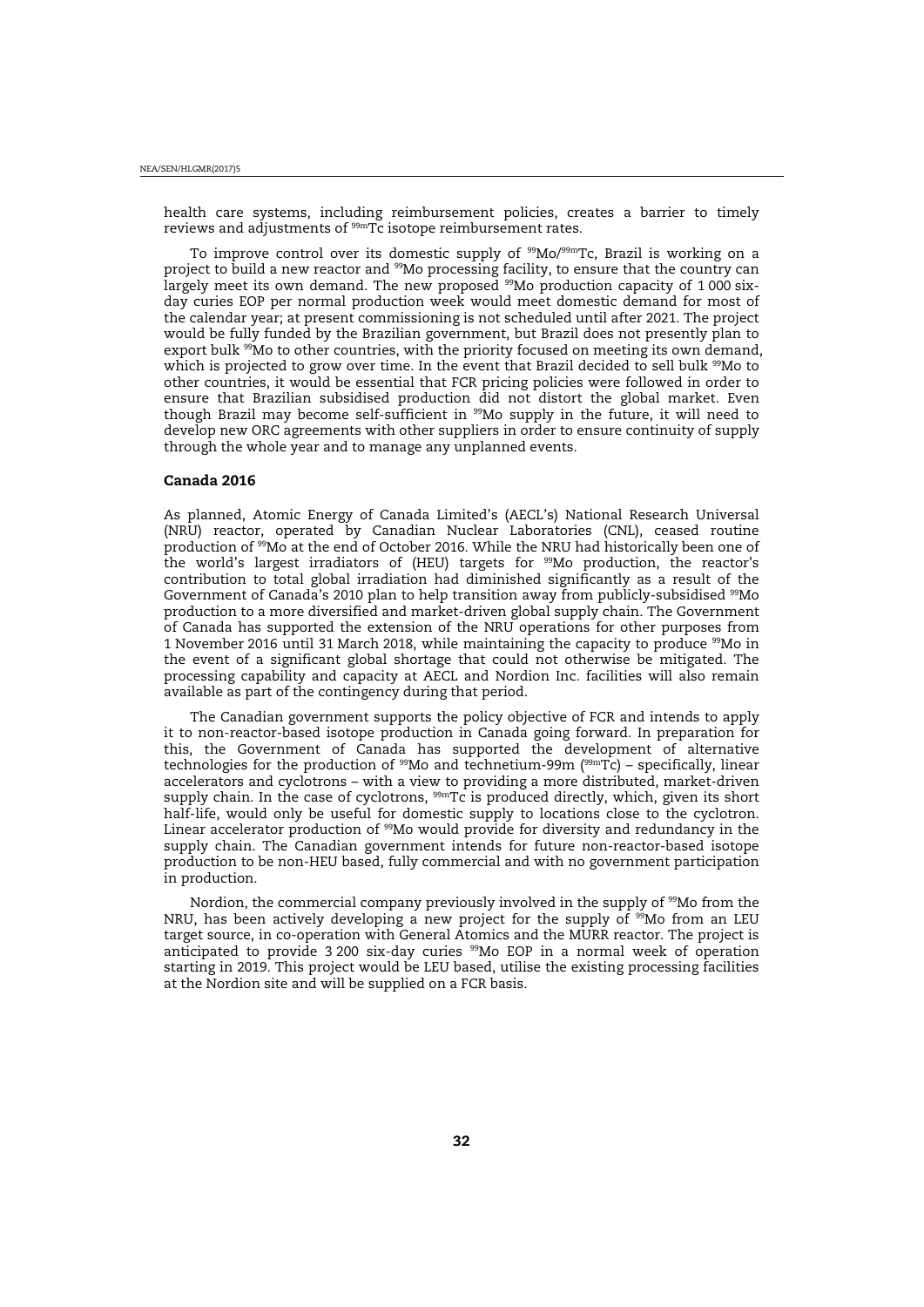health care systems, including reimbursement policies, creates a barrier to timely reviews and adjustments of $^{99m}$Tc isotope reimbursement rates.

To improve control over its domestic supply of $^{99}$Mo/$^{99m}$Tc, Brazil is working on a project to build a new reactor and $^{99}$Mo processing facility, to ensure that the country can largely meet its own demand. The new proposed $^{99}$Mo production capacity of 1 000 six-day curies EOP per normal production week would meet domestic demand for most of the calendar year; at present commissioning is not scheduled until after 2021. The project would be fully funded by the Brazilian government, but Brazil does not presently plan to export bulk $^{99}$Mo to other countries, with the priority focused on meeting its own demand, which is projected to grow over time. In the event that Brazil decided to sell bulk $^{99}$Mo to other countries, it would be essential that FCR pricing policies were followed in order to ensure that Brazilian subsidised production did not distort the global market. Even though Brazil may become self-sufficient in $^{99}$Mo supply in the future, it will need to develop new ORC agreements with other suppliers in order to ensure continuity of supply through the whole year and to manage any unplanned events.

### Canada 2016

As planned, Atomic Energy of Canada Limited's (AECL's) National Research Universal (NRU) reactor, operated by Canadian Nuclear Laboratories (CNL), ceased routine production of $^{99}$Mo at the end of October 2016. While the NRU had historically been one of the world's largest irradiators of (HEU) targets for $^{99}$Mo production, the reactor's contribution to total global irradiation had diminished significantly as a result of the Government of Canada's 2010 plan to help transition away from publicly-subsidised $^{99}$Mo production to a more diversified and market-driven global supply chain. The Government of Canada has supported the extension of the NRU operations for other purposes from 1 November 2016 until 31 March 2018, while maintaining the capacity to produce $^{99}$Mo in the event of a significant global shortage that could not otherwise be mitigated. The processing capability and capacity at AECL and Nordion Inc. facilities will also remain available as part of the contingency during that period.

The Canadian government supports the policy objective of FCR and intends to apply it to non-reactor-based isotope production in Canada going forward. In preparation for this, the Government of Canada has supported the development of alternative technologies for the production of $^{99}$Mo and technetium-99m ($^{99m}$Tc) – specifically, linear accelerators and cyclotrons – with a view to providing a more distributed, market-driven supply chain. In the case of cyclotrons, $^{99m}$Tc is produced directly, which, given its short half-life, would only be useful for domestic supply to locations close to the cyclotron. Linear accelerator production of $^{99}$Mo would provide for diversity and redundancy in the supply chain. The Canadian government intends for future non-reactor-based isotope production to be non-HEU based, fully commercial and with no government participation in production.

Nordion, the commercial company previously involved in the supply of $^{99}$Mo from the NRU, has been actively developing a new project for the supply of $^{99}$Mo from an LEU target source, in co-operation with General Atomics and the MURR reactor. The project is anticipated to provide 3 200 six-day curies $^{99}$Mo EOP in a normal week of operation starting in 2019. This project would be LEU based, utilise the existing processing facilities at the Nordion site and will be supplied on a FCR basis.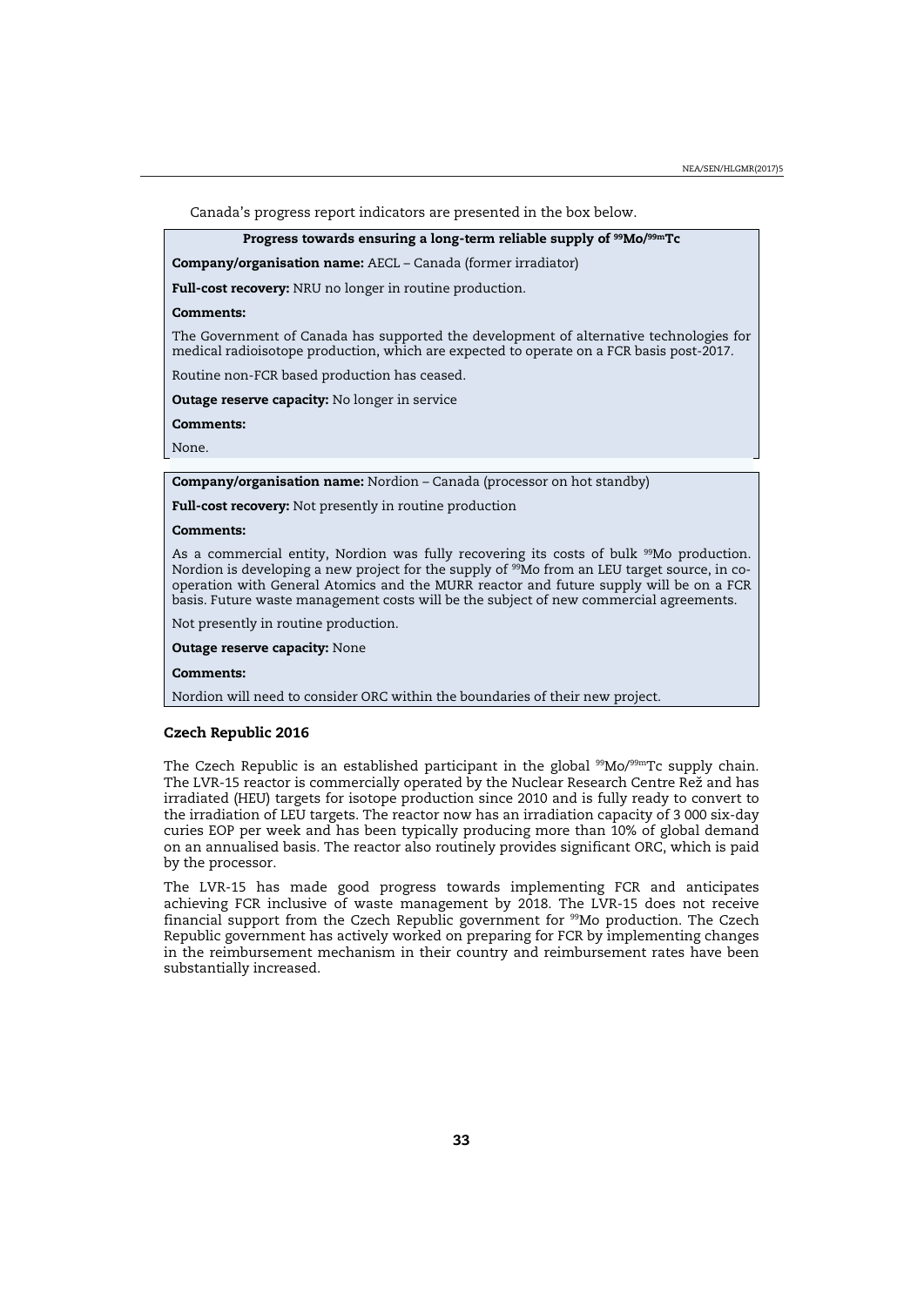Canada's progress report indicators are presented in the box below.

**Progress towards ensuring a long-term reliable supply of $^{99}Mo/^{99m}Tc$**

**Company/organisation name:** AECL – Canada (former irradiator)

**Full-cost recovery:** NRU no longer in routine production.

**Comments:**

The Government of Canada has supported the development of alternative technologies for medical radioisotope production, which are expected to operate on a FCR basis post-2017.

Routine non-FCR based production has ceased.

**Outage reserve capacity:** No longer in service

**Comments:**

None.

**Company/organisation name:** Nordion – Canada (processor on hot standby)

**Full-cost recovery:** Not presently in routine production

**Comments:**

As a commercial entity, Nordion was fully recovering its costs of bulk $^{99}Mo$ production. Nordion is developing a new project for the supply of $^{99}Mo$ from an LEU target source, in co-operation with General Atomics and the MURR reactor and future supply will be on a FCR basis. Future waste management costs will be the subject of new commercial agreements.

Not presently in routine production.

**Outage reserve capacity:** None

**Comments:**

Nordion will need to consider ORC within the boundaries of their new project.

### Czech Republic 2016

The Czech Republic is an established participant in the global $^{99}Mo/^{99m}Tc$ supply chain. The LVR-15 reactor is commercially operated by the Nuclear Research Centre Řež and has irradiated (HEU) targets for isotope production since 2010 and is fully ready to convert to the irradiation of LEU targets. The reactor now has an irradiation capacity of 3 000 six-day curies EOP per week and has been typically producing more than 10% of global demand on an annualised basis. The reactor also routinely provides significant ORC, which is paid by the processor.

The LVR-15 has made good progress towards implementing FCR and anticipates achieving FCR inclusive of waste management by 2018. The LVR-15 does not receive financial support from the Czech Republic government for $^{99}Mo$ production. The Czech Republic government has actively worked on preparing for FCR by implementing changes in the reimbursement mechanism in their country and reimbursement rates have been substantially increased.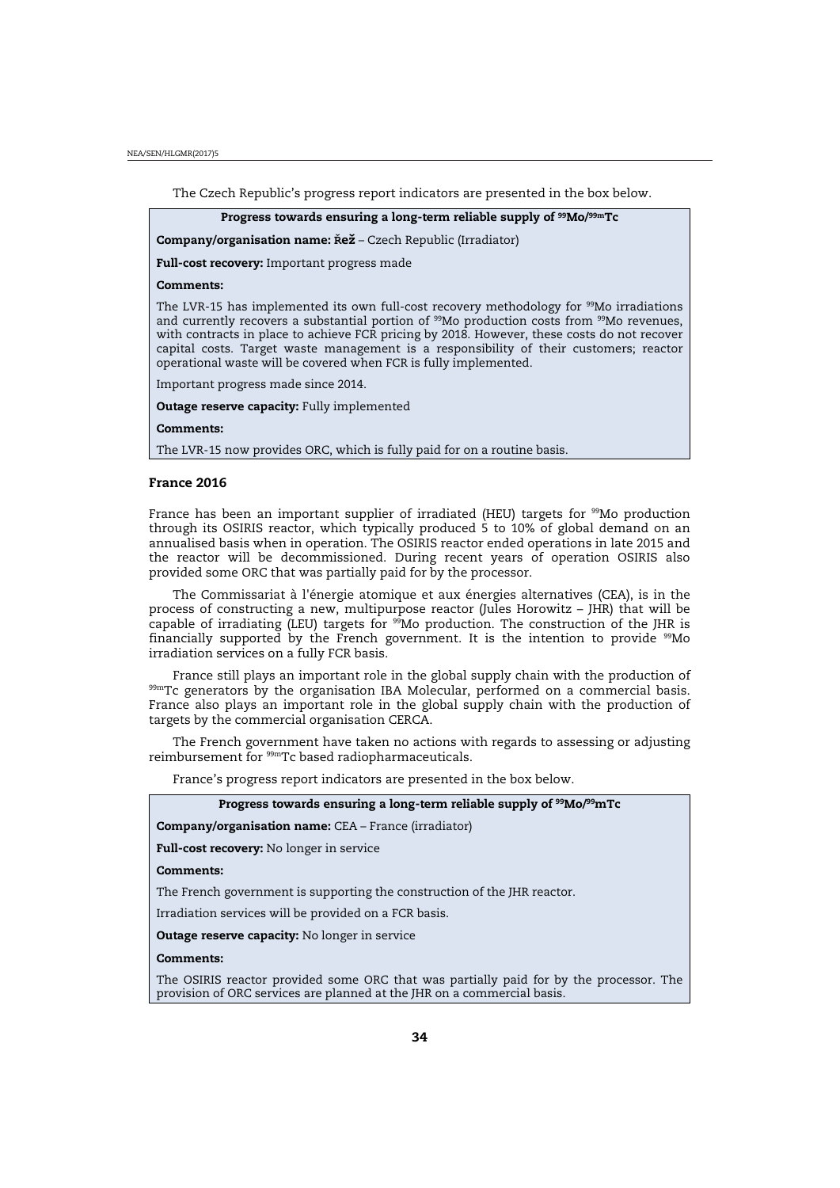The Czech Republic's progress report indicators are presented in the box below.

**Progress towards ensuring a long-term reliable supply of $^{99}$Mo/$^{99m}$Tc**

**Company/organisation name: Řež** – Czech Republic (Irradiator)

**Full-cost recovery:** Important progress made

**Comments:**

The LVR-15 has implemented its own full-cost recovery methodology for $^{99}$Mo irradiations and currently recovers a substantial portion of $^{99}$Mo production costs from $^{99}$Mo revenues, with contracts in place to achieve FCR pricing by 2018. However, these costs do not recover capital costs. Target waste management is a responsibility of their customers; reactor operational waste will be covered when FCR is fully implemented.

Important progress made since 2014.

**Outage reserve capacity:** Fully implemented

**Comments:**

The LVR-15 now provides ORC, which is fully paid for on a routine basis.

### France 2016

France has been an important supplier of irradiated (HEU) targets for $^{99}$Mo production through its OSIRIS reactor, which typically produced 5 to 10% of global demand on an annualised basis when in operation. The OSIRIS reactor ended operations in late 2015 and the reactor will be decommissioned. During recent years of operation OSIRIS also provided some ORC that was partially paid for by the processor.

The Commissariat à l'énergie atomique et aux énergies alternatives (CEA), is in the process of constructing a new, multipurpose reactor (Jules Horowitz – JHR) that will be capable of irradiating (LEU) targets for $^{99}$Mo production. The construction of the JHR is financially supported by the French government. It is the intention to provide $^{99}$Mo irradiation services on a fully FCR basis.

France still plays an important role in the global supply chain with the production of $^{99m}$Tc generators by the organisation IBA Molecular, performed on a commercial basis. France also plays an important role in the global supply chain with the production of targets by the commercial organisation CERCA.

The French government have taken no actions with regards to assessing or adjusting reimbursement for $^{99m}$Tc based radiopharmaceuticals.

France's progress report indicators are presented in the box below.

**Progress towards ensuring a long-term reliable supply of $^{99}$Mo/$^{99}$mTc**

**Company/organisation name:** CEA – France (irradiator)

**Full-cost recovery:** No longer in service

**Comments:**

The French government is supporting the construction of the JHR reactor.

Irradiation services will be provided on a FCR basis.

**Outage reserve capacity:** No longer in service

**Comments:**

The OSIRIS reactor provided some ORC that was partially paid for by the processor. The provision of ORC services are planned at the JHR on a commercial basis.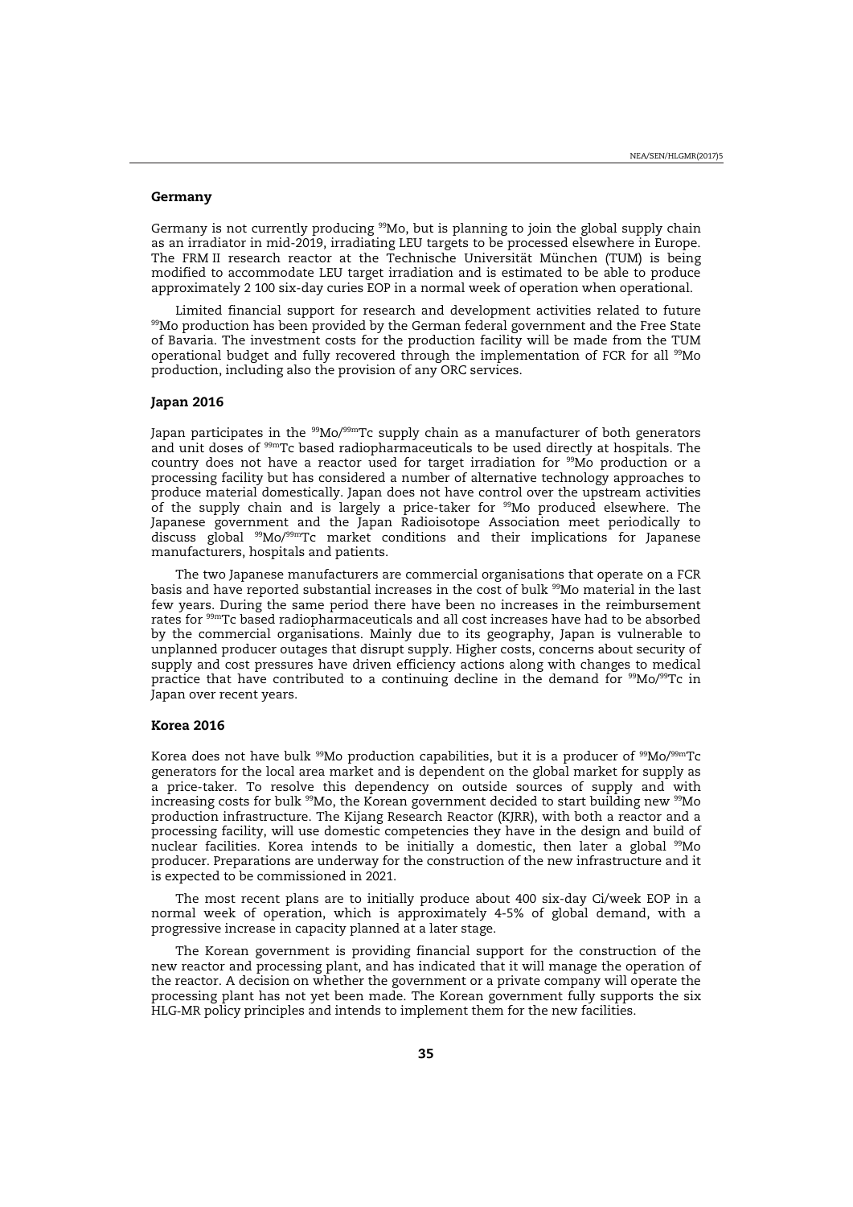## Germany

Germany is not currently producing $^{99}$Mo, but is planning to join the global supply chain as an irradiator in mid-2019, irradiating LEU targets to be processed elsewhere in Europe. The FRM II research reactor at the Technische Universität München (TUM) is being modified to accommodate LEU target irradiation and is estimated to be able to produce approximately 2 100 six-day curies EOP in a normal week of operation when operational.

Limited financial support for research and development activities related to future $^{99}$Mo production has been provided by the German federal government and the Free State of Bavaria. The investment costs for the production facility will be made from the TUM operational budget and fully recovered through the implementation of FCR for all $^{99}$Mo production, including also the provision of any ORC services.

## Japan 2016

Japan participates in the $^{99}$Mo/$^{99m}$Tc supply chain as a manufacturer of both generators and unit doses of $^{99m}$Tc based radiopharmaceuticals to be used directly at hospitals. The country does not have a reactor used for target irradiation for $^{99}$Mo production or a processing facility but has considered a number of alternative technology approaches to produce material domestically. Japan does not have control over the upstream activities of the supply chain and is largely a price-taker for $^{99}$Mo produced elsewhere. The Japanese government and the Japan Radioisotope Association meet periodically to discuss global $^{99}$Mo/$^{99m}$Tc market conditions and their implications for Japanese manufacturers, hospitals and patients.

The two Japanese manufacturers are commercial organisations that operate on a FCR basis and have reported substantial increases in the cost of bulk $^{99}$Mo material in the last few years. During the same period there have been no increases in the reimbursement rates for $^{99m}$Tc based radiopharmaceuticals and all cost increases have had to be absorbed by the commercial organisations. Mainly due to its geography, Japan is vulnerable to unplanned producer outages that disrupt supply. Higher costs, concerns about security of supply and cost pressures have driven efficiency actions along with changes to medical practice that have contributed to a continuing decline in the demand for $^{99}$Mo/$^{99}$Tc in Japan over recent years.

## Korea 2016

Korea does not have bulk $^{99}$Mo production capabilities, but it is a producer of $^{99}$Mo/$^{99m}$Tc generators for the local area market and is dependent on the global market for supply as a price-taker. To resolve this dependency on outside sources of supply and with increasing costs for bulk $^{99}$Mo, the Korean government decided to start building new $^{99}$Mo production infrastructure. The Kijang Research Reactor (KJRR), with both a reactor and a processing facility, will use domestic competencies they have in the design and build of nuclear facilities. Korea intends to be initially a domestic, then later a global $^{99}$Mo producer. Preparations are underway for the construction of the new infrastructure and it is expected to be commissioned in 2021.

The most recent plans are to initially produce about 400 six-day Ci/week EOP in a normal week of operation, which is approximately 4-5% of global demand, with a progressive increase in capacity planned at a later stage.

The Korean government is providing financial support for the construction of the new reactor and processing plant, and has indicated that it will manage the operation of the reactor. A decision on whether the government or a private company will operate the processing plant has not yet been made. The Korean government fully supports the six HLG-MR policy principles and intends to implement them for the new facilities.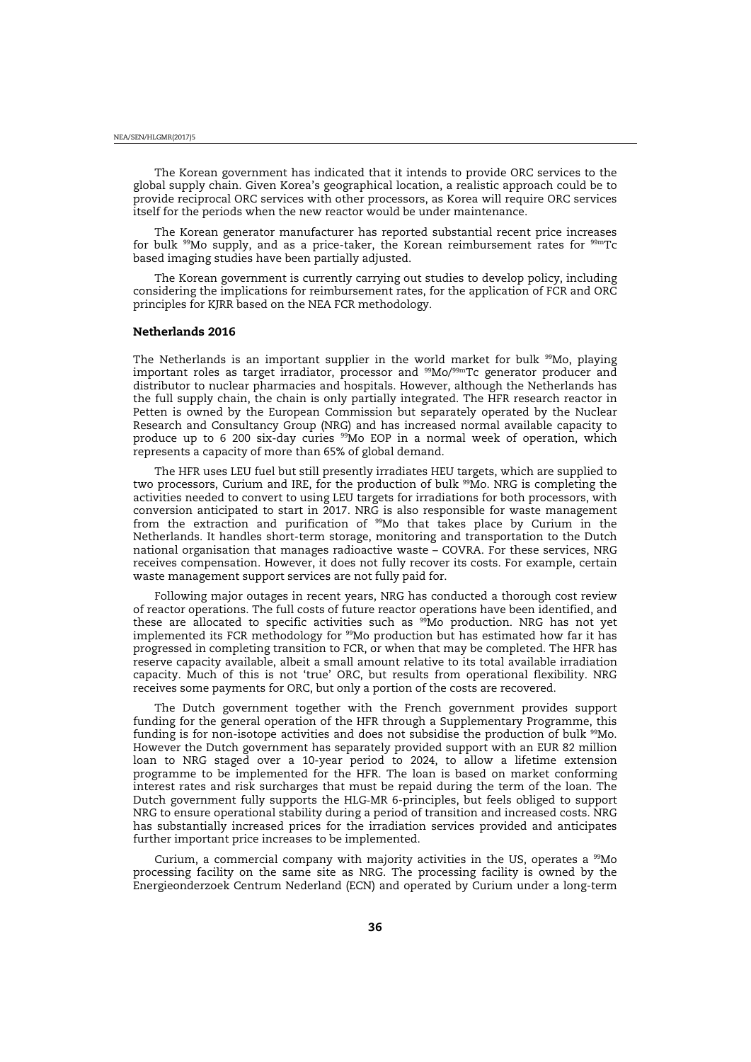The Korean government has indicated that it intends to provide ORC services to the global supply chain. Given Korea's geographical location, a realistic approach could be to provide reciprocal ORC services with other processors, as Korea will require ORC services itself for the periods when the new reactor would be under maintenance.

The Korean generator manufacturer has reported substantial recent price increases for bulk $^{99}$Mo supply, and as a price-taker, the Korean reimbursement rates for $^{99m}$Tc based imaging studies have been partially adjusted.

The Korean government is currently carrying out studies to develop policy, including considering the implications for reimbursement rates, for the application of FCR and ORC principles for KJRR based on the NEA FCR methodology.

### Netherlands 2016

The Netherlands is an important supplier in the world market for bulk $^{99}$Mo, playing important roles as target irradiator, processor and $^{99}$Mo/$^{99m}$Tc generator producer and distributor to nuclear pharmacies and hospitals. However, although the Netherlands has the full supply chain, the chain is only partially integrated. The HFR research reactor in Petten is owned by the European Commission but separately operated by the Nuclear Research and Consultancy Group (NRG) and has increased normal available capacity to produce up to 6 200 six-day curies $^{99}$Mo EOP in a normal week of operation, which represents a capacity of more than 65% of global demand.

The HFR uses LEU fuel but still presently irradiates HEU targets, which are supplied to two processors, Curium and IRE, for the production of bulk $^{99}$Mo. NRG is completing the activities needed to convert to using LEU targets for irradiations for both processors, with conversion anticipated to start in 2017. NRG is also responsible for waste management from the extraction and purification of $^{99}$Mo that takes place by Curium in the Netherlands. It handles short-term storage, monitoring and transportation to the Dutch national organisation that manages radioactive waste – COVRA. For these services, NRG receives compensation. However, it does not fully recover its costs. For example, certain waste management support services are not fully paid for.

Following major outages in recent years, NRG has conducted a thorough cost review of reactor operations. The full costs of future reactor operations have been identified, and these are allocated to specific activities such as $^{99}$Mo production. NRG has not yet implemented its FCR methodology for $^{99}$Mo production but has estimated how far it has progressed in completing transition to FCR, or when that may be completed. The HFR has reserve capacity available, albeit a small amount relative to its total available irradiation capacity. Much of this is not 'true' ORC, but results from operational flexibility. NRG receives some payments for ORC, but only a portion of the costs are recovered.

The Dutch government together with the French government provides support funding for the general operation of the HFR through a Supplementary Programme, this funding is for non-isotope activities and does not subsidise the production of bulk $^{99}$Mo. However the Dutch government has separately provided support with an EUR 82 million loan to NRG staged over a 10-year period to 2024, to allow a lifetime extension programme to be implemented for the HFR. The loan is based on market conforming interest rates and risk surcharges that must be repaid during the term of the loan. The Dutch government fully supports the HLG-MR 6-principles, but feels obliged to support NRG to ensure operational stability during a period of transition and increased costs. NRG has substantially increased prices for the irradiation services provided and anticipates further important price increases to be implemented.

Curium, a commercial company with majority activities in the US, operates a $^{99}$Mo processing facility on the same site as NRG. The processing facility is owned by the Energieonderzoek Centrum Nederland (ECN) and operated by Curium under a long-term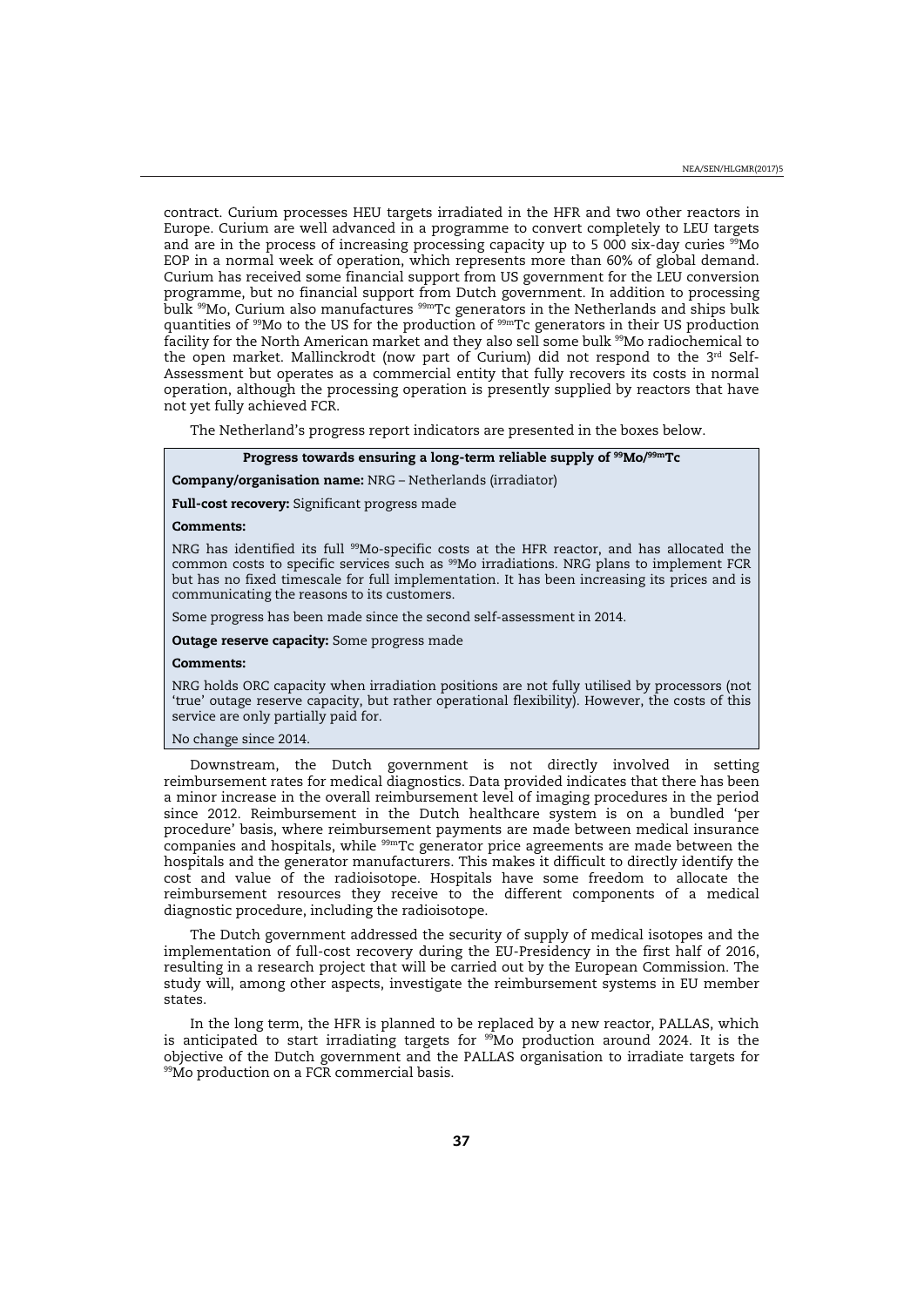contract. Curium processes HEU targets irradiated in the HFR and two other reactors in Europe. Curium are well advanced in a programme to convert completely to LEU targets and are in the process of increasing processing capacity up to 5 000 six-day curies $^{99}$Mo EOP in a normal week of operation, which represents more than 60% of global demand. Curium has received some financial support from US government for the LEU conversion programme, but no financial support from Dutch government. In addition to processing bulk $^{99}$Mo, Curium also manufactures $^{99m}$Tc generators in the Netherlands and ships bulk quantities of $^{99}$Mo to the US for the production of $^{99m}$Tc generators in their US production facility for the North American market and they also sell some bulk $^{99}$Mo radiochemical to the open market. Mallinckrodt (now part of Curium) did not respond to the 3rd Self-Assessment but operates as a commercial entity that fully recovers its costs in normal operation, although the processing operation is presently supplied by reactors that have not yet fully achieved FCR.

The Netherland's progress report indicators are presented in the boxes below.

**Progress towards ensuring a long-term reliable supply of $^{99}$Mo/$^{99m}$Tc**

**Company/organisation name:** NRG – Netherlands (irradiator)

**Full-cost recovery:** Significant progress made

**Comments:**

NRG has identified its full $^{99}$Mo-specific costs at the HFR reactor, and has allocated the common costs to specific services such as $^{99}$Mo irradiations. NRG plans to implement FCR but has no fixed timescale for full implementation. It has been increasing its prices and is communicating the reasons to its customers.

Some progress has been made since the second self-assessment in 2014.

**Outage reserve capacity:** Some progress made

**Comments:**

NRG holds ORC capacity when irradiation positions are not fully utilised by processors (not 'true' outage reserve capacity, but rather operational flexibility). However, the costs of this service are only partially paid for.

No change since 2014.

Downstream, the Dutch government is not directly involved in setting reimbursement rates for medical diagnostics. Data provided indicates that there has been a minor increase in the overall reimbursement level of imaging procedures in the period since 2012. Reimbursement in the Dutch healthcare system is on a bundled 'per procedure' basis, where reimbursement payments are made between medical insurance companies and hospitals, while $^{99m}$Tc generator price agreements are made between the hospitals and the generator manufacturers. This makes it difficult to directly identify the cost and value of the radioisotope. Hospitals have some freedom to allocate the reimbursement resources they receive to the different components of a medical diagnostic procedure, including the radioisotope.

The Dutch government addressed the security of supply of medical isotopes and the implementation of full-cost recovery during the EU-Presidency in the first half of 2016, resulting in a research project that will be carried out by the European Commission. The study will, among other aspects, investigate the reimbursement systems in EU member states.

In the long term, the HFR is planned to be replaced by a new reactor, PALLAS, which is anticipated to start irradiating targets for $^{99}$Mo production around 2024. It is the objective of the Dutch government and the PALLAS organisation to irradiate targets for $^{99}$Mo production on a FCR commercial basis.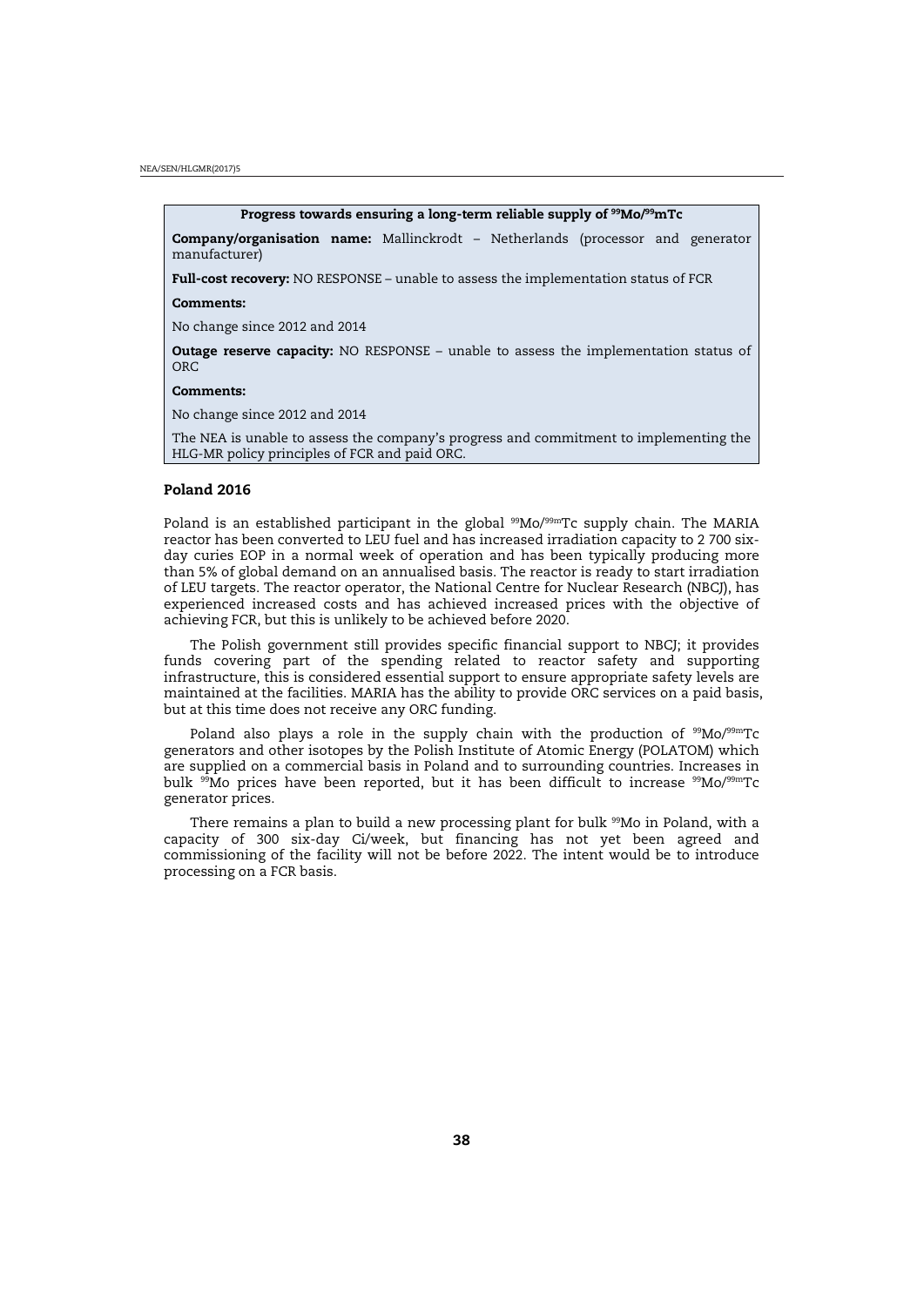**Progress towards ensuring a long-term reliable supply of $^{99}$Mo/$^{99}$mTc**

**Company/organisation name:** Mallinckrodt – Netherlands (processor and generator manufacturer)

**Full-cost recovery:** NO RESPONSE – unable to assess the implementation status of FCR

**Comments:**

No change since 2012 and 2014

**Outage reserve capacity:** NO RESPONSE – unable to assess the implementation status of ORC

**Comments:**

No change since 2012 and 2014

The NEA is unable to assess the company's progress and commitment to implementing the HLG-MR policy principles of FCR and paid ORC.

### Poland 2016

Poland is an established participant in the global $^{99}$Mo/$^{99m}$Tc supply chain. The MARIA reactor has been converted to LEU fuel and has increased irradiation capacity to 2 700 six-day curies EOP in a normal week of operation and has been typically producing more than 5% of global demand on an annualised basis. The reactor is ready to start irradiation of LEU targets. The reactor operator, the National Centre for Nuclear Research (NBCJ), has experienced increased costs and has achieved increased prices with the objective of achieving FCR, but this is unlikely to be achieved before 2020.

The Polish government still provides specific financial support to NBCJ; it provides funds covering part of the spending related to reactor safety and supporting infrastructure, this is considered essential support to ensure appropriate safety levels are maintained at the facilities. MARIA has the ability to provide ORC services on a paid basis, but at this time does not receive any ORC funding.

Poland also plays a role in the supply chain with the production of $^{99}$Mo/$^{99m}$Tc generators and other isotopes by the Polish Institute of Atomic Energy (POLATOM) which are supplied on a commercial basis in Poland and to surrounding countries. Increases in bulk $^{99}$Mo prices have been reported, but it has been difficult to increase $^{99}$Mo/$^{99m}$Tc generator prices.

There remains a plan to build a new processing plant for bulk $^{99}$Mo in Poland, with a capacity of 300 six-day Ci/week, but financing has not yet been agreed and commissioning of the facility will not be before 2022. The intent would be to introduce processing on a FCR basis.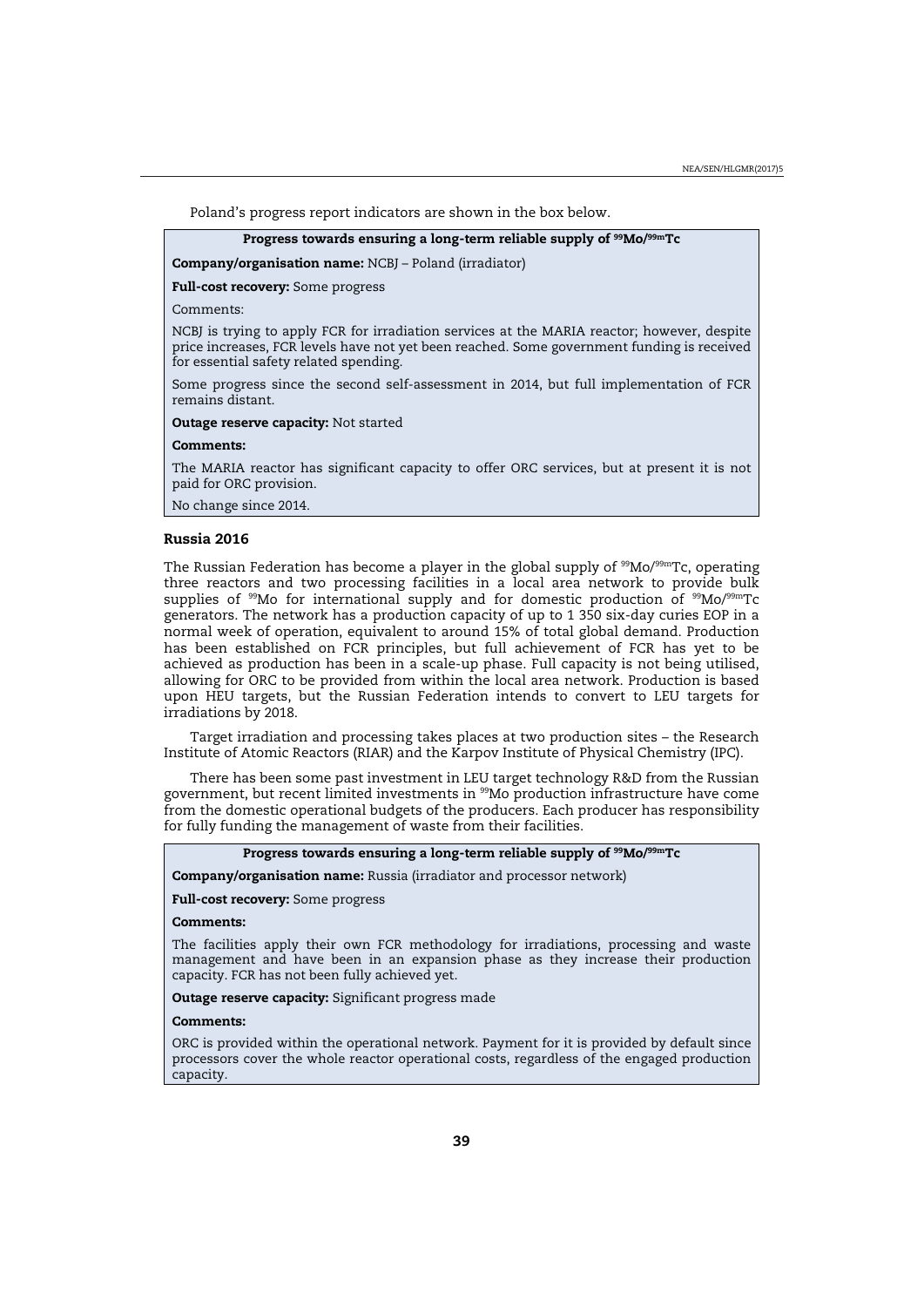Poland's progress report indicators are shown in the box below.

**Progress towards ensuring a long-term reliable supply of $^{99}$Mo/$^{99m}$Tc**

**Company/organisation name:** NCBJ – Poland (irradiator)

**Full-cost recovery:** Some progress

Comments:

NCBJ is trying to apply FCR for irradiation services at the MARIA reactor; however, despite price increases, FCR levels have not yet been reached. Some government funding is received for essential safety related spending.

Some progress since the second self-assessment in 2014, but full implementation of FCR remains distant.

**Outage reserve capacity:** Not started

**Comments:**

The MARIA reactor has significant capacity to offer ORC services, but at present it is not paid for ORC provision.

No change since 2014.

### Russia 2016

The Russian Federation has become a player in the global supply of $^{99}$Mo/$^{99m}$Tc, operating three reactors and two processing facilities in a local area network to provide bulk supplies of $^{99}$Mo for international supply and for domestic production of $^{99}$Mo/$^{99m}$Tc generators. The network has a production capacity of up to 1 350 six-day curies EOP in a normal week of operation, equivalent to around 15% of total global demand. Production has been established on FCR principles, but full achievement of FCR has yet to be achieved as production has been in a scale-up phase. Full capacity is not being utilised, allowing for ORC to be provided from within the local area network. Production is based upon HEU targets, but the Russian Federation intends to convert to LEU targets for irradiations by 2018.

Target irradiation and processing takes places at two production sites – the Research Institute of Atomic Reactors (RIAR) and the Karpov Institute of Physical Chemistry (IPC).

There has been some past investment in LEU target technology R&D from the Russian government, but recent limited investments in $^{99}$Mo production infrastructure have come from the domestic operational budgets of the producers. Each producer has responsibility for fully funding the management of waste from their facilities.

**Progress towards ensuring a long-term reliable supply of $^{99}$Mo/$^{99m}$Tc**

**Company/organisation name:** Russia (irradiator and processor network)

**Full-cost recovery:** Some progress

**Comments:**

The facilities apply their own FCR methodology for irradiations, processing and waste management and have been in an expansion phase as they increase their production capacity. FCR has not been fully achieved yet.

**Outage reserve capacity:** Significant progress made

**Comments:**

ORC is provided within the operational network. Payment for it is provided by default since processors cover the whole reactor operational costs, regardless of the engaged production capacity.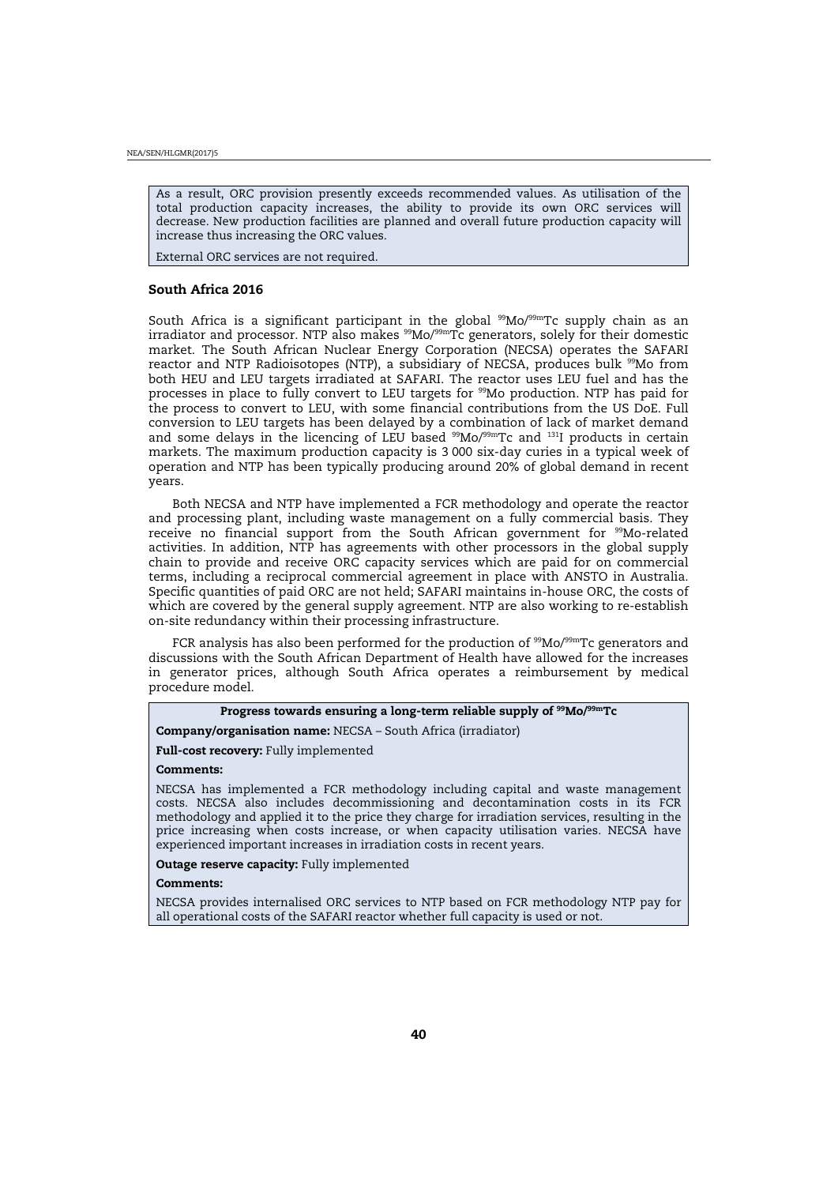As a result, ORC provision presently exceeds recommended values. As utilisation of the total production capacity increases, the ability to provide its own ORC services will decrease. New production facilities are planned and overall future production capacity will increase thus increasing the ORC values.

External ORC services are not required.

### South Africa 2016

South Africa is a significant participant in the global $^{99}$Mo/$^{99m}$Tc supply chain as an irradiator and processor. NTP also makes $^{99}$Mo/$^{99m}$Tc generators, solely for their domestic market. The South African Nuclear Energy Corporation (NECSA) operates the SAFARI reactor and NTP Radioisotopes (NTP), a subsidiary of NECSA, produces bulk $^{99}$Mo from both HEU and LEU targets irradiated at SAFARI. The reactor uses LEU fuel and has the processes in place to fully convert to LEU targets for $^{99}$Mo production. NTP has paid for the process to convert to LEU, with some financial contributions from the US DoE. Full conversion to LEU targets has been delayed by a combination of lack of market demand and some delays in the licencing of LEU based $^{99}$Mo/$^{99m}$Tc and $^{131}$I products in certain markets. The maximum production capacity is 3 000 six-day curies in a typical week of operation and NTP has been typically producing around 20% of global demand in recent years.

Both NECSA and NTP have implemented a FCR methodology and operate the reactor and processing plant, including waste management on a fully commercial basis. They receive no financial support from the South African government for $^{99}$Mo-related activities. In addition, NTP has agreements with other processors in the global supply chain to provide and receive ORC capacity services which are paid for on commercial terms, including a reciprocal commercial agreement in place with ANSTO in Australia. Specific quantities of paid ORC are not held; SAFARI maintains in-house ORC, the costs of which are covered by the general supply agreement. NTP are also working to re-establish on-site redundancy within their processing infrastructure.

FCR analysis has also been performed for the production of $^{99}$Mo/$^{99m}$Tc generators and discussions with the South African Department of Health have allowed for the increases in generator prices, although South Africa operates a reimbursement by medical procedure model.

**Progress towards ensuring a long-term reliable supply of $^{99}$Mo/$^{99m}$Tc**

**Company/organisation name:** NECSA – South Africa (irradiator)

**Full-cost recovery:** Fully implemented

**Comments:**

NECSA has implemented a FCR methodology including capital and waste management costs. NECSA also includes decommissioning and decontamination costs in its FCR methodology and applied it to the price they charge for irradiation services, resulting in the price increasing when costs increase, or when capacity utilisation varies. NECSA have experienced important increases in irradiation costs in recent years.

**Outage reserve capacity:** Fully implemented

**Comments:**

NECSA provides internalised ORC services to NTP based on FCR methodology NTP pay for all operational costs of the SAFARI reactor whether full capacity is used or not.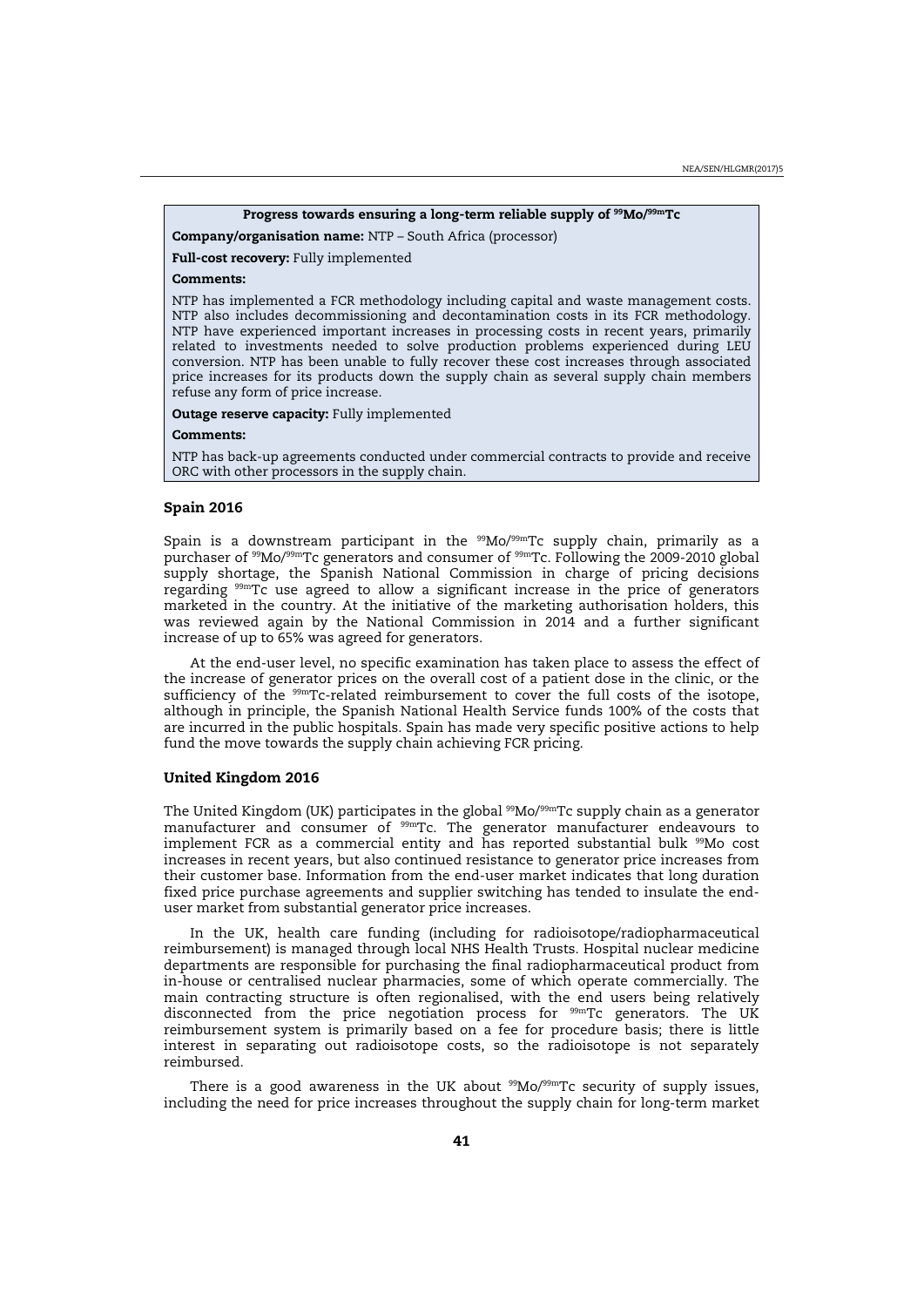**Progress towards ensuring a long-term reliable supply of $^{99}$Mo/$^{99m}$Tc**

**Company/organisation name:** NTP – South Africa (processor)

**Full-cost recovery:** Fully implemented

**Comments:**

NTP has implemented a FCR methodology including capital and waste management costs. NTP also includes decommissioning and decontamination costs in its FCR methodology. NTP have experienced important increases in processing costs in recent years, primarily related to investments needed to solve production problems experienced during LEU conversion. NTP has been unable to fully recover these cost increases through associated price increases for its products down the supply chain as several supply chain members refuse any form of price increase.

**Outage reserve capacity:** Fully implemented

**Comments:**

NTP has back-up agreements conducted under commercial contracts to provide and receive ORC with other processors in the supply chain.

### Spain 2016

Spain is a downstream participant in the $^{99}$Mo/$^{99m}$Tc supply chain, primarily as a purchaser of $^{99}$Mo/$^{99m}$Tc generators and consumer of $^{99m}$Tc. Following the 2009-2010 global supply shortage, the Spanish National Commission in charge of pricing decisions regarding $^{99m}$Tc use agreed to allow a significant increase in the price of generators marketed in the country. At the initiative of the marketing authorisation holders, this was reviewed again by the National Commission in 2014 and a further significant increase of up to 65% was agreed for generators.

At the end-user level, no specific examination has taken place to assess the effect of the increase of generator prices on the overall cost of a patient dose in the clinic, or the sufficiency of the $^{99m}$Tc-related reimbursement to cover the full costs of the isotope, although in principle, the Spanish National Health Service funds 100% of the costs that are incurred in the public hospitals. Spain has made very specific positive actions to help fund the move towards the supply chain achieving FCR pricing.

### United Kingdom 2016

The United Kingdom (UK) participates in the global $^{99}$Mo/$^{99m}$Tc supply chain as a generator manufacturer and consumer of $^{99m}$Tc. The generator manufacturer endeavours to implement FCR as a commercial entity and has reported substantial bulk $^{99}$Mo cost increases in recent years, but also continued resistance to generator price increases from their customer base. Information from the end-user market indicates that long duration fixed price purchase agreements and supplier switching has tended to insulate the end-user market from substantial generator price increases.

In the UK, health care funding (including for radioisotope/radiopharmaceutical reimbursement) is managed through local NHS Health Trusts. Hospital nuclear medicine departments are responsible for purchasing the final radiopharmaceutical product from in-house or centralised nuclear pharmacies, some of which operate commercially. The main contracting structure is often regionalised, with the end users being relatively disconnected from the price negotiation process for $^{99m}$Tc generators. The UK reimbursement system is primarily based on a fee for procedure basis; there is little interest in separating out radioisotope costs, so the radioisotope is not separately reimbursed.

There is a good awareness in the UK about $^{99}$Mo/$^{99m}$Tc security of supply issues, including the need for price increases throughout the supply chain for long-term market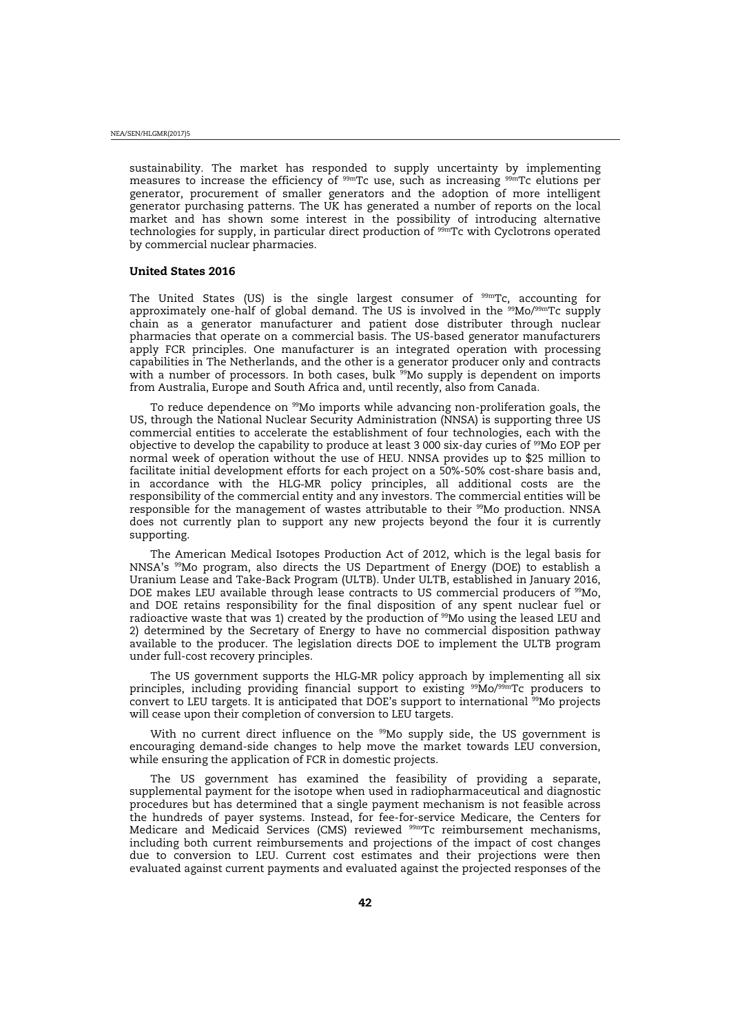sustainability. The market has responded to supply uncertainty by implementing measures to increase the efficiency of $^{99m}$Tc use, such as increasing $^{99m}$Tc elutions per generator, procurement of smaller generators and the adoption of more intelligent generator purchasing patterns. The UK has generated a number of reports on the local market and has shown some interest in the possibility of introducing alternative technologies for supply, in particular direct production of $^{99m}$Tc with Cyclotrons operated by commercial nuclear pharmacies.

#### United States 2016

The United States (US) is the single largest consumer of $^{99m}$Tc, accounting for approximately one-half of global demand. The US is involved in the $^{99}$Mo/$^{99m}$Tc supply chain as a generator manufacturer and patient dose distributer through nuclear pharmacies that operate on a commercial basis. The US-based generator manufacturers apply FCR principles. One manufacturer is an integrated operation with processing capabilities in The Netherlands, and the other is a generator producer only and contracts with a number of processors. In both cases, bulk $^{99}$Mo supply is dependent on imports from Australia, Europe and South Africa and, until recently, also from Canada.

To reduce dependence on $^{99}$Mo imports while advancing non-proliferation goals, the US, through the National Nuclear Security Administration (NNSA) is supporting three US commercial entities to accelerate the establishment of four technologies, each with the objective to develop the capability to produce at least 3 000 six-day curies of $^{99}$Mo EOP per normal week of operation without the use of HEU. NNSA provides up to $25 million to facilitate initial development efforts for each project on a 50%-50% cost-share basis and, in accordance with the HLG-MR policy principles, all additional costs are the responsibility of the commercial entity and any investors. The commercial entities will be responsible for the management of wastes attributable to their $^{99}$Mo production. NNSA does not currently plan to support any new projects beyond the four it is currently supporting.

The American Medical Isotopes Production Act of 2012, which is the legal basis for NNSA's $^{99}$Mo program, also directs the US Department of Energy (DOE) to establish a Uranium Lease and Take-Back Program (ULTB). Under ULTB, established in January 2016, DOE makes LEU available through lease contracts to US commercial producers of $^{99}$Mo, and DOE retains responsibility for the final disposition of any spent nuclear fuel or radioactive waste that was 1) created by the production of $^{99}$Mo using the leased LEU and 2) determined by the Secretary of Energy to have no commercial disposition pathway available to the producer. The legislation directs DOE to implement the ULTB program under full-cost recovery principles.

The US government supports the HLG-MR policy approach by implementing all six principles, including providing financial support to existing $^{99}$Mo/$^{99m}$Tc producers to convert to LEU targets. It is anticipated that DOE's support to international $^{99}$Mo projects will cease upon their completion of conversion to LEU targets.

With no current direct influence on the $^{99}$Mo supply side, the US government is encouraging demand-side changes to help move the market towards LEU conversion, while ensuring the application of FCR in domestic projects.

The US government has examined the feasibility of providing a separate, supplemental payment for the isotope when used in radiopharmaceutical and diagnostic procedures but has determined that a single payment mechanism is not feasible across the hundreds of payer systems. Instead, for fee-for-service Medicare, the Centers for Medicare and Medicaid Services (CMS) reviewed $^{99m}$Tc reimbursement mechanisms, including both current reimbursements and projections of the impact of cost changes due to conversion to LEU. Current cost estimates and their projections were then evaluated against current payments and evaluated against the projected responses of the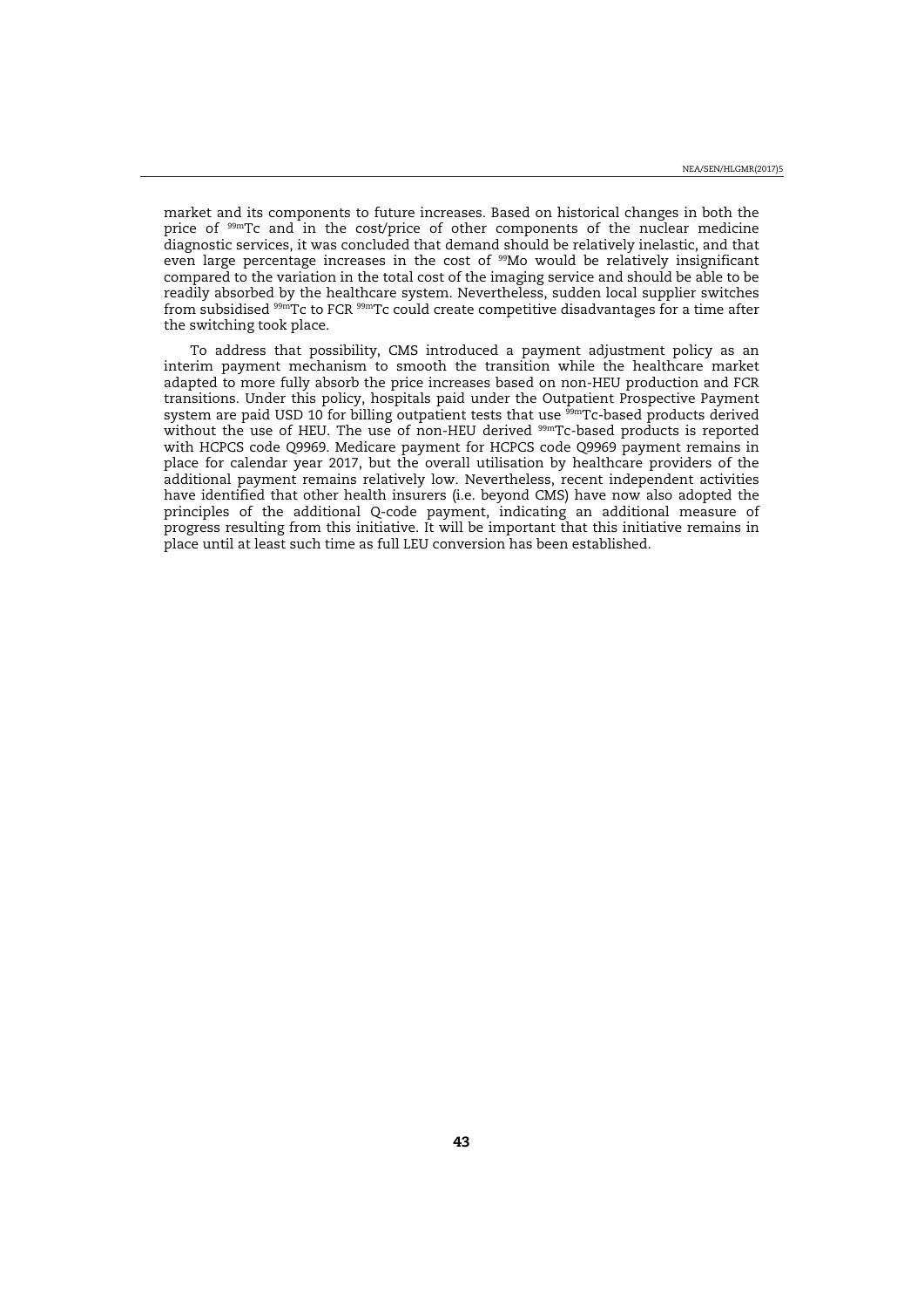market and its components to future increases. Based on historical changes in both the price of $^{99m}$Tc and in the cost/price of other components of the nuclear medicine diagnostic services, it was concluded that demand should be relatively inelastic, and that even large percentage increases in the cost of $^{99}$Mo would be relatively insignificant compared to the variation in the total cost of the imaging service and should be able to be readily absorbed by the healthcare system. Nevertheless, sudden local supplier switches from subsidised $^{99m}$Tc to FCR $^{99m}$Tc could create competitive disadvantages for a time after the switching took place.

To address that possibility, CMS introduced a payment adjustment policy as an interim payment mechanism to smooth the transition while the healthcare market adapted to more fully absorb the price increases based on non-HEU production and FCR transitions. Under this policy, hospitals paid under the Outpatient Prospective Payment system are paid USD 10 for billing outpatient tests that use $^{99m}$Tc-based products derived without the use of HEU. The use of non-HEU derived $^{99m}$Tc-based products is reported with HCPCS code Q9969. Medicare payment for HCPCS code Q9969 payment remains in place for calendar year 2017, but the overall utilisation by healthcare providers of the additional payment remains relatively low. Nevertheless, recent independent activities have identified that other health insurers (i.e. beyond CMS) have now also adopted the principles of the additional Q-code payment, indicating an additional measure of progress resulting from this initiative. It will be important that this initiative remains in place until at least such time as full LEU conversion has been established.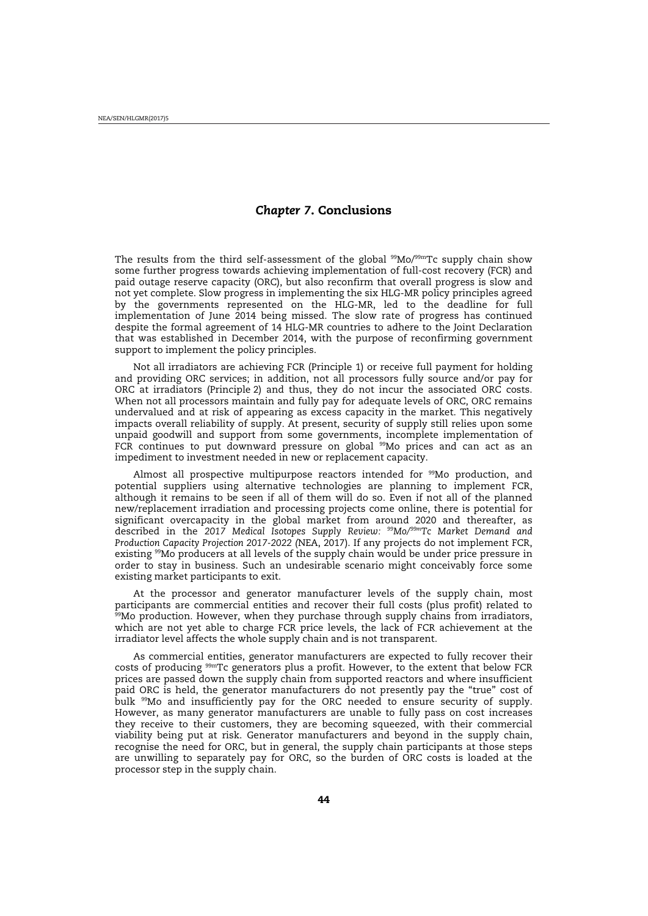# *Chapter 7*. Conclusions

The results from the third self-assessment of the global $^{99}$Mo/$^{99m}$Tc supply chain show some further progress towards achieving implementation of full-cost recovery (FCR) and paid outage reserve capacity (ORC), but also reconfirm that overall progress is slow and not yet complete. Slow progress in implementing the six HLG-MR policy principles agreed by the governments represented on the HLG-MR, led to the deadline for full implementation of June 2014 being missed. The slow rate of progress has continued despite the formal agreement of 14 HLG-MR countries to adhere to the Joint Declaration that was established in December 2014, with the purpose of reconfirming government support to implement the policy principles.

Not all irradiators are achieving FCR (Principle 1) or receive full payment for holding and providing ORC services; in addition, not all processors fully source and/or pay for ORC at irradiators (Principle 2) and thus, they do not incur the associated ORC costs. When not all processors maintain and fully pay for adequate levels of ORC, ORC remains undervalued and at risk of appearing as excess capacity in the market. This negatively impacts overall reliability of supply. At present, security of supply still relies upon some unpaid goodwill and support from some governments, incomplete implementation of FCR continues to put downward pressure on global $^{99}$Mo prices and can act as an impediment to investment needed in new or replacement capacity.

Almost all prospective multipurpose reactors intended for $^{99}$Mo production, and potential suppliers using alternative technologies are planning to implement FCR, although it remains to be seen if all of them will do so. Even if not all of the planned new/replacement irradiation and processing projects come online, there is potential for significant overcapacity in the global market from around 2020 and thereafter, as described in the *2017 Medical Isotopes Supply Review: $^{99}$Mo/$^{99m}$Tc Market Demand and Production Capacity Projection 2017-2022* (NEA, 2017). If any projects do not implement FCR, existing $^{99}$Mo producers at all levels of the supply chain would be under price pressure in order to stay in business. Such an undesirable scenario might conceivably force some existing market participants to exit.

At the processor and generator manufacturer levels of the supply chain, most participants are commercial entities and recover their full costs (plus profit) related to $^{99}$Mo production. However, when they purchase through supply chains from irradiators, which are not yet able to charge FCR price levels, the lack of FCR achievement at the irradiator level affects the whole supply chain and is not transparent.

As commercial entities, generator manufacturers are expected to fully recover their costs of producing $^{99m}$Tc generators plus a profit. However, to the extent that below FCR prices are passed down the supply chain from supported reactors and where insufficient paid ORC is held, the generator manufacturers do not presently pay the "true" cost of bulk $^{99}$Mo and insufficiently pay for the ORC needed to ensure security of supply. However, as many generator manufacturers are unable to fully pass on cost increases they receive to their customers, they are becoming squeezed, with their commercial viability being put at risk. Generator manufacturers and beyond in the supply chain, recognise the need for ORC, but in general, the supply chain participants at those steps are unwilling to separately pay for ORC, so the burden of ORC costs is loaded at the processor step in the supply chain.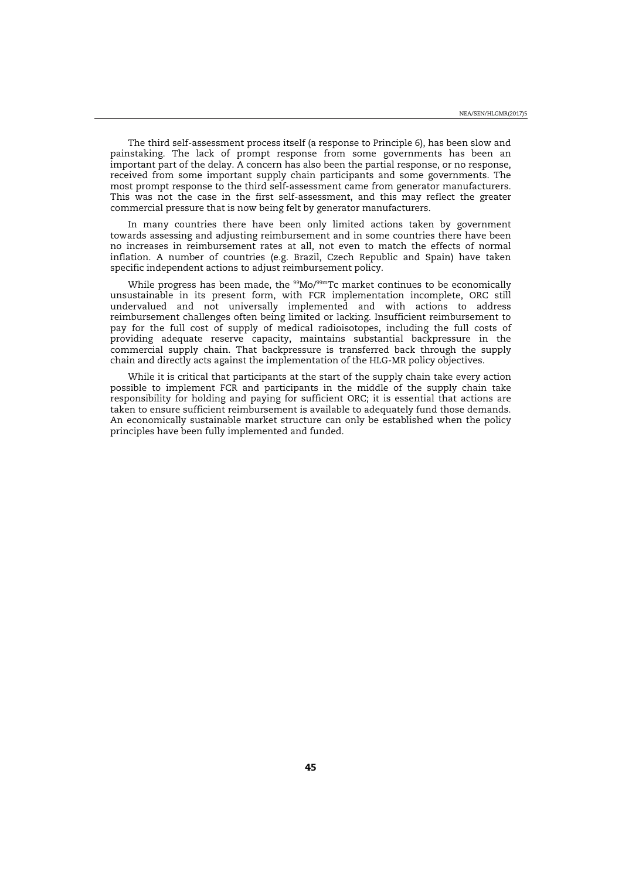The third self-assessment process itself (a response to Principle 6), has been slow and painstaking. The lack of prompt response from some governments has been an important part of the delay. A concern has also been the partial response, or no response, received from some important supply chain participants and some governments. The most prompt response to the third self-assessment came from generator manufacturers. This was not the case in the first self-assessment, and this may reflect the greater commercial pressure that is now being felt by generator manufacturers.

In many countries there have been only limited actions taken by government towards assessing and adjusting reimbursement and in some countries there have been no increases in reimbursement rates at all, not even to match the effects of normal inflation. A number of countries (e.g. Brazil, Czech Republic and Spain) have taken specific independent actions to adjust reimbursement policy.

While progress has been made, the $^{99}$Mo/$^{99m}$Tc market continues to be economically unsustainable in its present form, with FCR implementation incomplete, ORC still undervalued and not universally implemented and with actions to address reimbursement challenges often being limited or lacking. Insufficient reimbursement to pay for the full cost of supply of medical radioisotopes, including the full costs of providing adequate reserve capacity, maintains substantial backpressure in the commercial supply chain. That backpressure is transferred back through the supply chain and directly acts against the implementation of the HLG-MR policy objectives.

While it is critical that participants at the start of the supply chain take every action possible to implement FCR and participants in the middle of the supply chain take responsibility for holding and paying for sufficient ORC; it is essential that actions are taken to ensure sufficient reimbursement is available to adequately fund those demands. An economically sustainable market structure can only be established when the policy principles have been fully implemented and funded.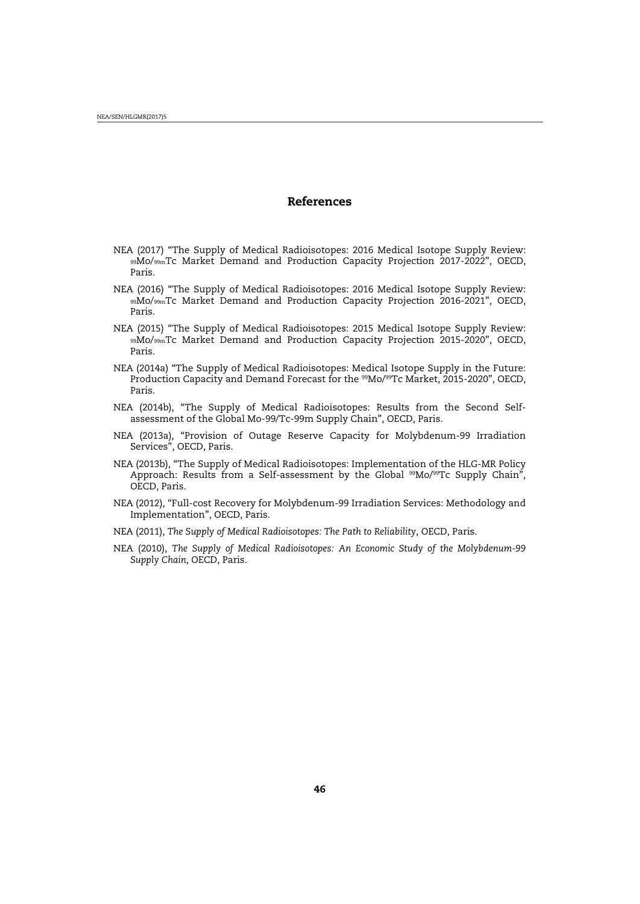# References

NEA (2017) "The Supply of Medical Radioisotopes: 2016 Medical Isotope Supply Review: $^{99}$Mo/$^{99m}$Tc Market Demand and Production Capacity Projection 2017-2022", OECD, Paris.

NEA (2016) "The Supply of Medical Radioisotopes: 2016 Medical Isotope Supply Review: $^{99}$Mo/$^{99m}$Tc Market Demand and Production Capacity Projection 2016-2021", OECD, Paris.

NEA (2015) "The Supply of Medical Radioisotopes: 2015 Medical Isotope Supply Review: $^{99}$Mo/$^{99m}$Tc Market Demand and Production Capacity Projection 2015-2020", OECD, Paris.

NEA (2014a) "The Supply of Medical Radioisotopes: Medical Isotope Supply in the Future: Production Capacity and Demand Forecast for the $^{99}$Mo/$^{99}$Tc Market, 2015-2020", OECD, Paris.

NEA (2014b), "The Supply of Medical Radioisotopes: Results from the Second Self-assessment of the Global Mo-99/Tc-99m Supply Chain", OECD, Paris.

NEA (2013a), "Provision of Outage Reserve Capacity for Molybdenum-99 Irradiation Services", OECD, Paris.

NEA (2013b), "The Supply of Medical Radioisotopes: Implementation of the HLG-MR Policy Approach: Results from a Self-assessment by the Global $^{99}$Mo/$^{99}$Tc Supply Chain", OECD, Paris.

NEA (2012), "Full-cost Recovery for Molybdenum-99 Irradiation Services: Methodology and Implementation", OECD, Paris.

NEA (2011), *The Supply of Medical Radioisotopes: The Path to Reliability*, OECD, Paris.

NEA (2010), *The Supply of Medical Radioisotopes: An Economic Study of the Molybdenum-99 Supply Chain*, OECD, Paris.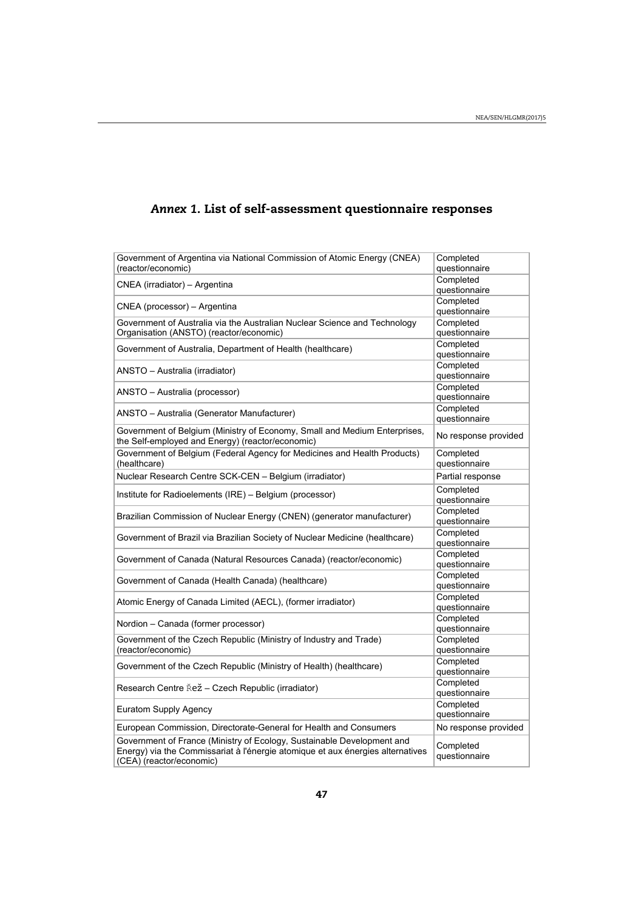# *Annex 1.* List of self-assessment questionnaire responses

| | |
|---|---|
| Government of Argentina via National Commission of Atomic Energy (CNEA) (reactor/economic) | Completed questionnaire |
| CNEA (irradiator) – Argentina | Completed questionnaire |
| CNEA (processor) – Argentina | Completed questionnaire |
| Government of Australia via the Australian Nuclear Science and Technology Organisation (ANSTO) (reactor/economic) | Completed questionnaire |
| Government of Australia, Department of Health (healthcare) | Completed questionnaire |
| ANSTO – Australia (irradiator) | Completed questionnaire |
| ANSTO – Australia (processor) | Completed questionnaire |
| ANSTO – Australia (Generator Manufacturer) | Completed questionnaire |
| Government of Belgium (Ministry of Economy, Small and Medium Enterprises, the Self-employed and Energy) (reactor/economic) | No response provided |
| Government of Belgium (Federal Agency for Medicines and Health Products) (healthcare) | Completed questionnaire |
| Nuclear Research Centre SCK-CEN – Belgium (irradiator) | Partial response |
| Institute for Radioelements (IRE) – Belgium (processor) | Completed questionnaire |
| Brazilian Commission of Nuclear Energy (CNEN) (generator manufacturer) | Completed questionnaire |
| Government of Brazil via Brazilian Society of Nuclear Medicine (healthcare) | Completed questionnaire |
| Government of Canada (Natural Resources Canada) (reactor/economic) | Completed questionnaire |
| Government of Canada (Health Canada) (healthcare) | Completed questionnaire |
| Atomic Energy of Canada Limited (AECL), (former irradiator) | Completed questionnaire |
| Nordion – Canada (former processor) | Completed questionnaire |
| Government of the Czech Republic (Ministry of Industry and Trade) (reactor/economic) | Completed questionnaire |
| Government of the Czech Republic (Ministry of Health) (healthcare) | Completed questionnaire |
| Research Centre Řež – Czech Republic (irradiator) | Completed questionnaire |
| Euratom Supply Agency | Completed questionnaire |
| European Commission, Directorate-General for Health and Consumers | No response provided |
| Government of France (Ministry of Ecology, Sustainable Development and Energy) via the Commissariat à l'énergie atomique et aux énergies alternatives (CEA) (reactor/economic) | Completed questionnaire |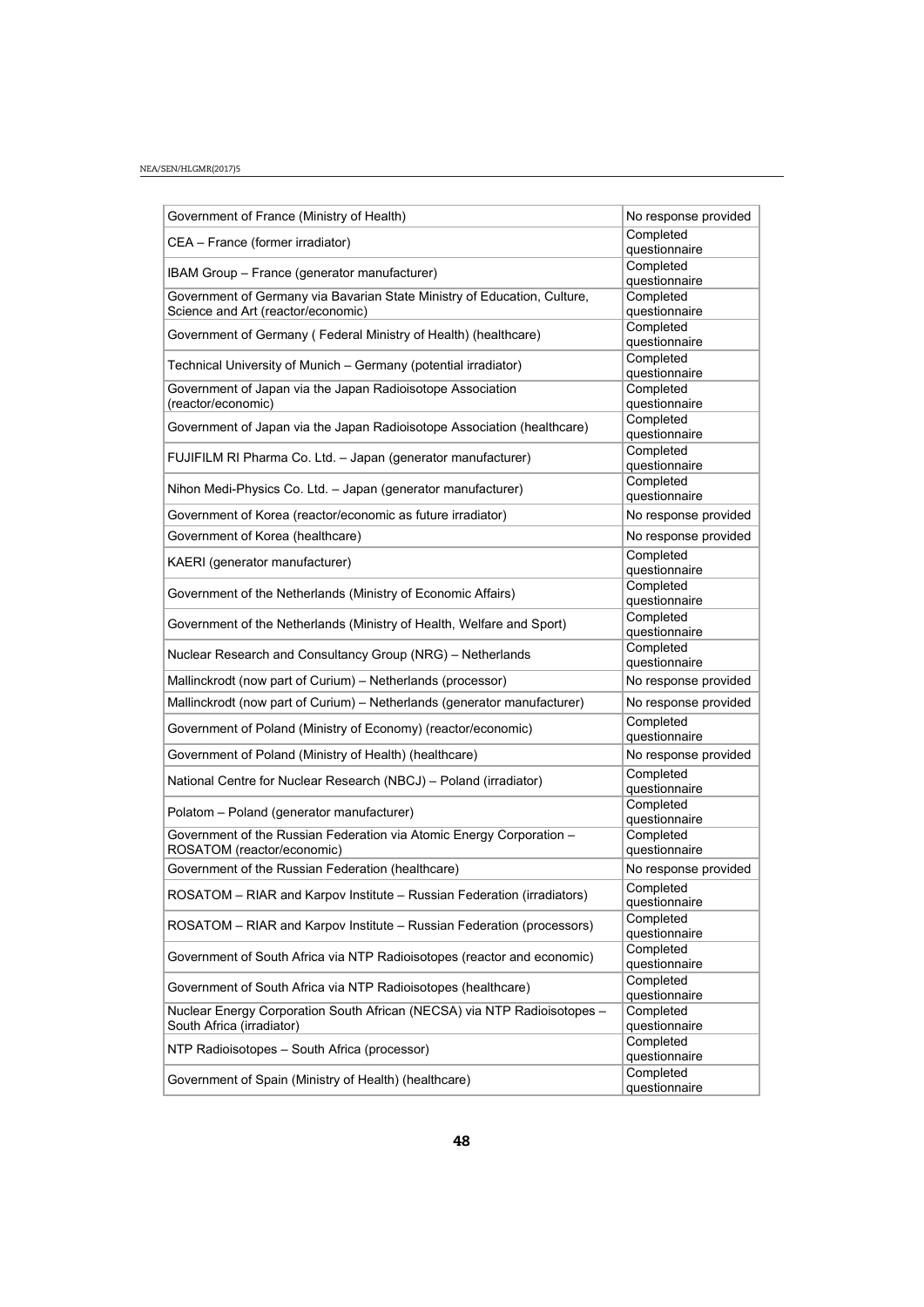| | |
|---|---|
| Government of France (Ministry of Health) | No response provided |
| CEA – France (former irradiator) | Completed questionnaire |
| IBAM Group – France (generator manufacturer) | Completed questionnaire |
| Government of Germany via Bavarian State Ministry of Education, Culture, Science and Art (reactor/economic) | Completed questionnaire |
| Government of Germany ( Federal Ministry of Health) (healthcare) | Completed questionnaire |
| Technical University of Munich – Germany (potential irradiator) | Completed questionnaire |
| Government of Japan via the Japan Radioisotope Association (reactor/economic) | Completed questionnaire |
| Government of Japan via the Japan Radioisotope Association (healthcare) | Completed questionnaire |
| FUJIFILM RI Pharma Co. Ltd. – Japan (generator manufacturer) | Completed questionnaire |
| Nihon Medi-Physics Co. Ltd. – Japan (generator manufacturer) | Completed questionnaire |
| Government of Korea (reactor/economic as future irradiator) | No response provided |
| Government of Korea (healthcare) | No response provided |
| KAERI (generator manufacturer) | Completed questionnaire |
| Government of the Netherlands (Ministry of Economic Affairs) | Completed questionnaire |
| Government of the Netherlands (Ministry of Health, Welfare and Sport) | Completed questionnaire |
| Nuclear Research and Consultancy Group (NRG) – Netherlands | Completed questionnaire |
| Mallinckrodt (now part of Curium) – Netherlands (processor) | No response provided |
| Mallinckrodt (now part of Curium) – Netherlands (generator manufacturer) | No response provided |
| Government of Poland (Ministry of Economy) (reactor/economic) | Completed questionnaire |
| Government of Poland (Ministry of Health) (healthcare) | No response provided |
| National Centre for Nuclear Research (NBCJ) – Poland (irradiator) | Completed questionnaire |
| Polatom – Poland (generator manufacturer) | Completed questionnaire |
| Government of the Russian Federation via Atomic Energy Corporation – ROSATOM (reactor/economic) | Completed questionnaire |
| Government of the Russian Federation (healthcare) | No response provided |
| ROSATOM – RIAR and Karpov Institute – Russian Federation (irradiators) | Completed questionnaire |
| ROSATOM – RIAR and Karpov Institute – Russian Federation (processors) | Completed questionnaire |
| Government of South Africa via NTP Radioisotopes (reactor and economic) | Completed questionnaire |
| Government of South Africa via NTP Radioisotopes (healthcare) | Completed questionnaire |
| Nuclear Energy Corporation South African (NECSA) via NTP Radioisotopes – South Africa (irradiator) | Completed questionnaire |
| NTP Radioisotopes – South Africa (processor) | Completed questionnaire |
| Government of Spain (Ministry of Health) (healthcare) | Completed questionnaire |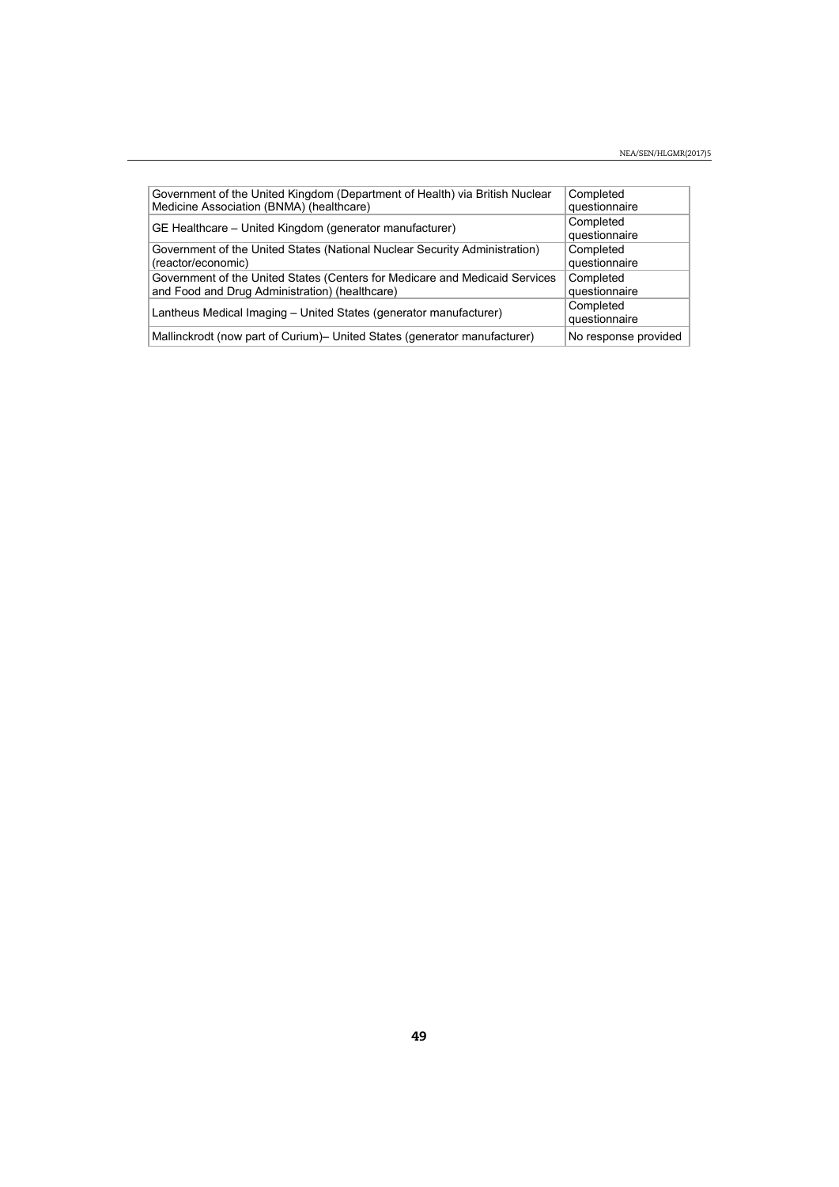| | |
|---|---|
| Government of the United Kingdom (Department of Health) via British Nuclear Medicine Association (BNMA) (healthcare) | Completed questionnaire |
| GE Healthcare – United Kingdom (generator manufacturer) | Completed questionnaire |
| Government of the United States (National Nuclear Security Administration) (reactor/economic) | Completed questionnaire |
| Government of the United States (Centers for Medicare and Medicaid Services and Food and Drug Administration) (healthcare) | Completed questionnaire |
| Lantheus Medical Imaging – United States (generator manufacturer) | Completed questionnaire |
| Mallinckrodt (now part of Curium)– United States (generator manufacturer) | No response provided |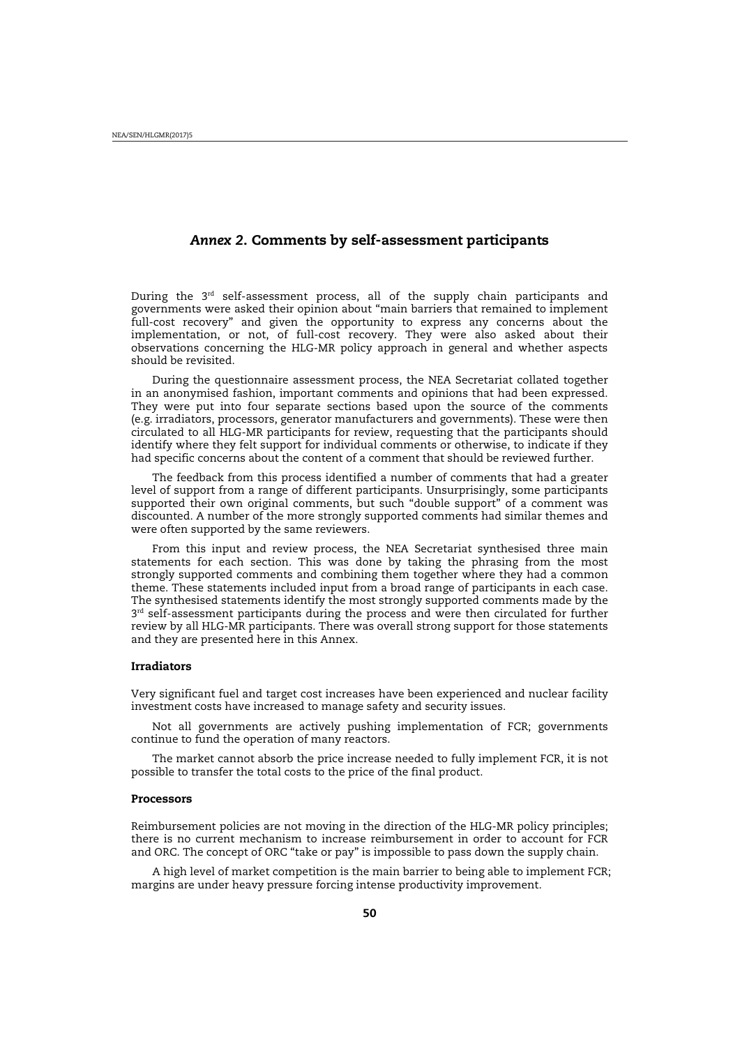## *Annex 2.* Comments by self-assessment participants

During the 3rd self-assessment process, all of the supply chain participants and governments were asked their opinion about "main barriers that remained to implement full-cost recovery" and given the opportunity to express any concerns about the implementation, or not, of full-cost recovery. They were also asked about their observations concerning the HLG-MR policy approach in general and whether aspects should be revisited.

During the questionnaire assessment process, the NEA Secretariat collated together in an anonymised fashion, important comments and opinions that had been expressed. They were put into four separate sections based upon the source of the comments (e.g. irradiators, processors, generator manufacturers and governments). These were then circulated to all HLG-MR participants for review, requesting that the participants should identify where they felt support for individual comments or otherwise, to indicate if they had specific concerns about the content of a comment that should be reviewed further.

The feedback from this process identified a number of comments that had a greater level of support from a range of different participants. Unsurprisingly, some participants supported their own original comments, but such "double support" of a comment was discounted. A number of the more strongly supported comments had similar themes and were often supported by the same reviewers.

From this input and review process, the NEA Secretariat synthesised three main statements for each section. This was done by taking the phrasing from the most strongly supported comments and combining them together where they had a common theme. These statements included input from a broad range of participants in each case. The synthesised statements identify the most strongly supported comments made by the 3rd self-assessment participants during the process and were then circulated for further review by all HLG-MR participants. There was overall strong support for those statements and they are presented here in this Annex.

### Irradiators

Very significant fuel and target cost increases have been experienced and nuclear facility investment costs have increased to manage safety and security issues.

Not all governments are actively pushing implementation of FCR; governments continue to fund the operation of many reactors.

The market cannot absorb the price increase needed to fully implement FCR, it is not possible to transfer the total costs to the price of the final product.

### Processors

Reimbursement policies are not moving in the direction of the HLG-MR policy principles; there is no current mechanism to increase reimbursement in order to account for FCR and ORC. The concept of ORC "take or pay" is impossible to pass down the supply chain.

A high level of market competition is the main barrier to being able to implement FCR; margins are under heavy pressure forcing intense productivity improvement.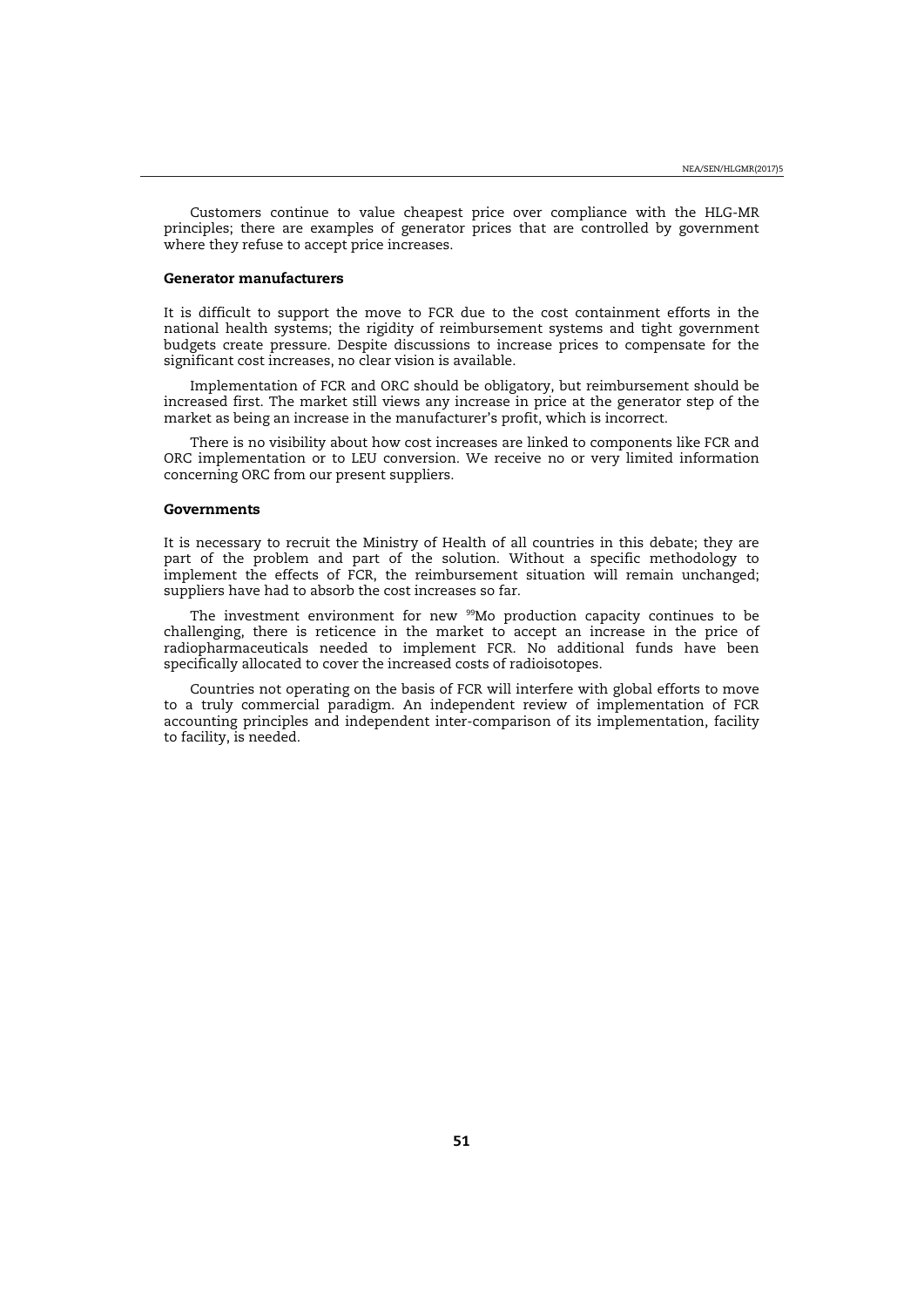Customers continue to value cheapest price over compliance with the HLG-MR principles; there are examples of generator prices that are controlled by government where they refuse to accept price increases.

### Generator manufacturers

It is difficult to support the move to FCR due to the cost containment efforts in the national health systems; the rigidity of reimbursement systems and tight government budgets create pressure. Despite discussions to increase prices to compensate for the significant cost increases, no clear vision is available.

Implementation of FCR and ORC should be obligatory, but reimbursement should be increased first. The market still views any increase in price at the generator step of the market as being an increase in the manufacturer's profit, which is incorrect.

There is no visibility about how cost increases are linked to components like FCR and ORC implementation or to LEU conversion. We receive no or very limited information concerning ORC from our present suppliers.

### Governments

It is necessary to recruit the Ministry of Health of all countries in this debate; they are part of the problem and part of the solution. Without a specific methodology to implement the effects of FCR, the reimbursement situation will remain unchanged; suppliers have had to absorb the cost increases so far.

The investment environment for new $^{99}$Mo production capacity continues to be challenging, there is reticence in the market to accept an increase in the price of radiopharmaceuticals needed to implement FCR. No additional funds have been specifically allocated to cover the increased costs of radioisotopes.

Countries not operating on the basis of FCR will interfere with global efforts to move to a truly commercial paradigm. An independent review of implementation of FCR accounting principles and independent inter-comparison of its implementation, facility to facility, is needed.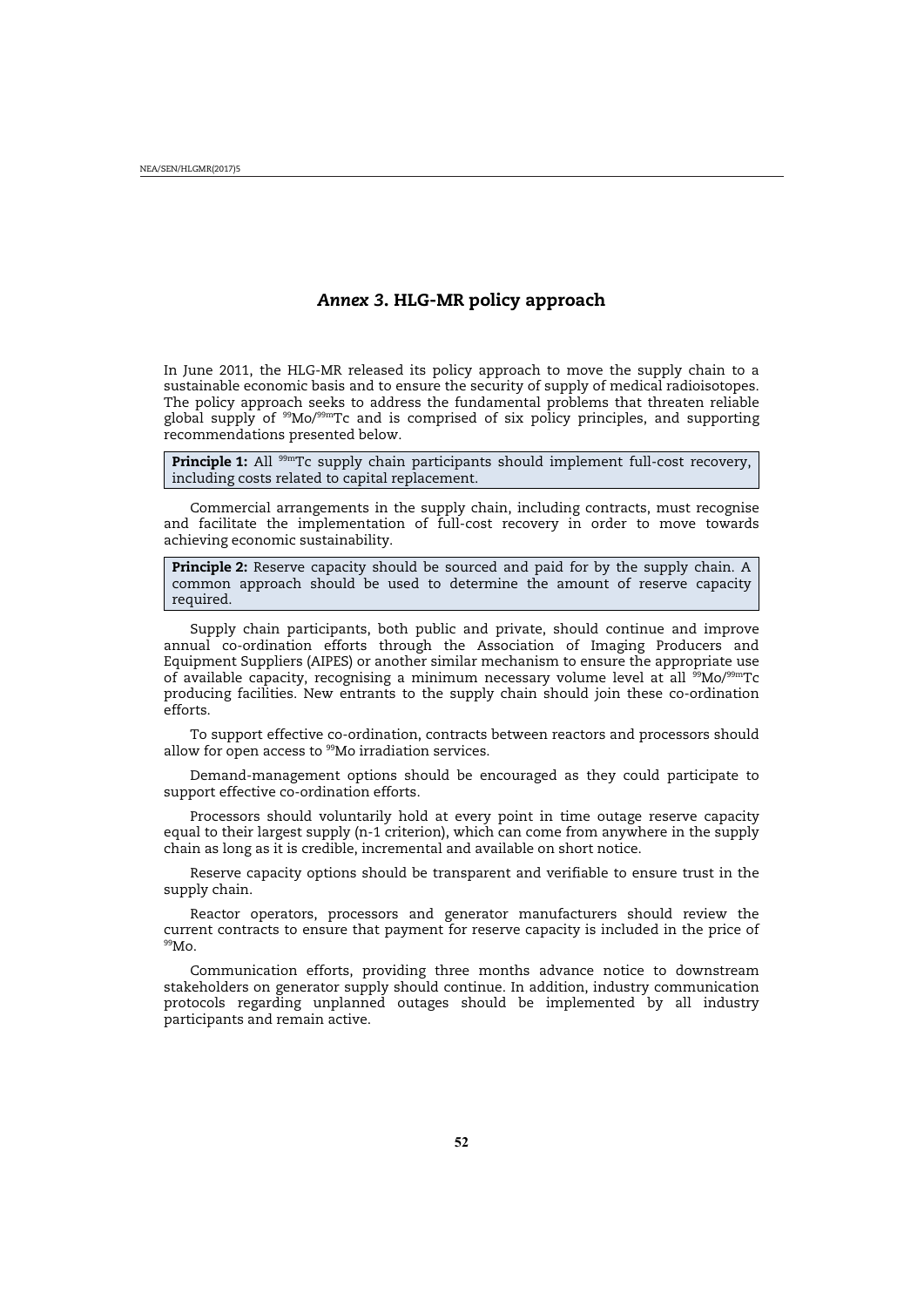# *Annex 3.* HLG-MR policy approach

In June 2011, the HLG-MR released its policy approach to move the supply chain to a sustainable economic basis and to ensure the security of supply of medical radioisotopes. The policy approach seeks to address the fundamental problems that threaten reliable global supply of $^{99}$Mo/$^{99m}$Tc and is comprised of six policy principles, and supporting recommendations presented below.

**Principle 1:** All $^{99m}$Tc supply chain participants should implement full-cost recovery, including costs related to capital replacement.

Commercial arrangements in the supply chain, including contracts, must recognise and facilitate the implementation of full-cost recovery in order to move towards achieving economic sustainability.

**Principle 2:** Reserve capacity should be sourced and paid for by the supply chain. A common approach should be used to determine the amount of reserve capacity required.

Supply chain participants, both public and private, should continue and improve annual co-ordination efforts through the Association of Imaging Producers and Equipment Suppliers (AIPES) or another similar mechanism to ensure the appropriate use of available capacity, recognising a minimum necessary volume level at all $^{99}$Mo/$^{99m}$Tc producing facilities. New entrants to the supply chain should join these co-ordination efforts.

To support effective co-ordination, contracts between reactors and processors should allow for open access to $^{99}$Mo irradiation services.

Demand-management options should be encouraged as they could participate to support effective co-ordination efforts.

Processors should voluntarily hold at every point in time outage reserve capacity equal to their largest supply (n-1 criterion), which can come from anywhere in the supply chain as long as it is credible, incremental and available on short notice.

Reserve capacity options should be transparent and verifiable to ensure trust in the supply chain.

Reactor operators, processors and generator manufacturers should review the current contracts to ensure that payment for reserve capacity is included in the price of $^{99}$Mo.

Communication efforts, providing three months advance notice to downstream stakeholders on generator supply should continue. In addition, industry communication protocols regarding unplanned outages should be implemented by all industry participants and remain active.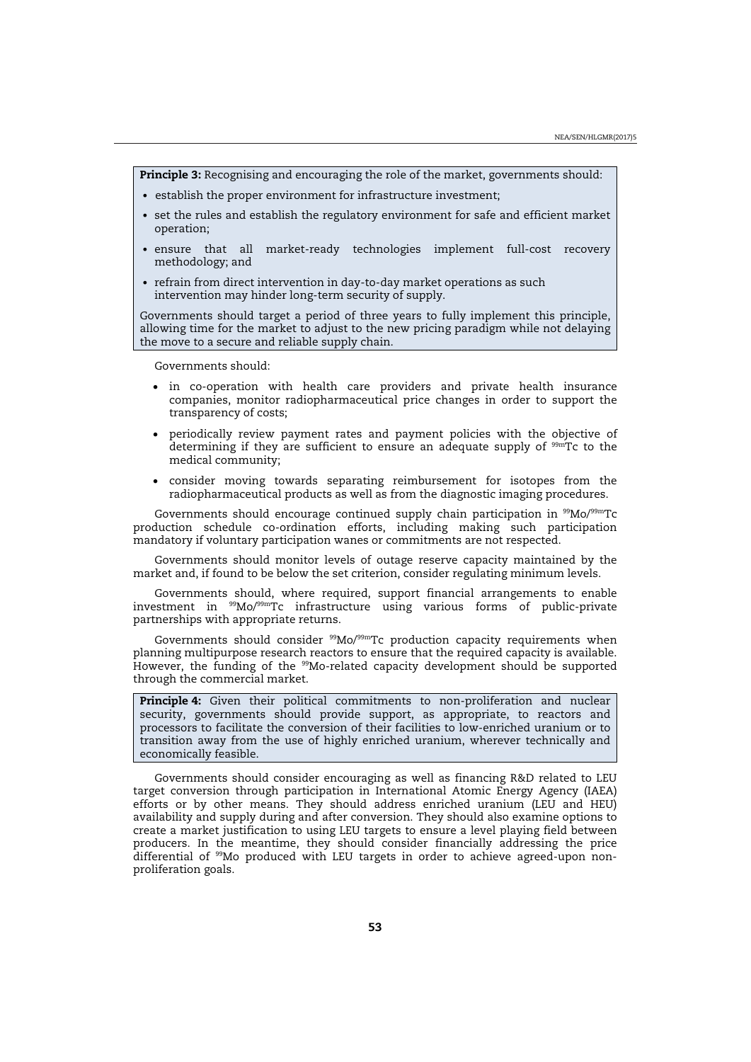**Principle 3:** Recognising and encouraging the role of the market, governments should:

- establish the proper environment for infrastructure investment;
- set the rules and establish the regulatory environment for safe and efficient market operation;
- ensure that all market-ready technologies implement full-cost recovery methodology; and
- refrain from direct intervention in day-to-day market operations as such intervention may hinder long-term security of supply.

Governments should target a period of three years to fully implement this principle, allowing time for the market to adjust to the new pricing paradigm while not delaying the move to a secure and reliable supply chain.

Governments should:

- in co-operation with health care providers and private health insurance companies, monitor radiopharmaceutical price changes in order to support the transparency of costs;
- periodically review payment rates and payment policies with the objective of determining if they are sufficient to ensure an adequate supply of $^{99m}$Tc to the medical community;
- consider moving towards separating reimbursement for isotopes from the radiopharmaceutical products as well as from the diagnostic imaging procedures.

Governments should encourage continued supply chain participation in $^{99}$Mo/$^{99m}$Tc production schedule co-ordination efforts, including making such participation mandatory if voluntary participation wanes or commitments are not respected.

Governments should monitor levels of outage reserve capacity maintained by the market and, if found to be below the set criterion, consider regulating minimum levels.

Governments should, where required, support financial arrangements to enable investment in $^{99}$Mo/$^{99m}$Tc infrastructure using various forms of public-private partnerships with appropriate returns.

Governments should consider $^{99}$Mo/$^{99m}$Tc production capacity requirements when planning multipurpose research reactors to ensure that the required capacity is available. However, the funding of the $^{99}$Mo-related capacity development should be supported through the commercial market.

**Principle 4:** Given their political commitments to non-proliferation and nuclear security, governments should provide support, as appropriate, to reactors and processors to facilitate the conversion of their facilities to low-enriched uranium or to transition away from the use of highly enriched uranium, wherever technically and economically feasible.

Governments should consider encouraging as well as financing R&D related to LEU target conversion through participation in International Atomic Energy Agency (IAEA) efforts or by other means. They should address enriched uranium (LEU and HEU) availability and supply during and after conversion. They should also examine options to create a market justification to using LEU targets to ensure a level playing field between producers. In the meantime, they should consider financially addressing the price differential of $^{99}$Mo produced with LEU targets in order to achieve agreed-upon non-proliferation goals.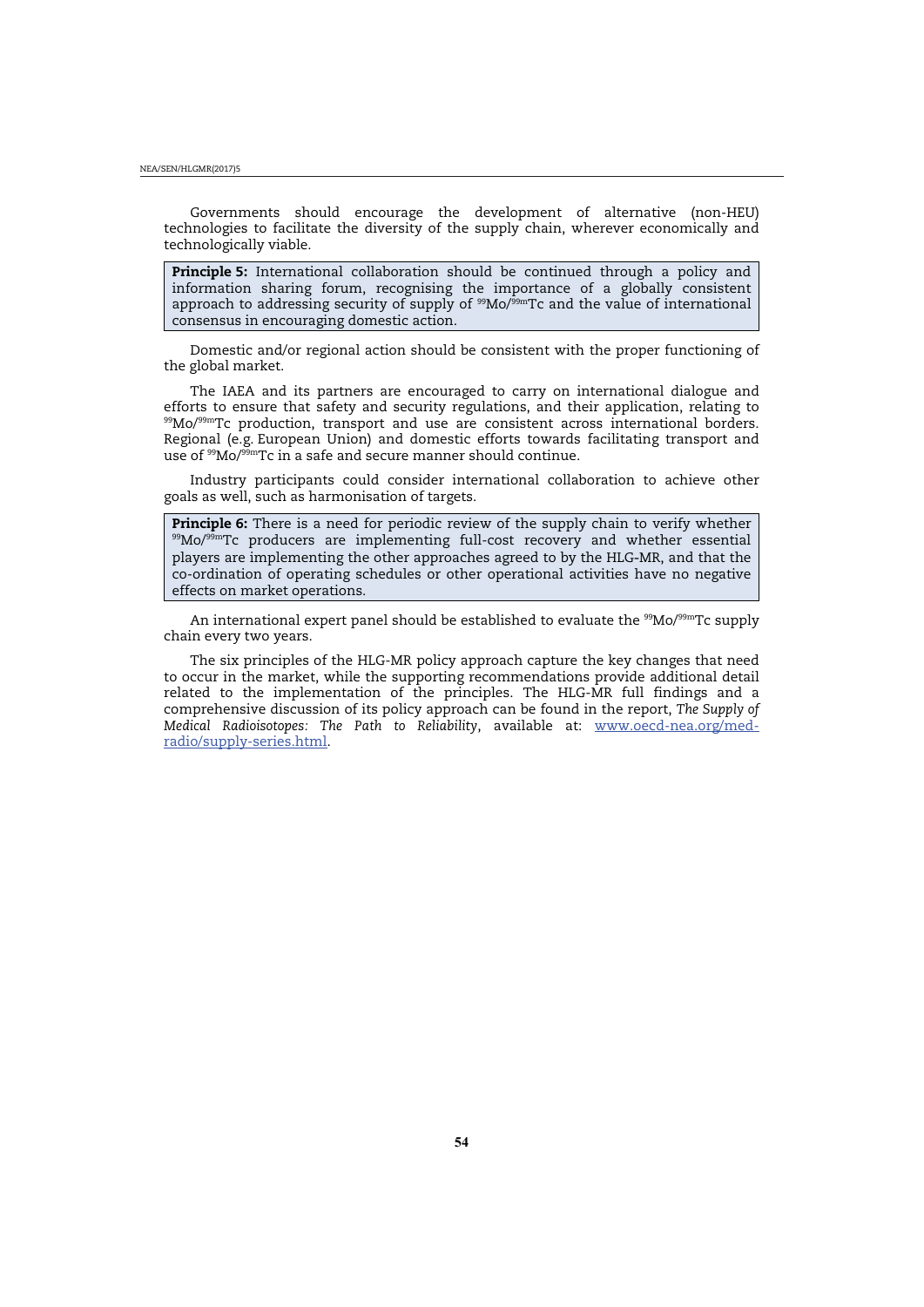Governments should encourage the development of alternative (non-HEU) technologies to facilitate the diversity of the supply chain, wherever economically and technologically viable.

**Principle 5:** International collaboration should be continued through a policy and information sharing forum, recognising the importance of a globally consistent approach to addressing security of supply of $^{99}$Mo/$^{99m}$Tc and the value of international consensus in encouraging domestic action.

Domestic and/or regional action should be consistent with the proper functioning of the global market.

The IAEA and its partners are encouraged to carry on international dialogue and efforts to ensure that safety and security regulations, and their application, relating to $^{99}$Mo/$^{99m}$Tc production, transport and use are consistent across international borders. Regional (e.g. European Union) and domestic efforts towards facilitating transport and use of $^{99}$Mo/$^{99m}$Tc in a safe and secure manner should continue.

Industry participants could consider international collaboration to achieve other goals as well, such as harmonisation of targets.

**Principle 6:** There is a need for periodic review of the supply chain to verify whether $^{99}$Mo/$^{99m}$Tc producers are implementing full-cost recovery and whether essential players are implementing the other approaches agreed to by the HLG-MR, and that the co-ordination of operating schedules or other operational activities have no negative effects on market operations.

An international expert panel should be established to evaluate the $^{99}$Mo/$^{99m}$Tc supply chain every two years.

The six principles of the HLG-MR policy approach capture the key changes that need to occur in the market, while the supporting recommendations provide additional detail related to the implementation of the principles. The HLG-MR full findings and a comprehensive discussion of its policy approach can be found in the report, *The Supply of Medical Radioisotopes: The Path to Reliability*, available at: [www.oecd-nea.org/med-radio/supply-series.html](www.oecd-nea.org/med-radio/supply-series.html).